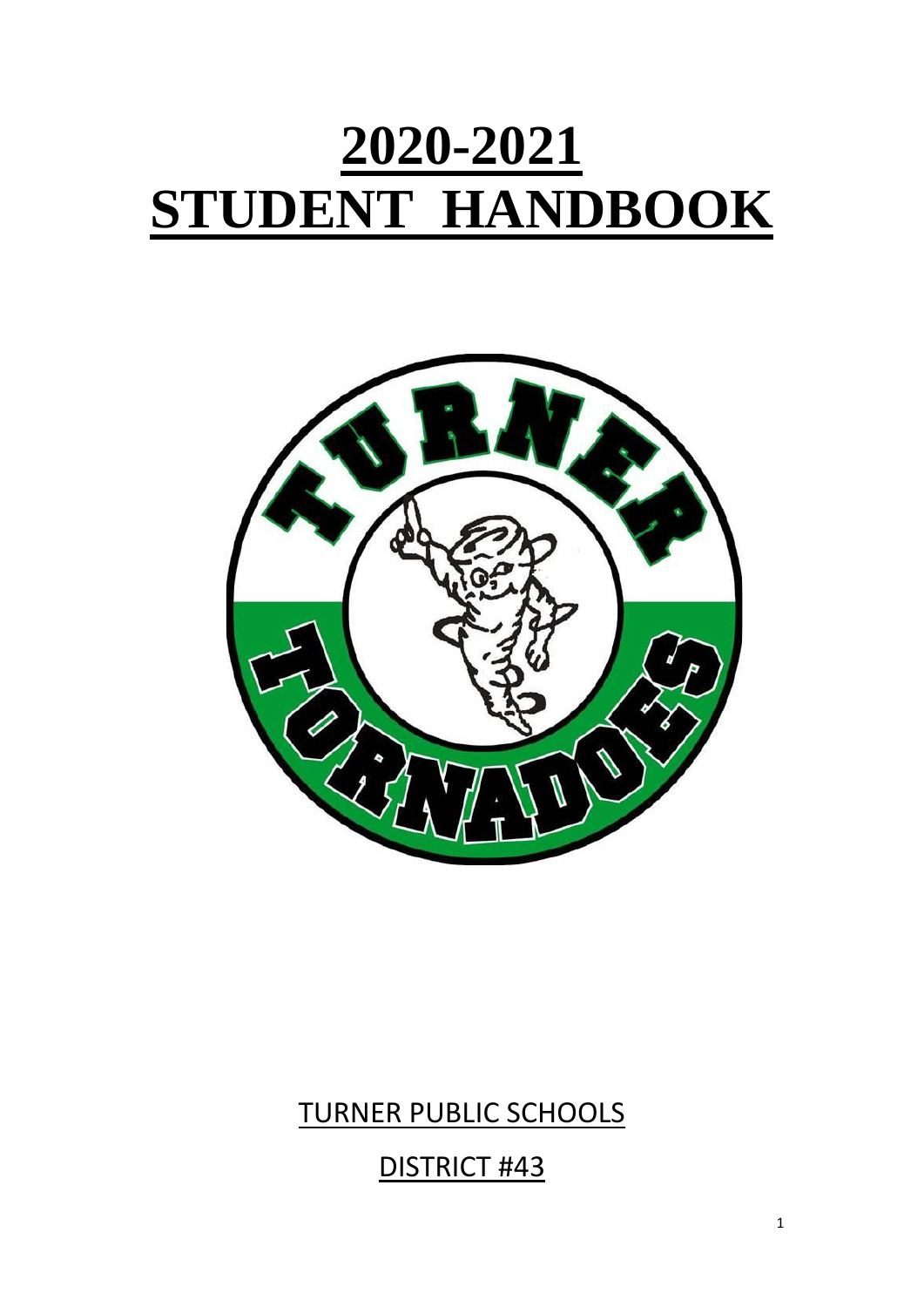# 2020-2021 STUDENT HANDBOOK

TURNER PUBLIC SCHOOLS

DISTRICT #43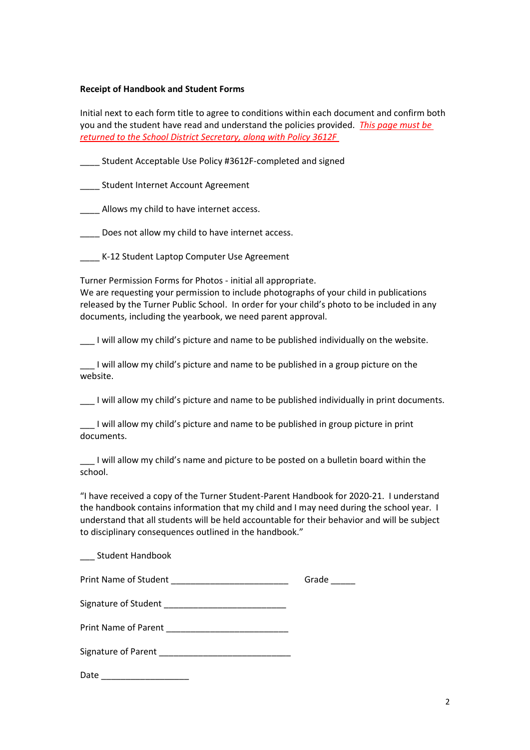**Receipt of Handbook and Student Forms**

Initial next to each form title to agree to conditions within each document and confirm both you and the student have read and understand the policies provided. *This page must be returned to the School District Secretary, along with Policy 3612F*

____ Student Acceptable Use Policy #3612F-completed and signed

____ Student Internet Account Agreement

____ Allows my child to have internet access.

____ Does not allow my child to have internet access.

____ K-12 Student Laptop Computer Use Agreement

Turner Permission Forms for Photos - initial all appropriate.
We are requesting your permission to include photographs of your child in publications released by the Turner Public School. In order for your child's photo to be included in any documents, including the yearbook, we need parent approval.

___ I will allow my child's picture and name to be published individually on the website.

___ I will allow my child's picture and name to be published in a group picture on the website.

___ I will allow my child's picture and name to be published individually in print documents.

___ I will allow my child's picture and name to be published in group picture in print documents.

___ I will allow my child's name and picture to be posted on a bulletin board within the school.

"I have received a copy of the Turner Student-Parent Handbook for 2020-21. I understand the handbook contains information that my child and I may need during the school year. I understand that all students will be held accountable for their behavior and will be subject to disciplinary consequences outlined in the handbook."

___ Student Handbook

Print Name of Student ________________________ Grade _____

Signature of Student ________________________

Print Name of Parent ________________________

Signature of Parent ___________________________

Date __________________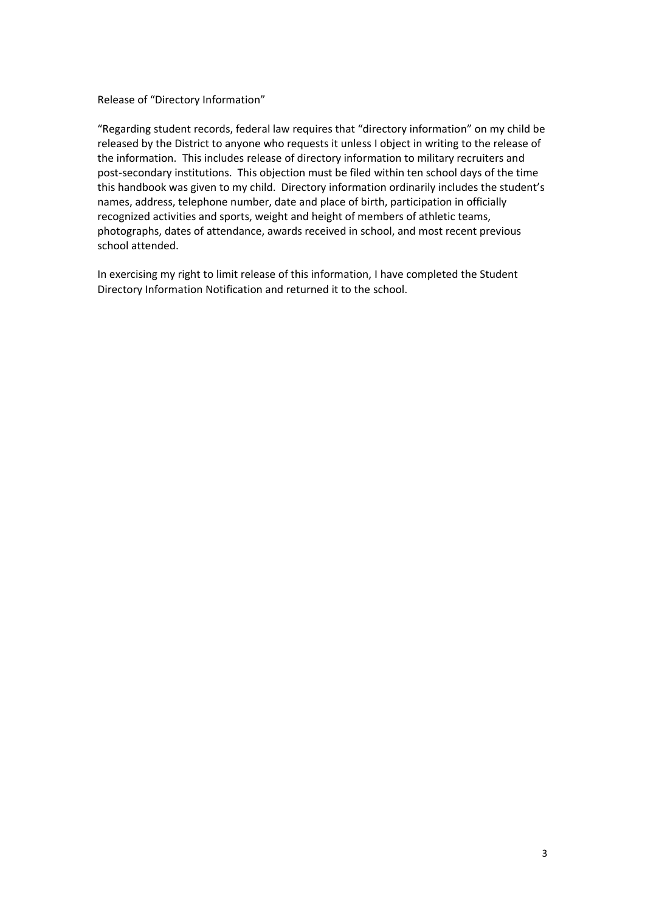Release of "Directory Information"

"Regarding student records, federal law requires that "directory information" on my child be released by the District to anyone who requests it unless I object in writing to the release of the information. This includes release of directory information to military recruiters and post-secondary institutions. This objection must be filed within ten school days of the time this handbook was given to my child. Directory information ordinarily includes the student's names, address, telephone number, date and place of birth, participation in officially recognized activities and sports, weight and height of members of athletic teams, photographs, dates of attendance, awards received in school, and most recent previous school attended.

In exercising my right to limit release of this information, I have completed the Student Directory Information Notification and returned it to the school.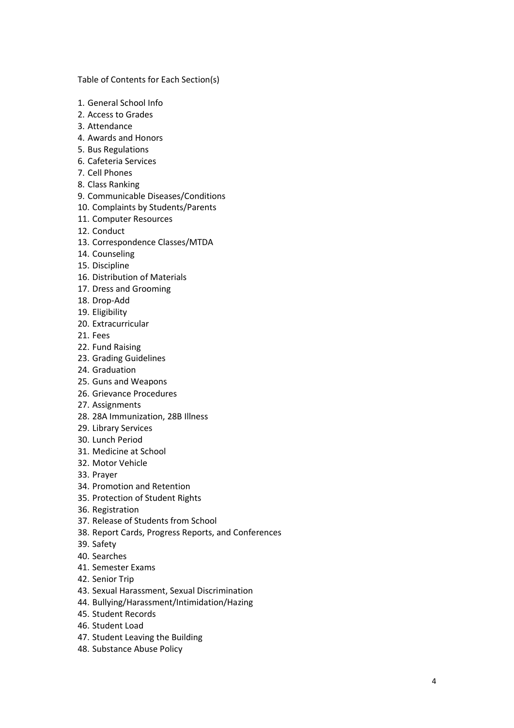Table of Contents for Each Section(s)

1. General School Info
2. Access to Grades
3. Attendance
4. Awards and Honors
5. Bus Regulations
6. Cafeteria Services
7. Cell Phones
8. Class Ranking
9. Communicable Diseases/Conditions
10. Complaints by Students/Parents
11. Computer Resources
12. Conduct
13. Correspondence Classes/MTDA
14. Counseling
15. Discipline
16. Distribution of Materials
17. Dress and Grooming
18. Drop-Add
19. Eligibility
20. Extracurricular
21. Fees
22. Fund Raising
23. Grading Guidelines
24. Graduation
25. Guns and Weapons
26. Grievance Procedures
27. Assignments
28. 28A Immunization, 28B Illness
29. Library Services
30. Lunch Period
31. Medicine at School
32. Motor Vehicle
33. Prayer
34. Promotion and Retention
35. Protection of Student Rights
36. Registration
37. Release of Students from School
38. Report Cards, Progress Reports, and Conferences
39. Safety
40. Searches
41. Semester Exams
42. Senior Trip
43. Sexual Harassment, Sexual Discrimination
44. Bullying/Harassment/Intimidation/Hazing
45. Student Records
46. Student Load
47. Student Leaving the Building
48. Substance Abuse Policy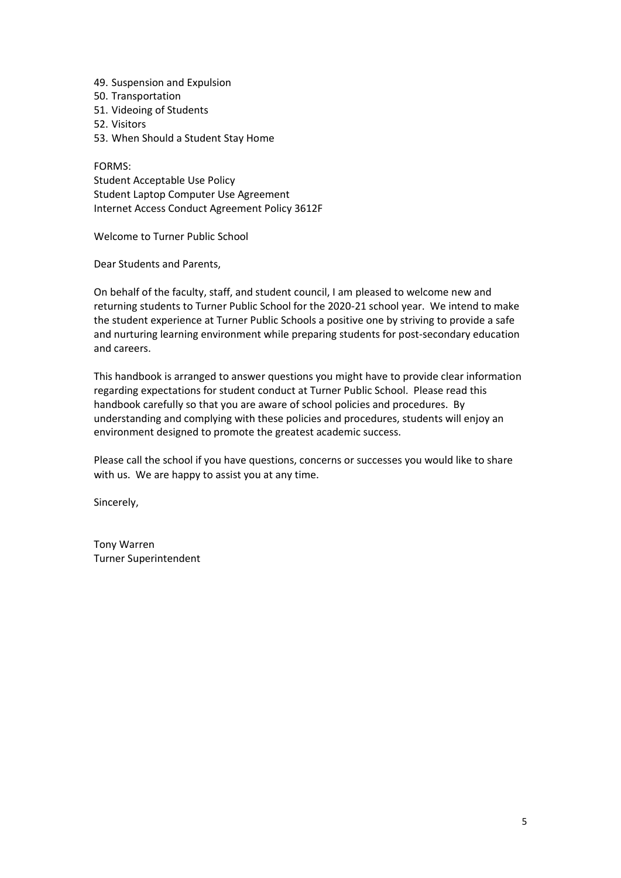49. Suspension and Expulsion
50. Transportation
51. Videoing of Students
52. Visitors
53. When Should a Student Stay Home

FORMS:
Student Acceptable Use Policy
Student Laptop Computer Use Agreement
Internet Access Conduct Agreement Policy 3612F

Welcome to Turner Public School

Dear Students and Parents,

On behalf of the faculty, staff, and student council, I am pleased to welcome new and returning students to Turner Public School for the 2020-21 school year. We intend to make the student experience at Turner Public Schools a positive one by striving to provide a safe and nurturing learning environment while preparing students for post-secondary education and careers.

This handbook is arranged to answer questions you might have to provide clear information regarding expectations for student conduct at Turner Public School. Please read this handbook carefully so that you are aware of school policies and procedures. By understanding and complying with these policies and procedures, students will enjoy an environment designed to promote the greatest academic success.

Please call the school if you have questions, concerns or successes you would like to share with us. We are happy to assist you at any time.

Sincerely,

Tony Warren
Turner Superintendent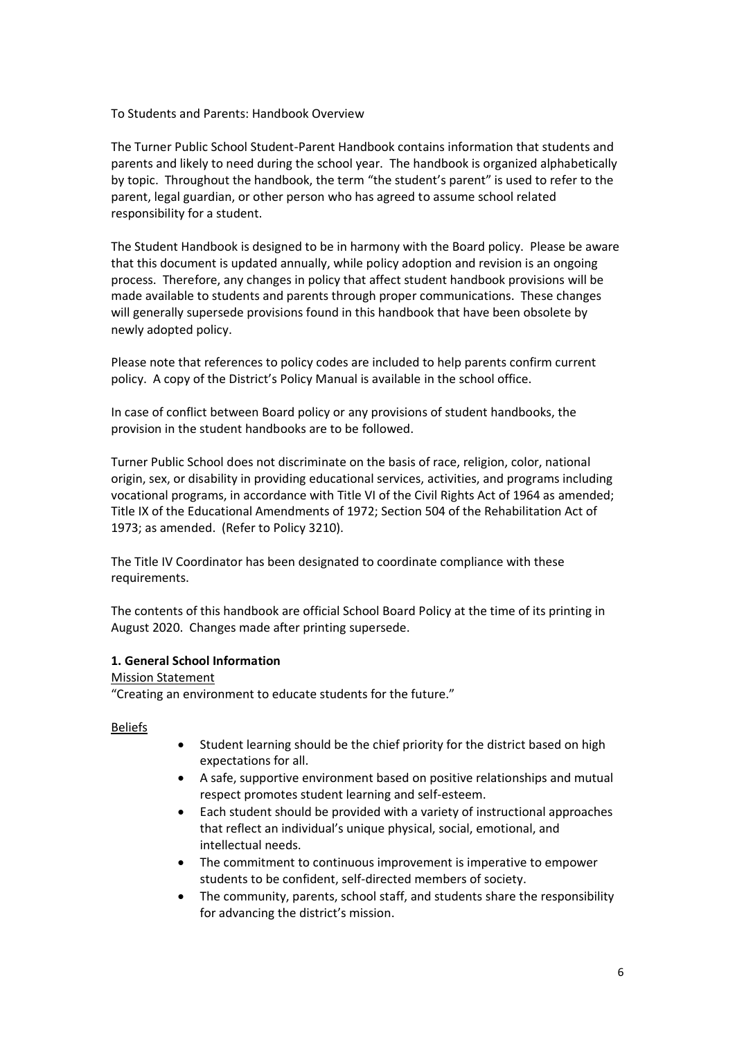To Students and Parents: Handbook Overview

The Turner Public School Student-Parent Handbook contains information that students and parents and likely to need during the school year. The handbook is organized alphabetically by topic. Throughout the handbook, the term "the student's parent" is used to refer to the parent, legal guardian, or other person who has agreed to assume school related responsibility for a student.

The Student Handbook is designed to be in harmony with the Board policy. Please be aware that this document is updated annually, while policy adoption and revision is an ongoing process. Therefore, any changes in policy that affect student handbook provisions will be made available to students and parents through proper communications. These changes will generally supersede provisions found in this handbook that have been obsolete by newly adopted policy.

Please note that references to policy codes are included to help parents confirm current policy. A copy of the District's Policy Manual is available in the school office.

In case of conflict between Board policy or any provisions of student handbooks, the provision in the student handbooks are to be followed.

Turner Public School does not discriminate on the basis of race, religion, color, national origin, sex, or disability in providing educational services, activities, and programs including vocational programs, in accordance with Title VI of the Civil Rights Act of 1964 as amended; Title IX of the Educational Amendments of 1972; Section 504 of the Rehabilitation Act of 1973; as amended. (Refer to Policy 3210).

The Title IV Coordinator has been designated to coordinate compliance with these requirements.

The contents of this handbook are official School Board Policy at the time of its printing in August 2020. Changes made after printing supersede.

## 1. General School Information

Mission Statement

"Creating an environment to educate students for the future."

Beliefs

- Student learning should be the chief priority for the district based on high expectations for all.
- A safe, supportive environment based on positive relationships and mutual respect promotes student learning and self-esteem.
- Each student should be provided with a variety of instructional approaches that reflect an individual's unique physical, social, emotional, and intellectual needs.
- The commitment to continuous improvement is imperative to empower students to be confident, self-directed members of society.
- The community, parents, school staff, and students share the responsibility for advancing the district's mission.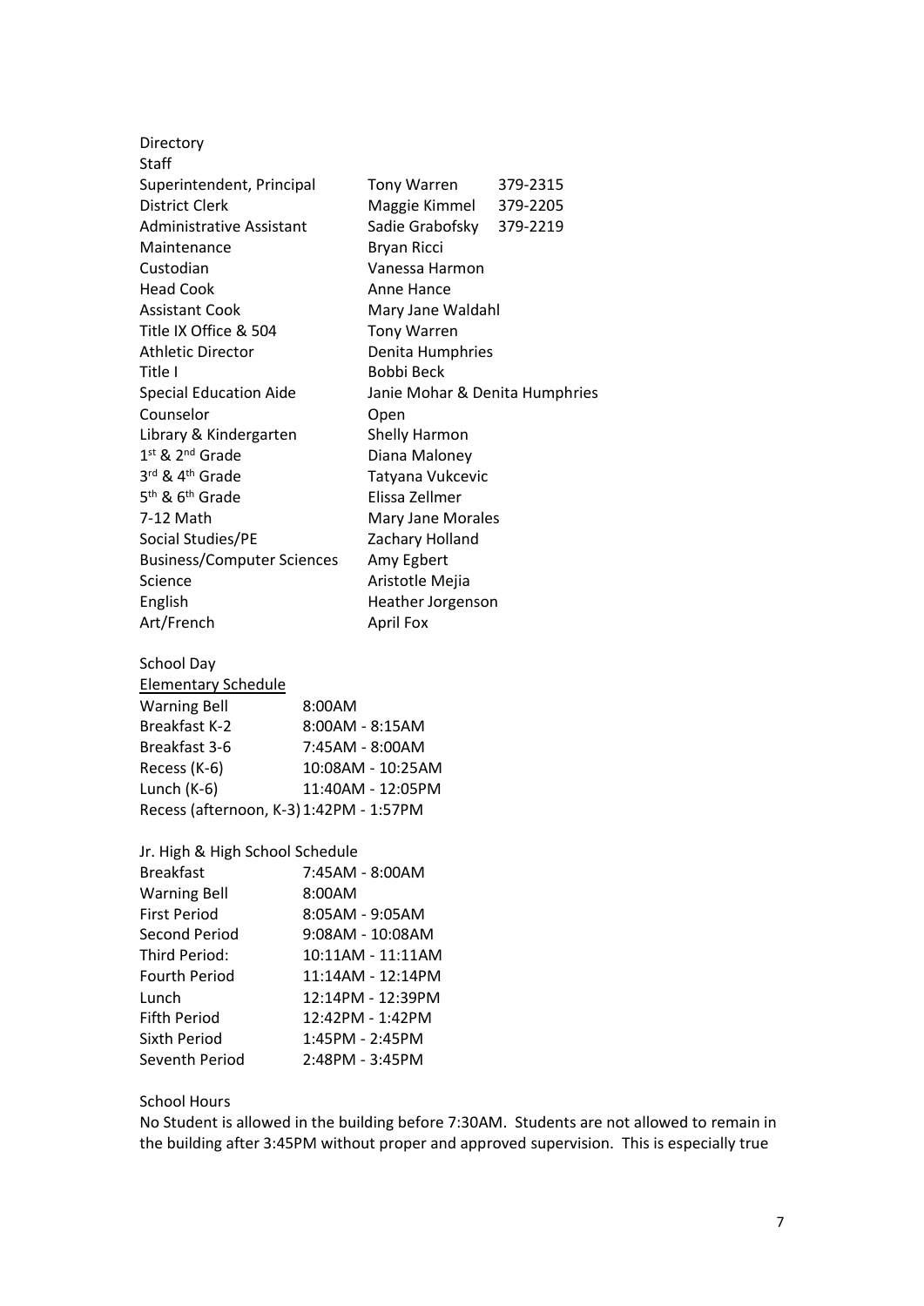## Directory

### Staff

| Position | Name | Phone |
|---|---|---|
| Superintendent, Principal | Tony Warren | 379-2315 |
| District Clerk | Maggie Kimmel | 379-2205 |
| Administrative Assistant | Sadie Grabofsky | 379-2219 |
| Maintenance | Bryan Ricci | |
| Custodian | Vanessa Harmon | |
| Head Cook | Anne Hance | |
| Assistant Cook | Mary Jane Waldahl | |
| Title IX Office & 504 | Tony Warren | |
| Athletic Director | Denita Humphries | |
| Title I | Bobbi Beck | |
| Special Education Aide | Janie Mohar & Denita Humphries | |
| Counselor | Open | |
| Library & Kindergarten | Shelly Harmon | |
| 1st & 2nd Grade | Diana Maloney | |
| 3rd & 4th Grade | Tatyana Vukcevic | |
| 5th & 6th Grade | Elissa Zellmer | |
| 7-12 Math | Mary Jane Morales | |
| Social Studies/PE | Zachary Holland | |
| Business/Computer Sciences | Amy Egbert | |
| Science | Aristotle Mejia | |
| English | Heather Jorgenson | |
| Art/French | April Fox | |

## School Day

<u>Elementary Schedule</u>

| | |
|---|---|
| Warning Bell | 8:00AM |
| Breakfast K-2 | 8:00AM - 8:15AM |
| Breakfast 3-6 | 7:45AM - 8:00AM |
| Recess (K-6) | 10:08AM - 10:25AM |
| Lunch (K-6) | 11:40AM - 12:05PM |
| Recess (afternoon, K-3) | 1:42PM - 1:57PM |

Jr. High & High School Schedule

| | |
|---|---|
| Breakfast | 7:45AM - 8:00AM |
| Warning Bell | 8:00AM |
| First Period | 8:05AM - 9:05AM |
| Second Period | 9:08AM - 10:08AM |
| Third Period: | 10:11AM - 11:11AM |
| Fourth Period | 11:14AM - 12:14PM |
| Lunch | 12:14PM - 12:39PM |
| Fifth Period | 12:42PM - 1:42PM |
| Sixth Period | 1:45PM - 2:45PM |
| Seventh Period | 2:48PM - 3:45PM |

## School Hours

No Student is allowed in the building before 7:30AM. Students are not allowed to remain in the building after 3:45PM without proper and approved supervision. This is especially true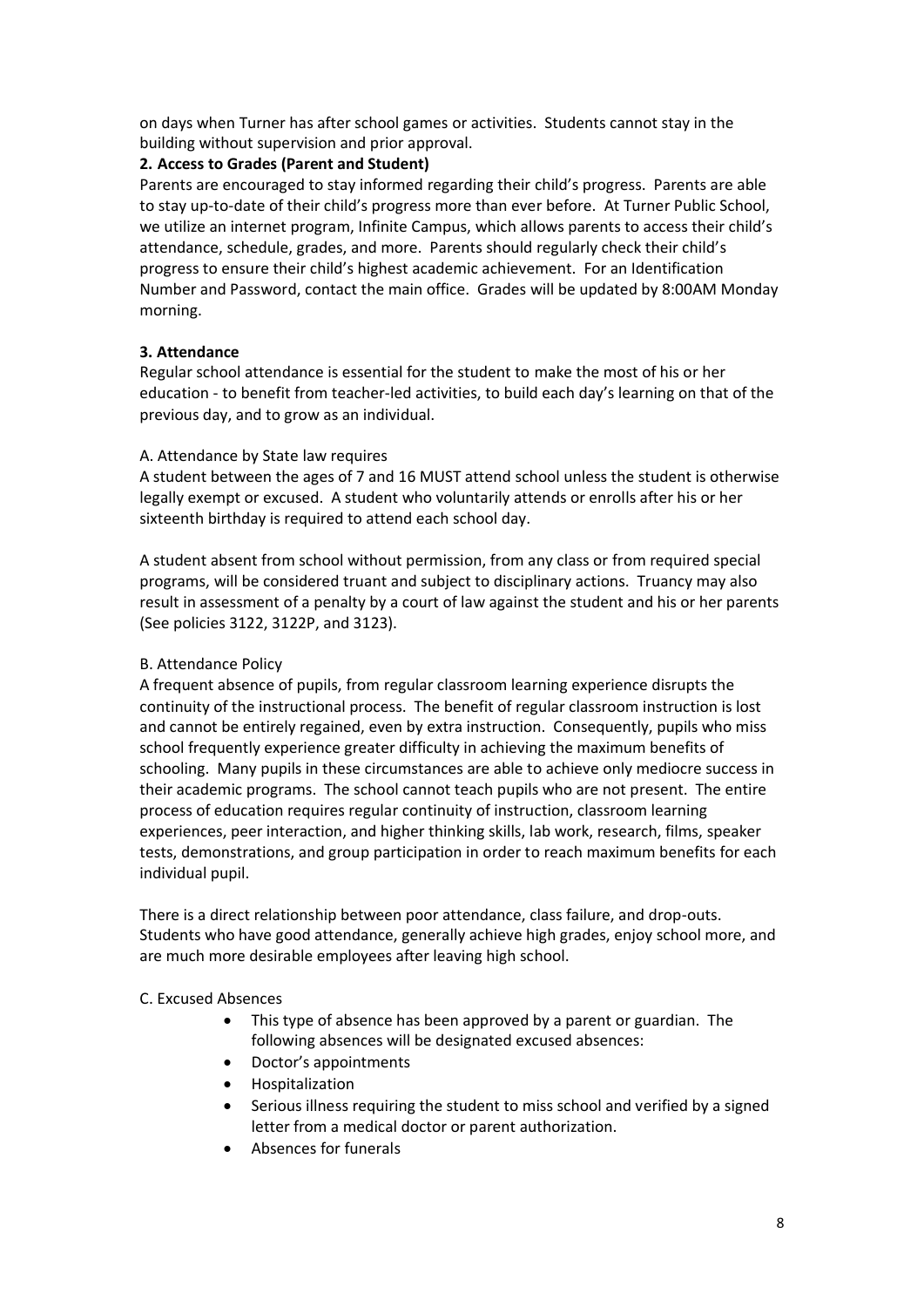on days when Turner has after school games or activities. Students cannot stay in the building without supervision and prior approval.

**2. Access to Grades (Parent and Student)**

Parents are encouraged to stay informed regarding their child's progress. Parents are able to stay up-to-date of their child's progress more than ever before. At Turner Public School, we utilize an internet program, Infinite Campus, which allows parents to access their child's attendance, schedule, grades, and more. Parents should regularly check their child's progress to ensure their child's highest academic achievement. For an Identification Number and Password, contact the main office. Grades will be updated by 8:00AM Monday morning.

**3. Attendance**

Regular school attendance is essential for the student to make the most of his or her education - to benefit from teacher-led activities, to build each day's learning on that of the previous day, and to grow as an individual.

A. Attendance by State law requires

A student between the ages of 7 and 16 MUST attend school unless the student is otherwise legally exempt or excused. A student who voluntarily attends or enrolls after his or her sixteenth birthday is required to attend each school day.

A student absent from school without permission, from any class or from required special programs, will be considered truant and subject to disciplinary actions. Truancy may also result in assessment of a penalty by a court of law against the student and his or her parents (See policies 3122, 3122P, and 3123).

B. Attendance Policy

A frequent absence of pupils, from regular classroom learning experience disrupts the continuity of the instructional process. The benefit of regular classroom instruction is lost and cannot be entirely regained, even by extra instruction. Consequently, pupils who miss school frequently experience greater difficulty in achieving the maximum benefits of schooling. Many pupils in these circumstances are able to achieve only mediocre success in their academic programs. The school cannot teach pupils who are not present. The entire process of education requires regular continuity of instruction, classroom learning experiences, peer interaction, and higher thinking skills, lab work, research, films, speaker tests, demonstrations, and group participation in order to reach maximum benefits for each individual pupil.

There is a direct relationship between poor attendance, class failure, and drop-outs. Students who have good attendance, generally achieve high grades, enjoy school more, and are much more desirable employees after leaving high school.

C. Excused Absences

- This type of absence has been approved by a parent or guardian. The following absences will be designated excused absences:
- Doctor's appointments
- Hospitalization
- Serious illness requiring the student to miss school and verified by a signed letter from a medical doctor or parent authorization.
- Absences for funerals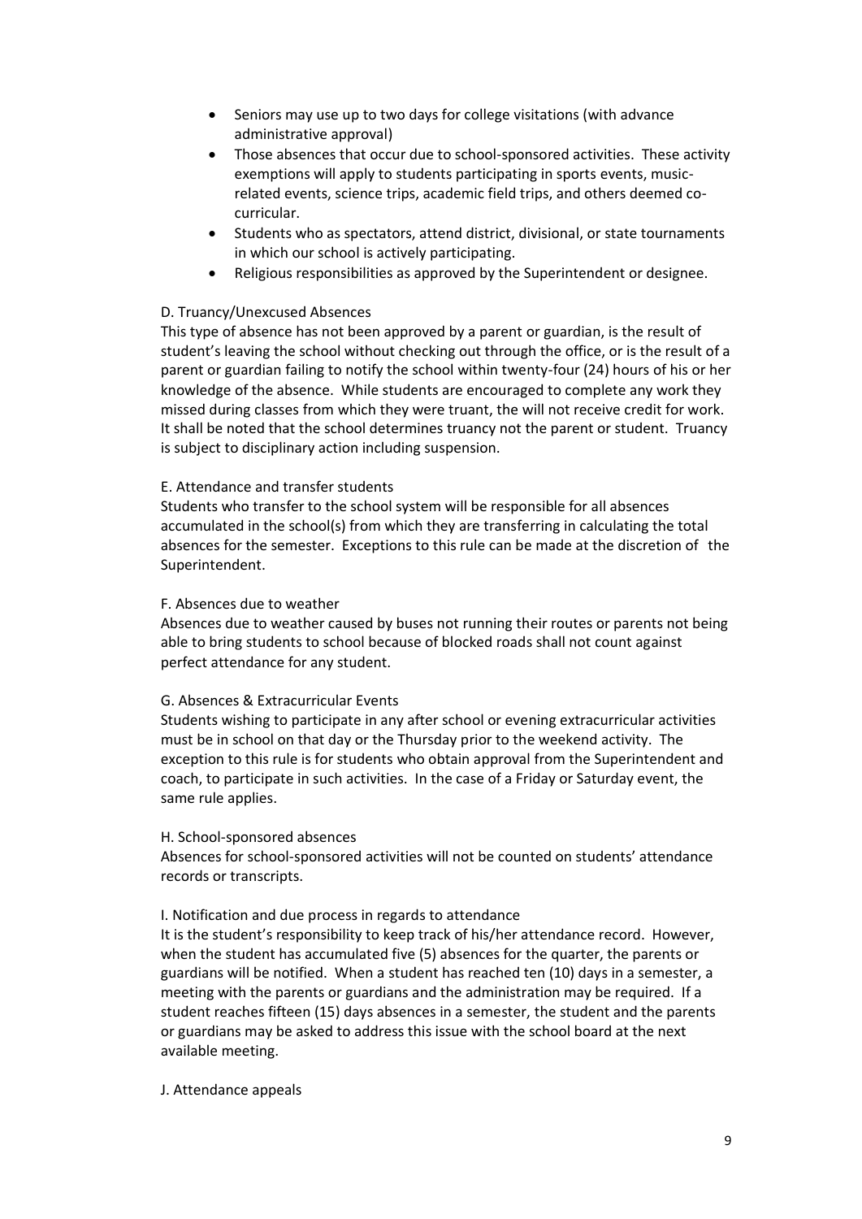- Seniors may use up to two days for college visitations (with advance administrative approval)
- Those absences that occur due to school-sponsored activities. These activity exemptions will apply to students participating in sports events, music-related events, science trips, academic field trips, and others deemed co-curricular.
- Students who as spectators, attend district, divisional, or state tournaments in which our school is actively participating.
- Religious responsibilities as approved by the Superintendent or designee.

D. Truancy/Unexcused Absences

This type of absence has not been approved by a parent or guardian, is the result of student's leaving the school without checking out through the office, or is the result of a parent or guardian failing to notify the school within twenty-four (24) hours of his or her knowledge of the absence. While students are encouraged to complete any work they missed during classes from which they were truant, the will not receive credit for work. It shall be noted that the school determines truancy not the parent or student. Truancy is subject to disciplinary action including suspension.

E. Attendance and transfer students

Students who transfer to the school system will be responsible for all absences accumulated in the school(s) from which they are transferring in calculating the total absences for the semester. Exceptions to this rule can be made at the discretion of the Superintendent.

F. Absences due to weather

Absences due to weather caused by buses not running their routes or parents not being able to bring students to school because of blocked roads shall not count against perfect attendance for any student.

G. Absences & Extracurricular Events

Students wishing to participate in any after school or evening extracurricular activities must be in school on that day or the Thursday prior to the weekend activity. The exception to this rule is for students who obtain approval from the Superintendent and coach, to participate in such activities. In the case of a Friday or Saturday event, the same rule applies.

H. School-sponsored absences

Absences for school-sponsored activities will not be counted on students' attendance records or transcripts.

I. Notification and due process in regards to attendance

It is the student's responsibility to keep track of his/her attendance record. However, when the student has accumulated five (5) absences for the quarter, the parents or guardians will be notified. When a student has reached ten (10) days in a semester, a meeting with the parents or guardians and the administration may be required. If a student reaches fifteen (15) days absences in a semester, the student and the parents or guardians may be asked to address this issue with the school board at the next available meeting.

J. Attendance appeals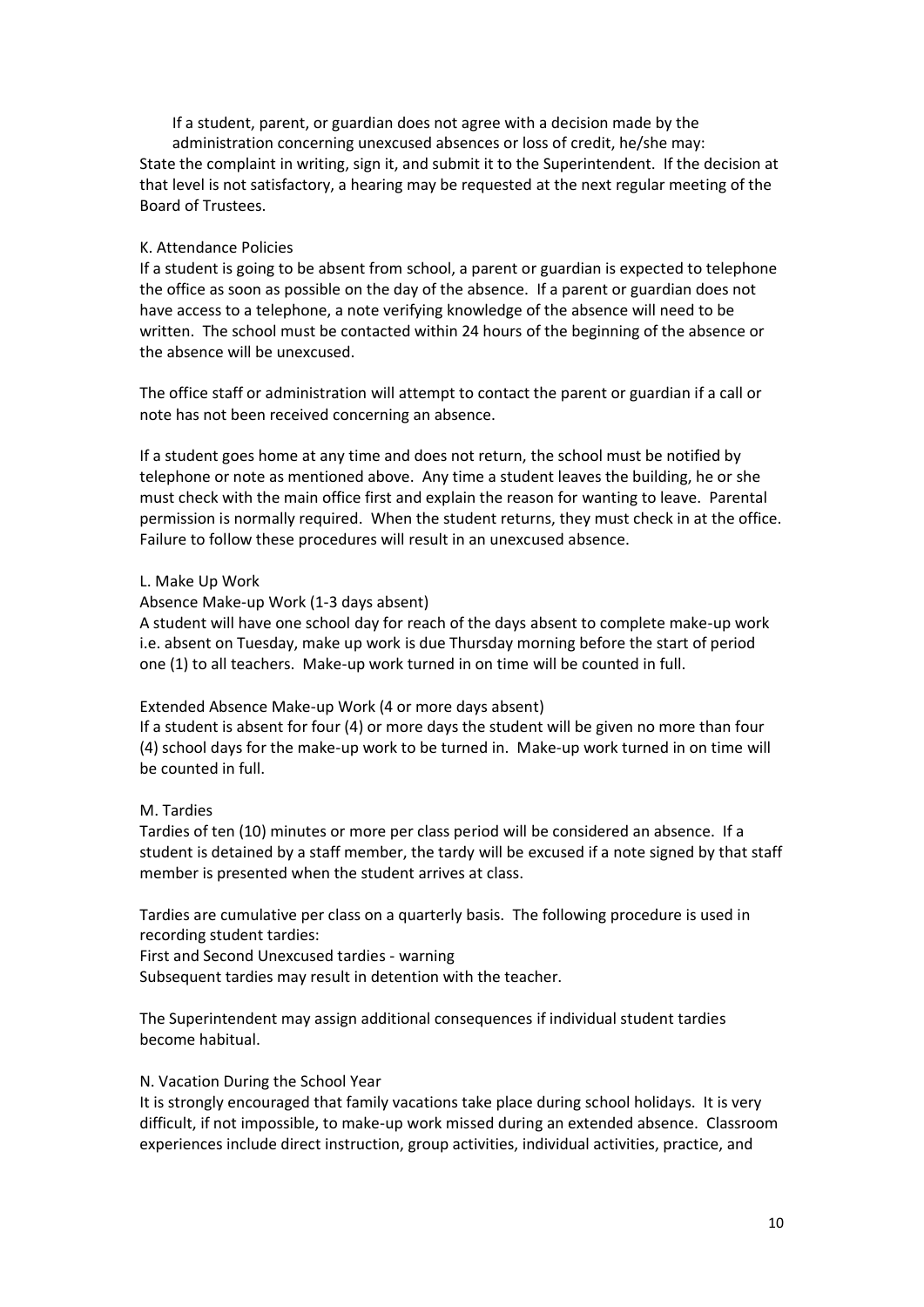If a student, parent, or guardian does not agree with a decision made by the administration concerning unexcused absences or loss of credit, he/she may:

State the complaint in writing, sign it, and submit it to the Superintendent. If the decision at that level is not satisfactory, a hearing may be requested at the next regular meeting of the Board of Trustees.

K. Attendance Policies

If a student is going to be absent from school, a parent or guardian is expected to telephone the office as soon as possible on the day of the absence. If a parent or guardian does not have access to a telephone, a note verifying knowledge of the absence will need to be written. The school must be contacted within 24 hours of the beginning of the absence or the absence will be unexcused.

The office staff or administration will attempt to contact the parent or guardian if a call or note has not been received concerning an absence.

If a student goes home at any time and does not return, the school must be notified by telephone or note as mentioned above. Any time a student leaves the building, he or she must check with the main office first and explain the reason for wanting to leave. Parental permission is normally required. When the student returns, they must check in at the office. Failure to follow these procedures will result in an unexcused absence.

L. Make Up Work

Absence Make-up Work (1-3 days absent)

A student will have one school day for reach of the days absent to complete make-up work i.e. absent on Tuesday, make up work is due Thursday morning before the start of period one (1) to all teachers. Make-up work turned in on time will be counted in full.

Extended Absence Make-up Work (4 or more days absent)

If a student is absent for four (4) or more days the student will be given no more than four (4) school days for the make-up work to be turned in. Make-up work turned in on time will be counted in full.

M. Tardies

Tardies of ten (10) minutes or more per class period will be considered an absence. If a student is detained by a staff member, the tardy will be excused if a note signed by that staff member is presented when the student arrives at class.

Tardies are cumulative per class on a quarterly basis. The following procedure is used in recording student tardies:

First and Second Unexcused tardies - warning

Subsequent tardies may result in detention with the teacher.

The Superintendent may assign additional consequences if individual student tardies become habitual.

N. Vacation During the School Year

It is strongly encouraged that family vacations take place during school holidays. It is very difficult, if not impossible, to make-up work missed during an extended absence. Classroom experiences include direct instruction, group activities, individual activities, practice, and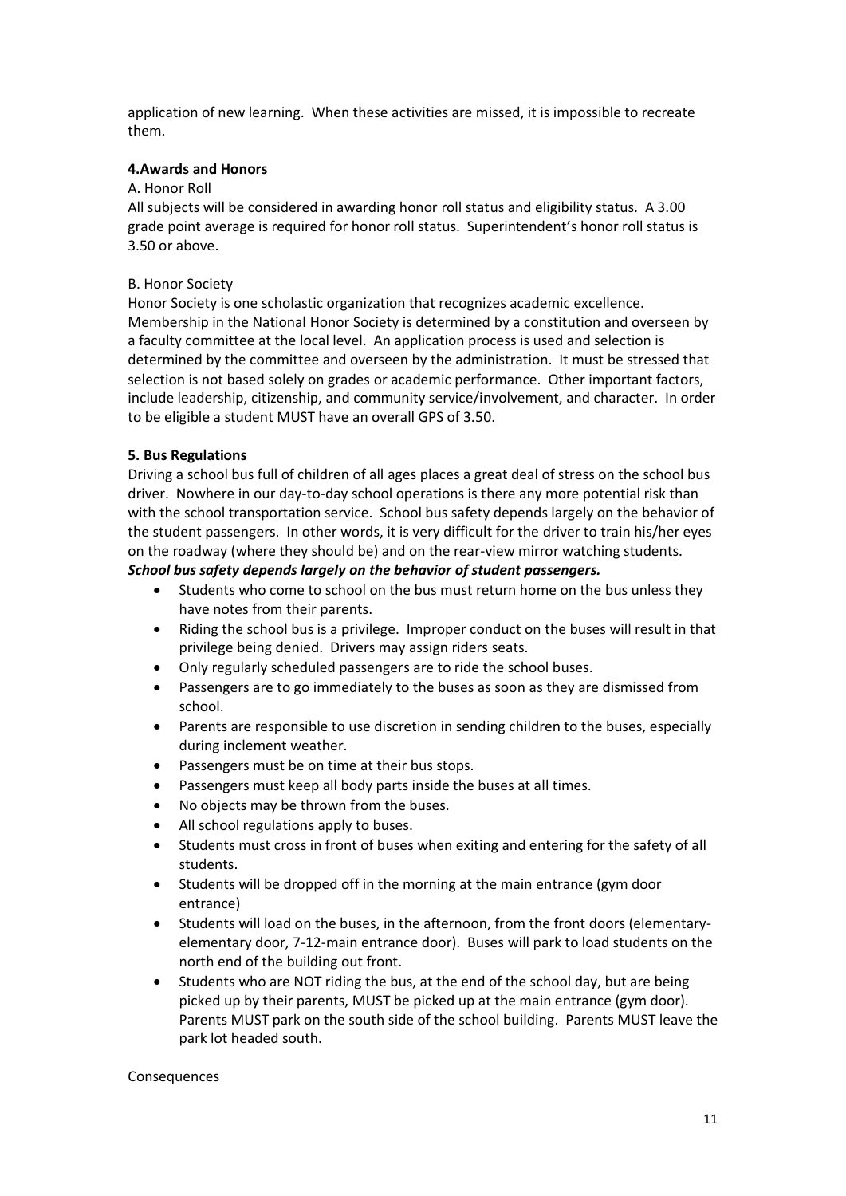application of new learning. When these activities are missed, it is impossible to recreate them.

## 4.Awards and Honors

A. Honor Roll

All subjects will be considered in awarding honor roll status and eligibility status. A 3.00 grade point average is required for honor roll status. Superintendent's honor roll status is 3.50 or above.

B. Honor Society

Honor Society is one scholastic organization that recognizes academic excellence. Membership in the National Honor Society is determined by a constitution and overseen by a faculty committee at the local level. An application process is used and selection is determined by the committee and overseen by the administration. It must be stressed that selection is not based solely on grades or academic performance. Other important factors, include leadership, citizenship, and community service/involvement, and character. In order to be eligible a student MUST have an overall GPS of 3.50.

## 5. Bus Regulations

Driving a school bus full of children of all ages places a great deal of stress on the school bus driver. Nowhere in our day-to-day school operations is there any more potential risk than with the school transportation service. School bus safety depends largely on the behavior of the student passengers. In other words, it is very difficult for the driver to train his/her eyes on the roadway (where they should be) and on the rear-view mirror watching students.

***School bus safety depends largely on the behavior of student passengers.***

- Students who come to school on the bus must return home on the bus unless they have notes from their parents.
- Riding the school bus is a privilege. Improper conduct on the buses will result in that privilege being denied. Drivers may assign riders seats.
- Only regularly scheduled passengers are to ride the school buses.
- Passengers are to go immediately to the buses as soon as they are dismissed from school.
- Parents are responsible to use discretion in sending children to the buses, especially during inclement weather.
- Passengers must be on time at their bus stops.
- Passengers must keep all body parts inside the buses at all times.
- No objects may be thrown from the buses.
- All school regulations apply to buses.
- Students must cross in front of buses when exiting and entering for the safety of all students.
- Students will be dropped off in the morning at the main entrance (gym door entrance)
- Students will load on the buses, in the afternoon, from the front doors (elementary-elementary door, 7-12-main entrance door). Buses will park to load students on the north end of the building out front.
- Students who are NOT riding the bus, at the end of the school day, but are being picked up by their parents, MUST be picked up at the main entrance (gym door). Parents MUST park on the south side of the school building. Parents MUST leave the park lot headed south.

Consequences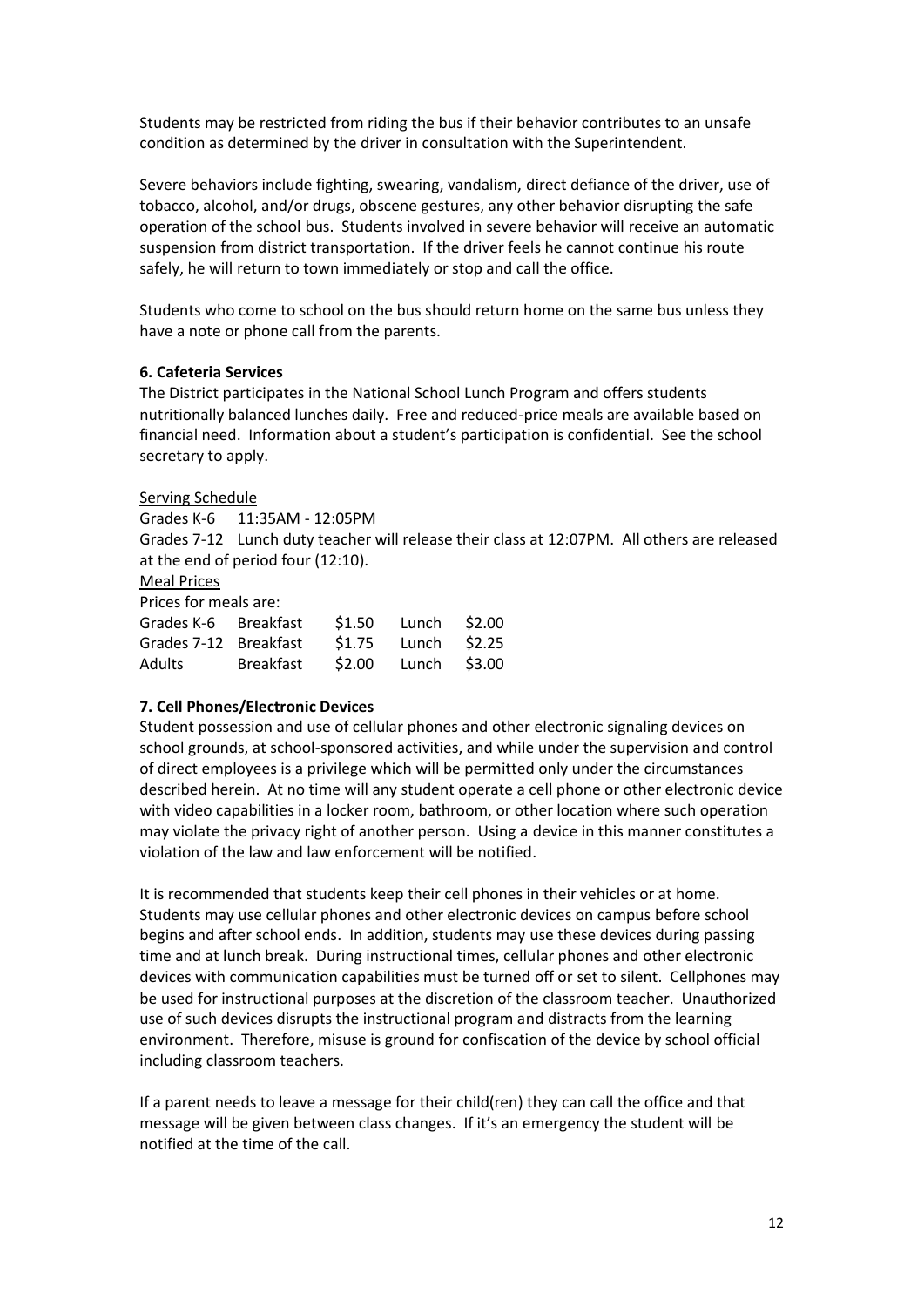Students may be restricted from riding the bus if their behavior contributes to an unsafe condition as determined by the driver in consultation with the Superintendent.

Severe behaviors include fighting, swearing, vandalism, direct defiance of the driver, use of tobacco, alcohol, and/or drugs, obscene gestures, any other behavior disrupting the safe operation of the school bus. Students involved in severe behavior will receive an automatic suspension from district transportation. If the driver feels he cannot continue his route safely, he will return to town immediately or stop and call the office.

Students who come to school on the bus should return home on the same bus unless they have a note or phone call from the parents.

**6. Cafeteria Services**

The District participates in the National School Lunch Program and offers students nutritionally balanced lunches daily. Free and reduced-price meals are available based on financial need. Information about a student's participation is confidential. See the school secretary to apply.

<u>Serving Schedule</u>

Grades K-6 11:35AM - 12:05PM

Grades 7-12 Lunch duty teacher will release their class at 12:07PM. All others are released at the end of period four (12:10).

<u>Meal Prices</u>

Prices for meals are:

| | | | | |
|---|---|---|---|---|
| Grades K-6 | Breakfast | $1.50 | Lunch | $2.00 |
| Grades 7-12 | Breakfast | $1.75 | Lunch | $2.25 |
| Adults | Breakfast | $2.00 | Lunch | $3.00 |

**7. Cell Phones/Electronic Devices**

Student possession and use of cellular phones and other electronic signaling devices on school grounds, at school-sponsored activities, and while under the supervision and control of direct employees is a privilege which will be permitted only under the circumstances described herein. At no time will any student operate a cell phone or other electronic device with video capabilities in a locker room, bathroom, or other location where such operation may violate the privacy right of another person. Using a device in this manner constitutes a violation of the law and law enforcement will be notified.

It is recommended that students keep their cell phones in their vehicles or at home. Students may use cellular phones and other electronic devices on campus before school begins and after school ends. In addition, students may use these devices during passing time and at lunch break. During instructional times, cellular phones and other electronic devices with communication capabilities must be turned off or set to silent. Cellphones may be used for instructional purposes at the discretion of the classroom teacher. Unauthorized use of such devices disrupts the instructional program and distracts from the learning environment. Therefore, misuse is ground for confiscation of the device by school official including classroom teachers.

If a parent needs to leave a message for their child(ren) they can call the office and that message will be given between class changes. If it's an emergency the student will be notified at the time of the call.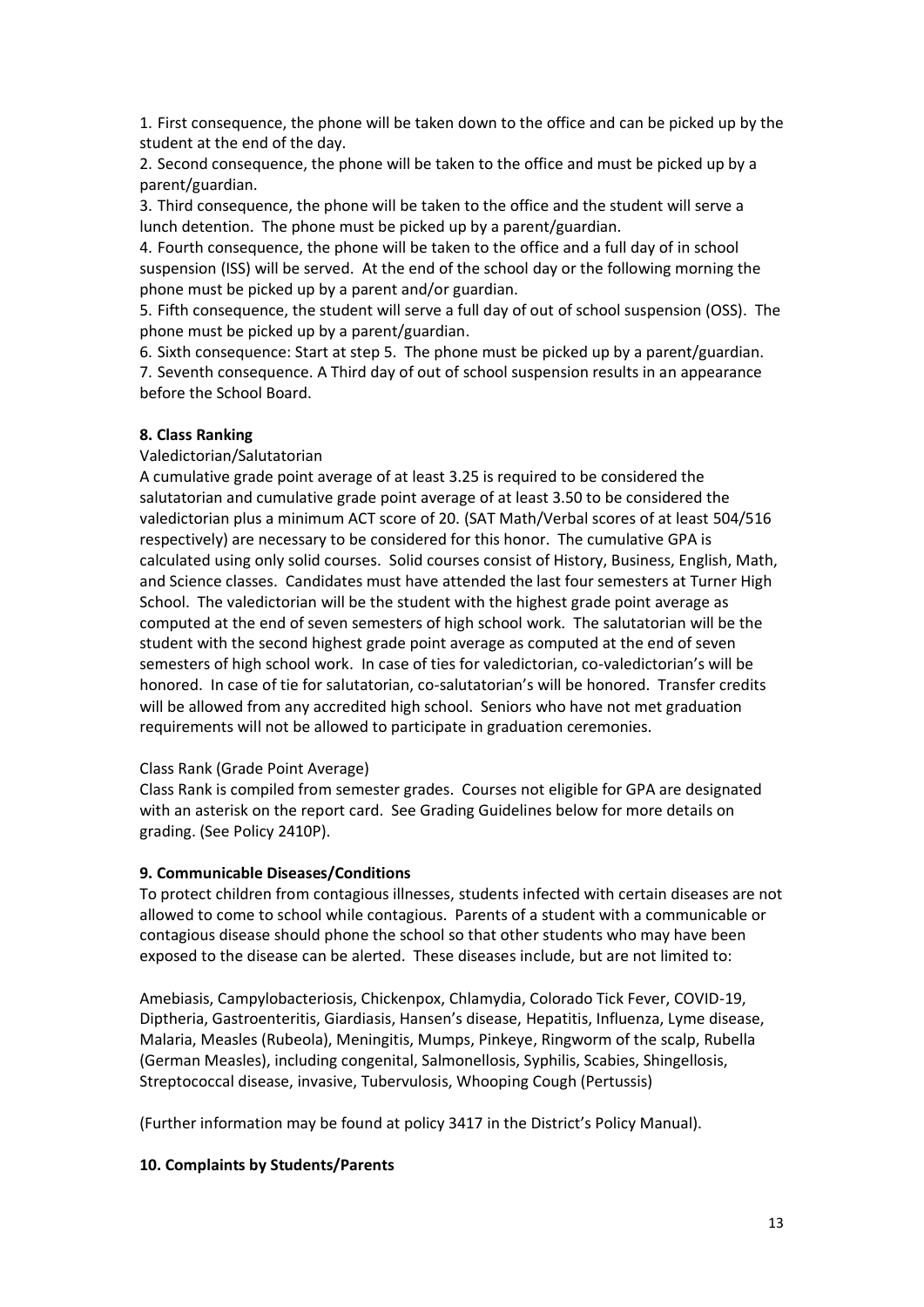1. First consequence, the phone will be taken down to the office and can be picked up by the student at the end of the day.
2. Second consequence, the phone will be taken to the office and must be picked up by a parent/guardian.
3. Third consequence, the phone will be taken to the office and the student will serve a lunch detention. The phone must be picked up by a parent/guardian.
4. Fourth consequence, the phone will be taken to the office and a full day of in school suspension (ISS) will be served. At the end of the school day or the following morning the phone must be picked up by a parent and/or guardian.
5. Fifth consequence, the student will serve a full day of out of school suspension (OSS). The phone must be picked up by a parent/guardian.
6. Sixth consequence: Start at step 5. The phone must be picked up by a parent/guardian.
7. Seventh consequence. A Third day of out of school suspension results in an appearance before the School Board.

**8. Class Ranking**

Valedictorian/Salutatorian

A cumulative grade point average of at least 3.25 is required to be considered the salutatorian and cumulative grade point average of at least 3.50 to be considered the valedictorian plus a minimum ACT score of 20. (SAT Math/Verbal scores of at least 504/516 respectively) are necessary to be considered for this honor. The cumulative GPA is calculated using only solid courses. Solid courses consist of History, Business, English, Math, and Science classes. Candidates must have attended the last four semesters at Turner High School. The valedictorian will be the student with the highest grade point average as computed at the end of seven semesters of high school work. The salutatorian will be the student with the second highest grade point average as computed at the end of seven semesters of high school work. In case of ties for valedictorian, co-valedictorian's will be honored. In case of tie for salutatorian, co-salutatorian's will be honored. Transfer credits will be allowed from any accredited high school. Seniors who have not met graduation requirements will not be allowed to participate in graduation ceremonies.

Class Rank (Grade Point Average)

Class Rank is compiled from semester grades. Courses not eligible for GPA are designated with an asterisk on the report card. See Grading Guidelines below for more details on grading. (See Policy 2410P).

**9. Communicable Diseases/Conditions**

To protect children from contagious illnesses, students infected with certain diseases are not allowed to come to school while contagious. Parents of a student with a communicable or contagious disease should phone the school so that other students who may have been exposed to the disease can be alerted. These diseases include, but are not limited to:

Amebiasis, Campylobacteriosis, Chickenpox, Chlamydia, Colorado Tick Fever, COVID-19, Diptheria, Gastroenteritis, Giardiasis, Hansen's disease, Hepatitis, Influenza, Lyme disease, Malaria, Measles (Rubeola), Meningitis, Mumps, Pinkeye, Ringworm of the scalp, Rubella (German Measles), including congenital, Salmonellosis, Syphilis, Scabies, Shingellosis, Streptococcal disease, invasive, Tubervulosis, Whooping Cough (Pertussis)

(Further information may be found at policy 3417 in the District's Policy Manual).

**10. Complaints by Students/Parents**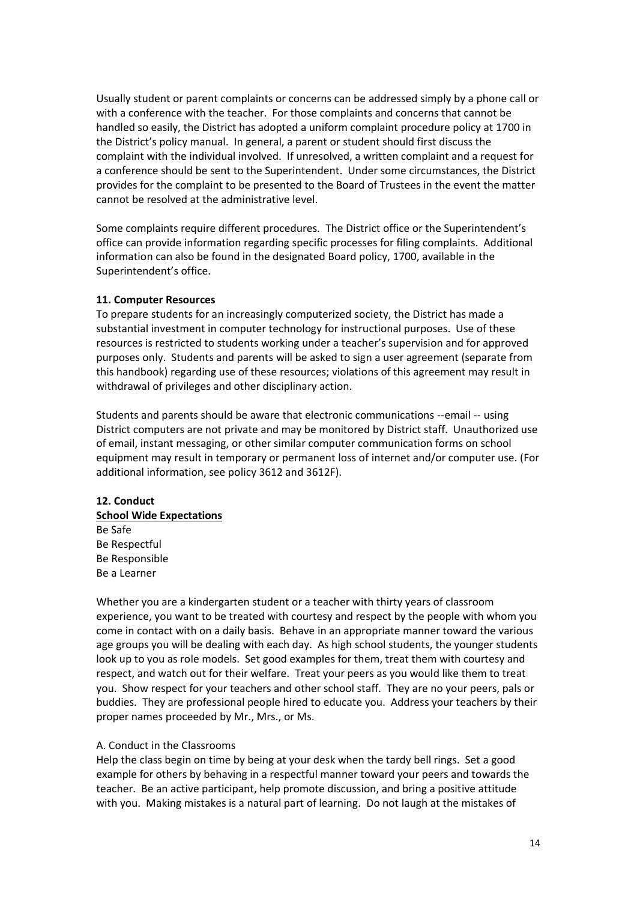Usually student or parent complaints or concerns can be addressed simply by a phone call or with a conference with the teacher. For those complaints and concerns that cannot be handled so easily, the District has adopted a uniform complaint procedure policy at 1700 in the District's policy manual. In general, a parent or student should first discuss the complaint with the individual involved. If unresolved, a written complaint and a request for a conference should be sent to the Superintendent. Under some circumstances, the District provides for the complaint to be presented to the Board of Trustees in the event the matter cannot be resolved at the administrative level.

Some complaints require different procedures. The District office or the Superintendent's office can provide information regarding specific processes for filing complaints. Additional information can also be found in the designated Board policy, 1700, available in the Superintendent's office.

**11. Computer Resources**

To prepare students for an increasingly computerized society, the District has made a substantial investment in computer technology for instructional purposes. Use of these resources is restricted to students working under a teacher's supervision and for approved purposes only. Students and parents will be asked to sign a user agreement (separate from this handbook) regarding use of these resources; violations of this agreement may result in withdrawal of privileges and other disciplinary action.

Students and parents should be aware that electronic communications --email -- using District computers are not private and may be monitored by District staff. Unauthorized use of email, instant messaging, or other similar computer communication forms on school equipment may result in temporary or permanent loss of internet and/or computer use. (For additional information, see policy 3612 and 3612F).

**12. Conduct**

**School Wide Expectations**

Be Safe
Be Respectful
Be Responsible
Be a Learner

Whether you are a kindergarten student or a teacher with thirty years of classroom experience, you want to be treated with courtesy and respect by the people with whom you come in contact with on a daily basis. Behave in an appropriate manner toward the various age groups you will be dealing with each day. As high school students, the younger students look up to you as role models. Set good examples for them, treat them with courtesy and respect, and watch out for their welfare. Treat your peers as you would like them to treat you. Show respect for your teachers and other school staff. They are no your peers, pals or buddies. They are professional people hired to educate you. Address your teachers by their proper names proceeded by Mr., Mrs., or Ms.

A. Conduct in the Classrooms

Help the class begin on time by being at your desk when the tardy bell rings. Set a good example for others by behaving in a respectful manner toward your peers and towards the teacher. Be an active participant, help promote discussion, and bring a positive attitude with you. Making mistakes is a natural part of learning. Do not laugh at the mistakes of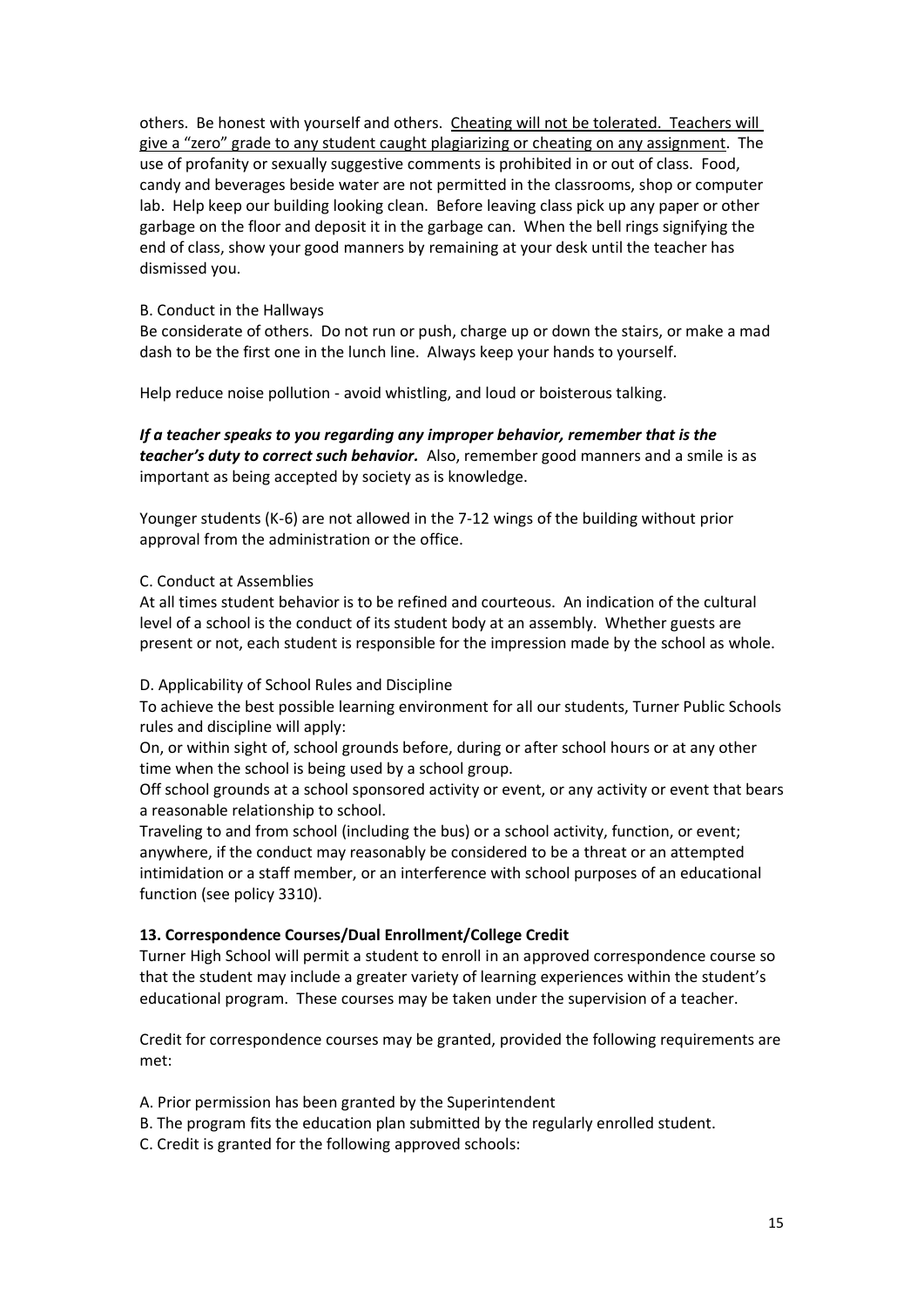others. Be honest with yourself and others. <u>Cheating will not be tolerated. Teachers will give a "zero" grade to any student caught plagiarizing or cheating on any assignment</u>. The use of profanity or sexually suggestive comments is prohibited in or out of class. Food, candy and beverages beside water are not permitted in the classrooms, shop or computer lab. Help keep our building looking clean. Before leaving class pick up any paper or other garbage on the floor and deposit it in the garbage can. When the bell rings signifying the end of class, show your good manners by remaining at your desk until the teacher has dismissed you.

B. Conduct in the Hallways

Be considerate of others. Do not run or push, charge up or down the stairs, or make a mad dash to be the first one in the lunch line. Always keep your hands to yourself.

Help reduce noise pollution - avoid whistling, and loud or boisterous talking.

***If a teacher speaks to you regarding any improper behavior, remember that is the teacher's duty to correct such behavior.*** Also, remember good manners and a smile is as important as being accepted by society as is knowledge.

Younger students (K-6) are not allowed in the 7-12 wings of the building without prior approval from the administration or the office.

C. Conduct at Assemblies

At all times student behavior is to be refined and courteous. An indication of the cultural level of a school is the conduct of its student body at an assembly. Whether guests are present or not, each student is responsible for the impression made by the school as whole.

D. Applicability of School Rules and Discipline

To achieve the best possible learning environment for all our students, Turner Public Schools rules and discipline will apply:

On, or within sight of, school grounds before, during or after school hours or at any other time when the school is being used by a school group.

Off school grounds at a school sponsored activity or event, or any activity or event that bears a reasonable relationship to school.

Traveling to and from school (including the bus) or a school activity, function, or event; anywhere, if the conduct may reasonably be considered to be a threat or an attempted intimidation or a staff member, or an interference with school purposes of an educational function (see policy 3310).

**13. Correspondence Courses/Dual Enrollment/College Credit**

Turner High School will permit a student to enroll in an approved correspondence course so that the student may include a greater variety of learning experiences within the student's educational program. These courses may be taken under the supervision of a teacher.

Credit for correspondence courses may be granted, provided the following requirements are met:

A. Prior permission has been granted by the Superintendent

B. The program fits the education plan submitted by the regularly enrolled student.

C. Credit is granted for the following approved schools: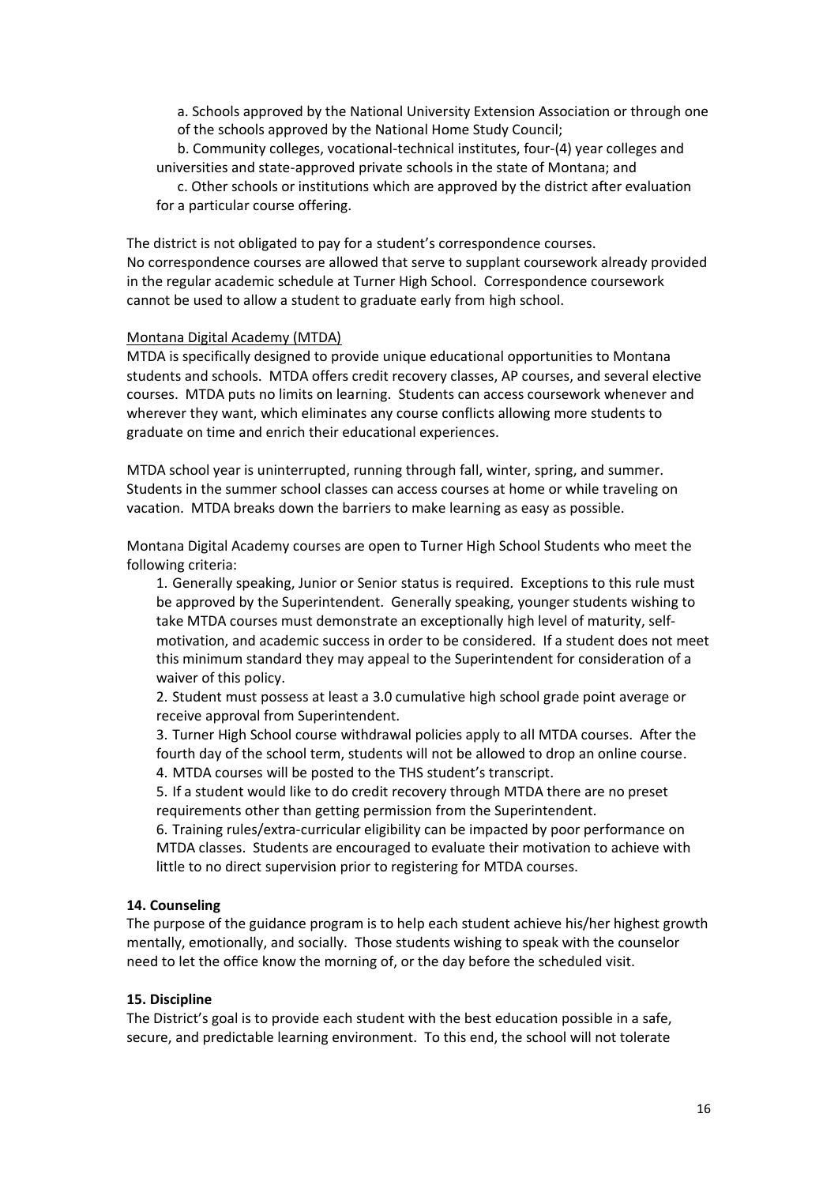a. Schools approved by the National University Extension Association or through one of the schools approved by the National Home Study Council;

b. Community colleges, vocational-technical institutes, four-(4) year colleges and universities and state-approved private schools in the state of Montana; and

c. Other schools or institutions which are approved by the district after evaluation for a particular course offering.

The district is not obligated to pay for a student's correspondence courses.
No correspondence courses are allowed that serve to supplant coursework already provided in the regular academic schedule at Turner High School. Correspondence coursework cannot be used to allow a student to graduate early from high school.

Montana Digital Academy (MTDA)

MTDA is specifically designed to provide unique educational opportunities to Montana students and schools. MTDA offers credit recovery classes, AP courses, and several elective courses. MTDA puts no limits on learning. Students can access coursework whenever and wherever they want, which eliminates any course conflicts allowing more students to graduate on time and enrich their educational experiences.

MTDA school year is uninterrupted, running through fall, winter, spring, and summer. Students in the summer school classes can access courses at home or while traveling on vacation. MTDA breaks down the barriers to make learning as easy as possible.

Montana Digital Academy courses are open to Turner High School Students who meet the following criteria:

1. Generally speaking, Junior or Senior status is required. Exceptions to this rule must be approved by the Superintendent. Generally speaking, younger students wishing to take MTDA courses must demonstrate an exceptionally high level of maturity, self-motivation, and academic success in order to be considered. If a student does not meet this minimum standard they may appeal to the Superintendent for consideration of a waiver of this policy.
2. Student must possess at least a 3.0 cumulative high school grade point average or receive approval from Superintendent.
3. Turner High School course withdrawal policies apply to all MTDA courses. After the fourth day of the school term, students will not be allowed to drop an online course.
4. MTDA courses will be posted to the THS student's transcript.
5. If a student would like to do credit recovery through MTDA there are no preset requirements other than getting permission from the Superintendent.
6. Training rules/extra-curricular eligibility can be impacted by poor performance on MTDA classes. Students are encouraged to evaluate their motivation to achieve with little to no direct supervision prior to registering for MTDA courses.

**14. Counseling**

The purpose of the guidance program is to help each student achieve his/her highest growth mentally, emotionally, and socially. Those students wishing to speak with the counselor need to let the office know the morning of, or the day before the scheduled visit.

**15. Discipline**

The District's goal is to provide each student with the best education possible in a safe, secure, and predictable learning environment. To this end, the school will not tolerate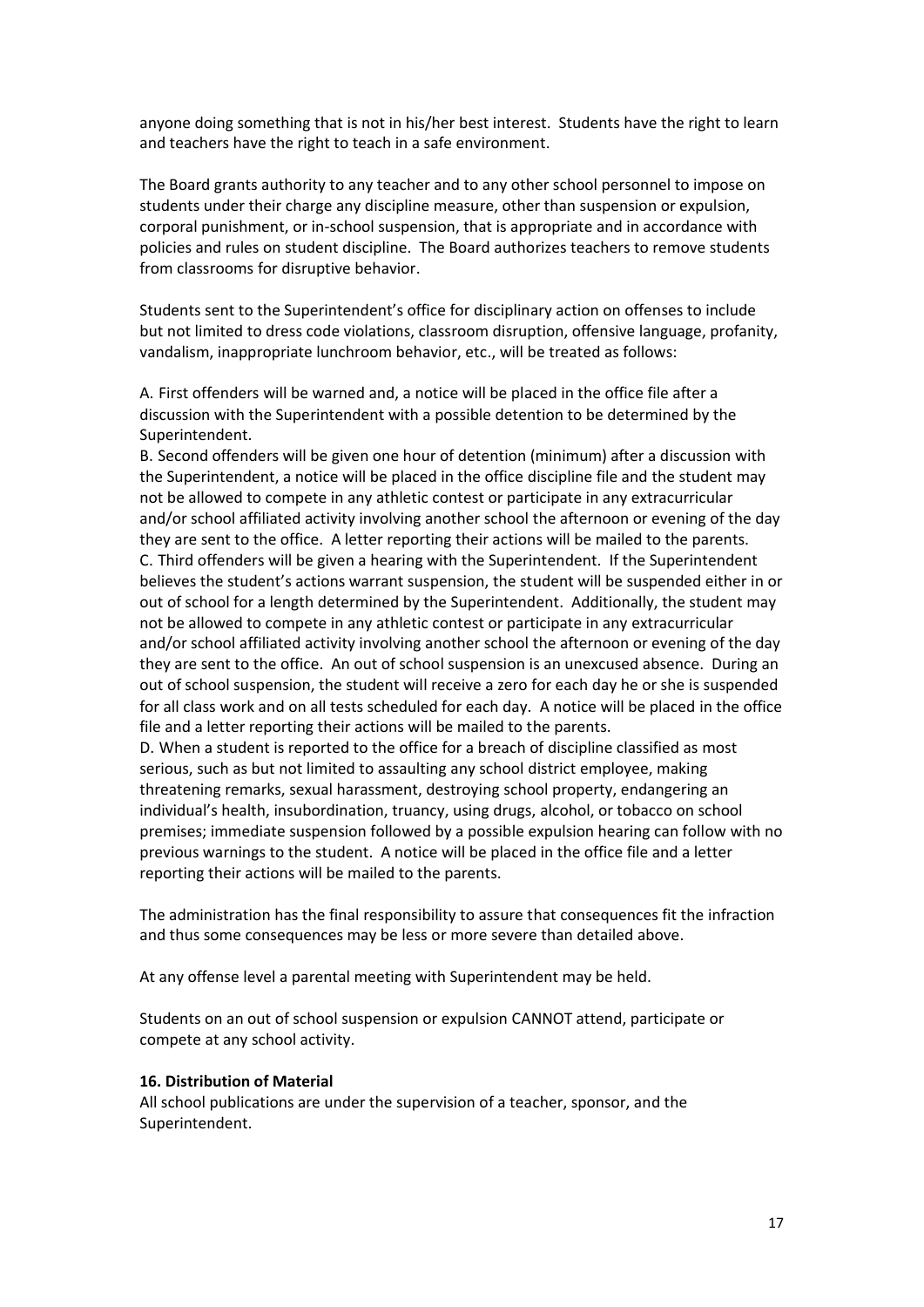anyone doing something that is not in his/her best interest. Students have the right to learn and teachers have the right to teach in a safe environment.

The Board grants authority to any teacher and to any other school personnel to impose on students under their charge any discipline measure, other than suspension or expulsion, corporal punishment, or in-school suspension, that is appropriate and in accordance with policies and rules on student discipline. The Board authorizes teachers to remove students from classrooms for disruptive behavior.

Students sent to the Superintendent's office for disciplinary action on offenses to include but not limited to dress code violations, classroom disruption, offensive language, profanity, vandalism, inappropriate lunchroom behavior, etc., will be treated as follows:

A. First offenders will be warned and, a notice will be placed in the office file after a discussion with the Superintendent with a possible detention to be determined by the Superintendent.
B. Second offenders will be given one hour of detention (minimum) after a discussion with the Superintendent, a notice will be placed in the office discipline file and the student may not be allowed to compete in any athletic contest or participate in any extracurricular and/or school affiliated activity involving another school the afternoon or evening of the day they are sent to the office. A letter reporting their actions will be mailed to the parents.
C. Third offenders will be given a hearing with the Superintendent. If the Superintendent believes the student's actions warrant suspension, the student will be suspended either in or out of school for a length determined by the Superintendent. Additionally, the student may not be allowed to compete in any athletic contest or participate in any extracurricular and/or school affiliated activity involving another school the afternoon or evening of the day they are sent to the office. An out of school suspension is an unexcused absence. During an out of school suspension, the student will receive a zero for each day he or she is suspended for all class work and on all tests scheduled for each day. A notice will be placed in the office file and a letter reporting their actions will be mailed to the parents.
D. When a student is reported to the office for a breach of discipline classified as most serious, such as but not limited to assaulting any school district employee, making threatening remarks, sexual harassment, destroying school property, endangering an individual's health, insubordination, truancy, using drugs, alcohol, or tobacco on school premises; immediate suspension followed by a possible expulsion hearing can follow with no previous warnings to the student. A notice will be placed in the office file and a letter reporting their actions will be mailed to the parents.

The administration has the final responsibility to assure that consequences fit the infraction and thus some consequences may be less or more severe than detailed above.

At any offense level a parental meeting with Superintendent may be held.

Students on an out of school suspension or expulsion CANNOT attend, participate or compete at any school activity.

**16. Distribution of Material**

All school publications are under the supervision of a teacher, sponsor, and the Superintendent.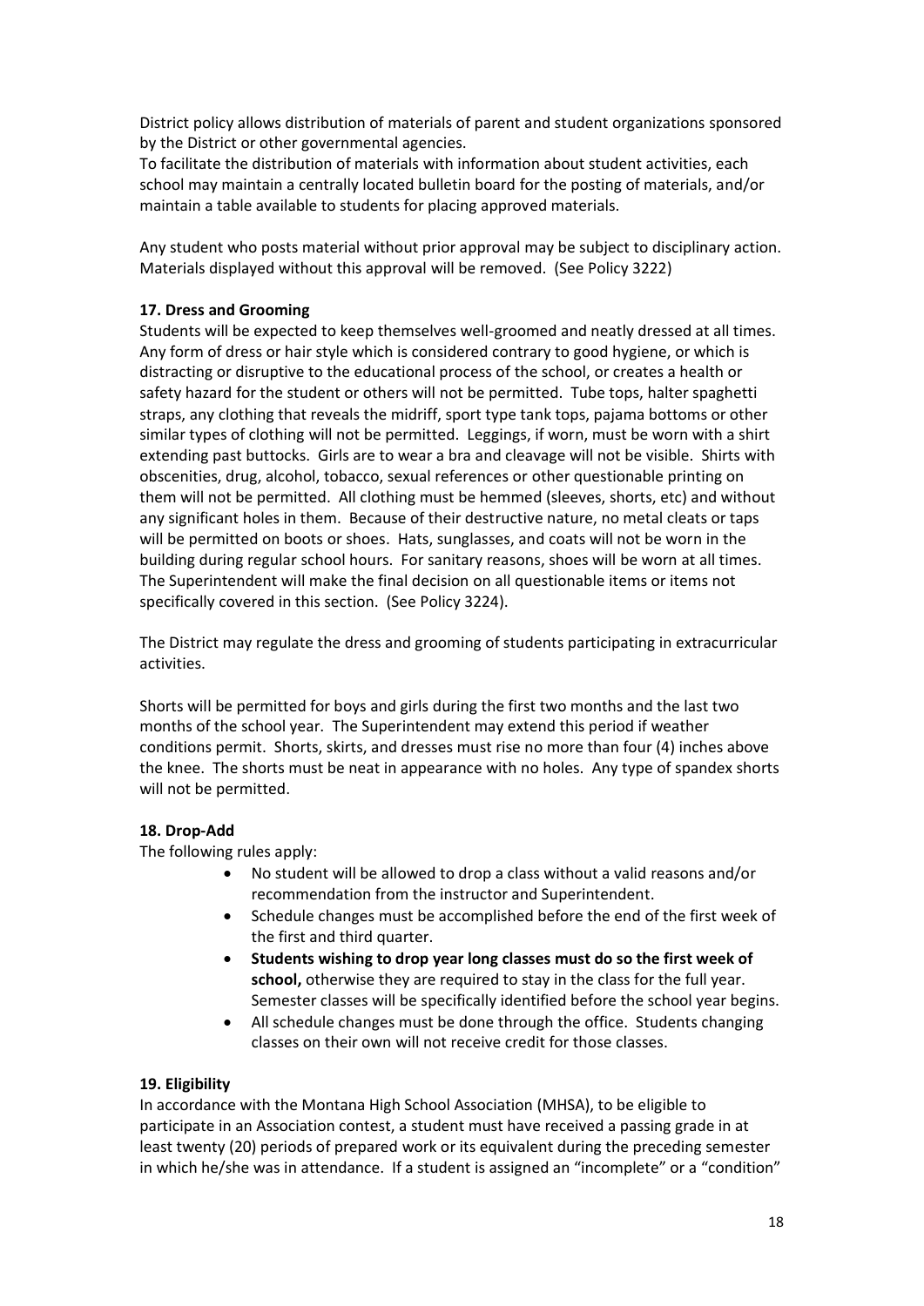District policy allows distribution of materials of parent and student organizations sponsored by the District or other governmental agencies.

To facilitate the distribution of materials with information about student activities, each school may maintain a centrally located bulletin board for the posting of materials, and/or maintain a table available to students for placing approved materials.

Any student who posts material without prior approval may be subject to disciplinary action. Materials displayed without this approval will be removed. (See Policy 3222)

**17. Dress and Grooming**

Students will be expected to keep themselves well-groomed and neatly dressed at all times. Any form of dress or hair style which is considered contrary to good hygiene, or which is distracting or disruptive to the educational process of the school, or creates a health or safety hazard for the student or others will not be permitted. Tube tops, halter spaghetti straps, any clothing that reveals the midriff, sport type tank tops, pajama bottoms or other similar types of clothing will not be permitted. Leggings, if worn, must be worn with a shirt extending past buttocks. Girls are to wear a bra and cleavage will not be visible. Shirts with obscenities, drug, alcohol, tobacco, sexual references or other questionable printing on them will not be permitted. All clothing must be hemmed (sleeves, shorts, etc) and without any significant holes in them. Because of their destructive nature, no metal cleats or taps will be permitted on boots or shoes. Hats, sunglasses, and coats will not be worn in the building during regular school hours. For sanitary reasons, shoes will be worn at all times. The Superintendent will make the final decision on all questionable items or items not specifically covered in this section. (See Policy 3224).

The District may regulate the dress and grooming of students participating in extracurricular activities.

Shorts will be permitted for boys and girls during the first two months and the last two months of the school year. The Superintendent may extend this period if weather conditions permit. Shorts, skirts, and dresses must rise no more than four (4) inches above the knee. The shorts must be neat in appearance with no holes. Any type of spandex shorts will not be permitted.

**18. Drop-Add**

The following rules apply:

- No student will be allowed to drop a class without a valid reasons and/or recommendation from the instructor and Superintendent.
- Schedule changes must be accomplished before the end of the first week of the first and third quarter.
- **Students wishing to drop year long classes must do so the first week of school,** otherwise they are required to stay in the class for the full year. Semester classes will be specifically identified before the school year begins.
- All schedule changes must be done through the office. Students changing classes on their own will not receive credit for those classes.

**19. Eligibility**

In accordance with the Montana High School Association (MHSA), to be eligible to participate in an Association contest, a student must have received a passing grade in at least twenty (20) periods of prepared work or its equivalent during the preceding semester in which he/she was in attendance. If a student is assigned an "incomplete" or a "condition"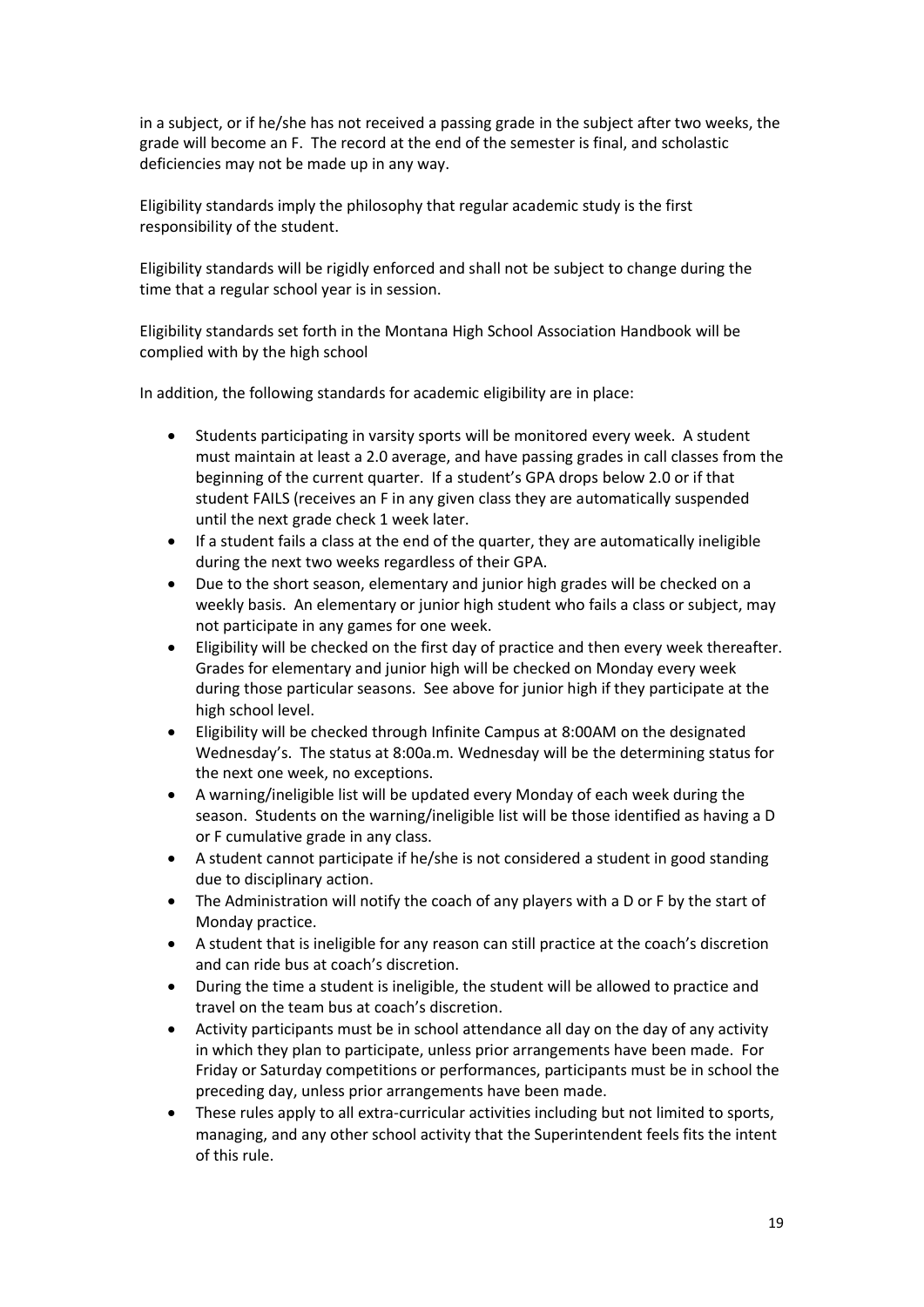in a subject, or if he/she has not received a passing grade in the subject after two weeks, the grade will become an F. The record at the end of the semester is final, and scholastic deficiencies may not be made up in any way.

Eligibility standards imply the philosophy that regular academic study is the first responsibility of the student.

Eligibility standards will be rigidly enforced and shall not be subject to change during the time that a regular school year is in session.

Eligibility standards set forth in the Montana High School Association Handbook will be complied with by the high school

In addition, the following standards for academic eligibility are in place:

- Students participating in varsity sports will be monitored every week. A student must maintain at least a 2.0 average, and have passing grades in call classes from the beginning of the current quarter. If a student's GPA drops below 2.0 or if that student FAILS (receives an F in any given class they are automatically suspended until the next grade check 1 week later.
- If a student fails a class at the end of the quarter, they are automatically ineligible during the next two weeks regardless of their GPA.
- Due to the short season, elementary and junior high grades will be checked on a weekly basis. An elementary or junior high student who fails a class or subject, may not participate in any games for one week.
- Eligibility will be checked on the first day of practice and then every week thereafter. Grades for elementary and junior high will be checked on Monday every week during those particular seasons. See above for junior high if they participate at the high school level.
- Eligibility will be checked through Infinite Campus at 8:00AM on the designated Wednesday's. The status at 8:00a.m. Wednesday will be the determining status for the next one week, no exceptions.
- A warning/ineligible list will be updated every Monday of each week during the season. Students on the warning/ineligible list will be those identified as having a D or F cumulative grade in any class.
- A student cannot participate if he/she is not considered a student in good standing due to disciplinary action.
- The Administration will notify the coach of any players with a D or F by the start of Monday practice.
- A student that is ineligible for any reason can still practice at the coach's discretion and can ride bus at coach's discretion.
- During the time a student is ineligible, the student will be allowed to practice and travel on the team bus at coach's discretion.
- Activity participants must be in school attendance all day on the day of any activity in which they plan to participate, unless prior arrangements have been made. For Friday or Saturday competitions or performances, participants must be in school the preceding day, unless prior arrangements have been made.
- These rules apply to all extra-curricular activities including but not limited to sports, managing, and any other school activity that the Superintendent feels fits the intent of this rule.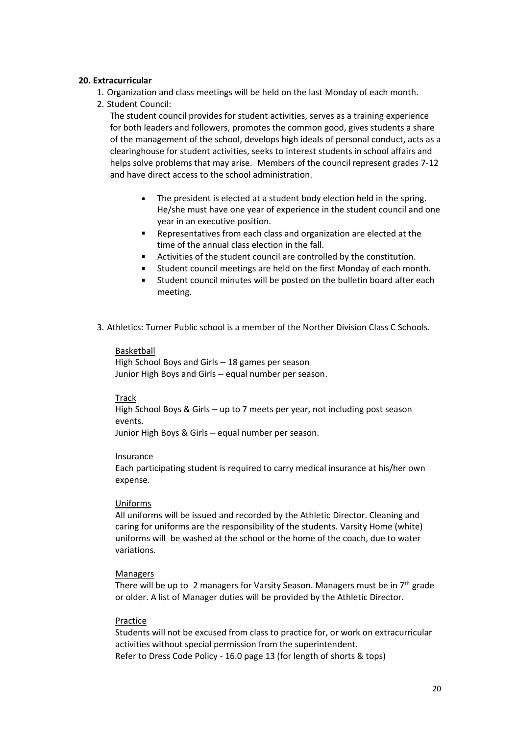**20. Extracurricular**

1. Organization and class meetings will be held on the last Monday of each month.
2. Student Council:

   The student council provides for student activities, serves as a training experience for both leaders and followers, promotes the common good, gives students a share of the management of the school, develops high ideals of personal conduct, acts as a clearinghouse for student activities, seeks to interest students in school affairs and helps solve problems that may arise. Members of the council represent grades 7-12 and have direct access to the school administration.

   - The president is elected at a student body election held in the spring. He/she must have one year of experience in the student council and one year in an executive position.
   - Representatives from each class and organization are elected at the time of the annual class election in the fall.
   - Activities of the student council are controlled by the constitution.
   - Student council meetings are held on the first Monday of each month.
   - Student council minutes will be posted on the bulletin board after each meeting.

3. Athletics: Turner Public school is a member of the Norther Division Class C Schools.

   Basketball
   High School Boys and Girls – 18 games per season
   Junior High Boys and Girls – equal number per season.

   Track
   High School Boys & Girls – up to 7 meets per year, not including post season events.
   Junior High Boys & Girls – equal number per season.

   Insurance
   Each participating student is required to carry medical insurance at his/her own expense.

   Uniforms
   All uniforms will be issued and recorded by the Athletic Director. Cleaning and caring for uniforms are the responsibility of the students. Varsity Home (white) uniforms will be washed at the school or the home of the coach, due to water variations.

   Managers
   There will be up to 2 managers for Varsity Season. Managers must be in 7th grade or older. A list of Manager duties will be provided by the Athletic Director.

   Practice
   Students will not be excused from class to practice for, or work on extracurricular activities without special permission from the superintendent.
   Refer to Dress Code Policy - 16.0 page 13 (for length of shorts & tops)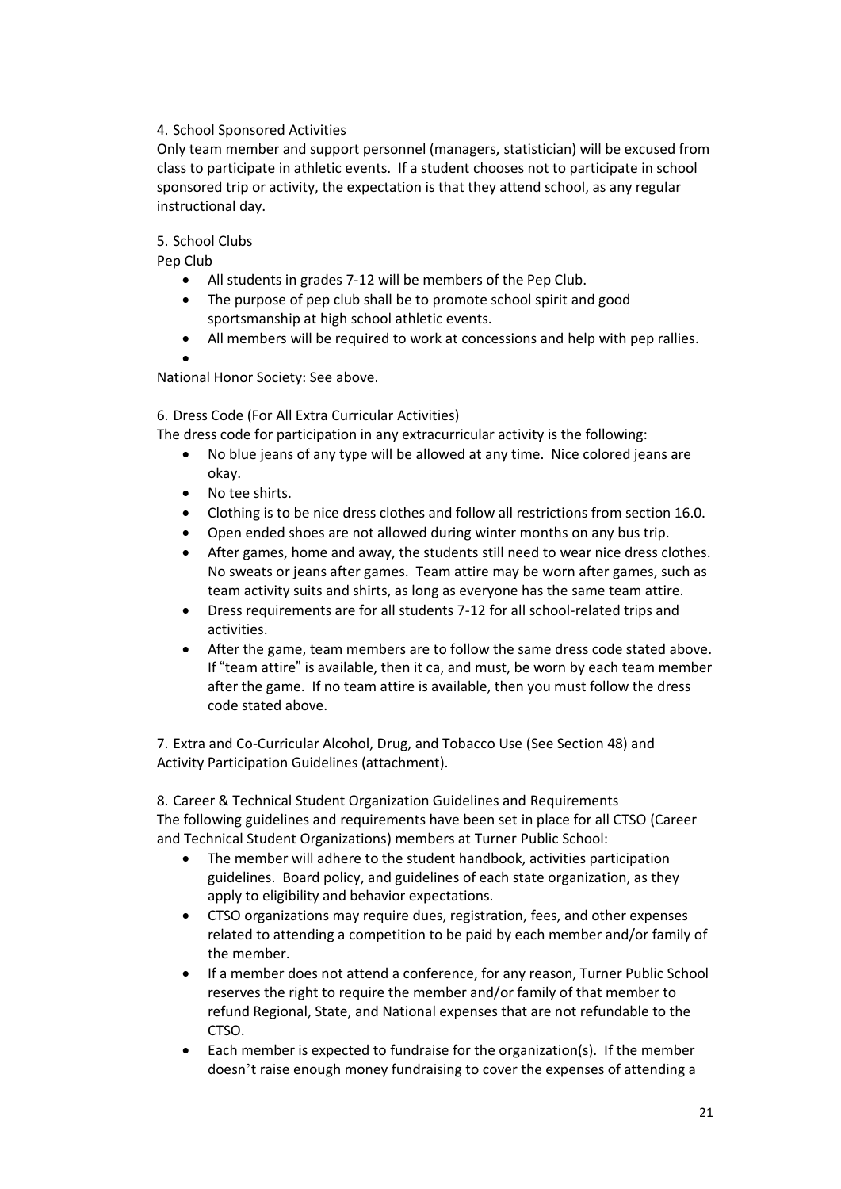4. School Sponsored Activities

Only team member and support personnel (managers, statistician) will be excused from class to participate in athletic events. If a student chooses not to participate in school sponsored trip or activity, the expectation is that they attend school, as any regular instructional day.

5. School Clubs

Pep Club

- All students in grades 7-12 will be members of the Pep Club.
- The purpose of pep club shall be to promote school spirit and good sportsmanship at high school athletic events.
- All members will be required to work at concessions and help with pep rallies.
- 

National Honor Society: See above.

6. Dress Code (For All Extra Curricular Activities)

The dress code for participation in any extracurricular activity is the following:

- No blue jeans of any type will be allowed at any time. Nice colored jeans are okay.
- No tee shirts.
- Clothing is to be nice dress clothes and follow all restrictions from section 16.0.
- Open ended shoes are not allowed during winter months on any bus trip.
- After games, home and away, the students still need to wear nice dress clothes. No sweats or jeans after games. Team attire may be worn after games, such as team activity suits and shirts, as long as everyone has the same team attire.
- Dress requirements are for all students 7-12 for all school-related trips and activities.
- After the game, team members are to follow the same dress code stated above. If "team attire" is available, then it ca, and must, be worn by each team member after the game. If no team attire is available, then you must follow the dress code stated above.

7. Extra and Co-Curricular Alcohol, Drug, and Tobacco Use (See Section 48) and Activity Participation Guidelines (attachment).

8. Career & Technical Student Organization Guidelines and Requirements

The following guidelines and requirements have been set in place for all CTSO (Career and Technical Student Organizations) members at Turner Public School:

- The member will adhere to the student handbook, activities participation guidelines. Board policy, and guidelines of each state organization, as they apply to eligibility and behavior expectations.
- CTSO organizations may require dues, registration, fees, and other expenses related to attending a competition to be paid by each member and/or family of the member.
- If a member does not attend a conference, for any reason, Turner Public School reserves the right to require the member and/or family of that member to refund Regional, State, and National expenses that are not refundable to the CTSO.
- Each member is expected to fundraise for the organization(s). If the member doesn't raise enough money fundraising to cover the expenses of attending a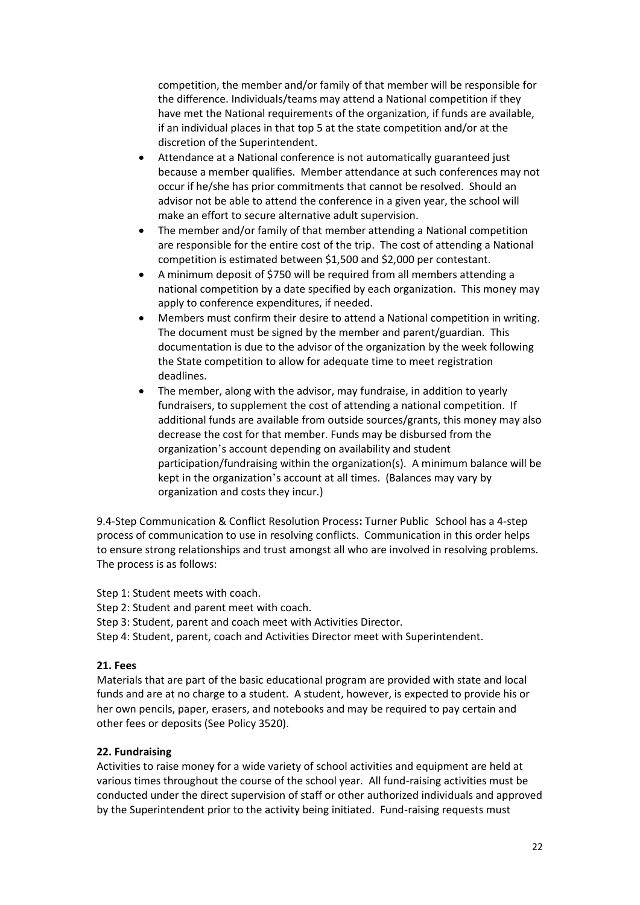competition, the member and/or family of that member will be responsible for the difference. Individuals/teams may attend a National competition if they have met the National requirements of the organization, if funds are available, if an individual places in that top 5 at the state competition and/or at the discretion of the Superintendent.

- Attendance at a National conference is not automatically guaranteed just because a member qualifies. Member attendance at such conferences may not occur if he/she has prior commitments that cannot be resolved. Should an advisor not be able to attend the conference in a given year, the school will make an effort to secure alternative adult supervision.
- The member and/or family of that member attending a National competition are responsible for the entire cost of the trip. The cost of attending a National competition is estimated between $1,500 and $2,000 per contestant.
- A minimum deposit of $750 will be required from all members attending a national competition by a date specified by each organization. This money may apply to conference expenditures, if needed.
- Members must confirm their desire to attend a National competition in writing. The document must be signed by the member and parent/guardian. This documentation is due to the advisor of the organization by the week following the State competition to allow for adequate time to meet registration deadlines.
- The member, along with the advisor, may fundraise, in addition to yearly fundraisers, to supplement the cost of attending a national competition. If additional funds are available from outside sources/grants, this money may also decrease the cost for that member. Funds may be disbursed from the organization's account depending on availability and student participation/fundraising within the organization(s). A minimum balance will be kept in the organization's account at all times. (Balances may vary by organization and costs they incur.)

9.4-Step Communication & Conflict Resolution Process**:** Turner Public School has a 4-step process of communication to use in resolving conflicts. Communication in this order helps to ensure strong relationships and trust amongst all who are involved in resolving problems. The process is as follows:

Step 1: Student meets with coach.
Step 2: Student and parent meet with coach.
Step 3: Student, parent and coach meet with Activities Director.
Step 4: Student, parent, coach and Activities Director meet with Superintendent.

## 21. Fees

Materials that are part of the basic educational program are provided with state and local funds and are at no charge to a student. A student, however, is expected to provide his or her own pencils, paper, erasers, and notebooks and may be required to pay certain and other fees or deposits (See Policy 3520).

## 22. Fundraising

Activities to raise money for a wide variety of school activities and equipment are held at various times throughout the course of the school year. All fund-raising activities must be conducted under the direct supervision of staff or other authorized individuals and approved by the Superintendent prior to the activity being initiated. Fund-raising requests must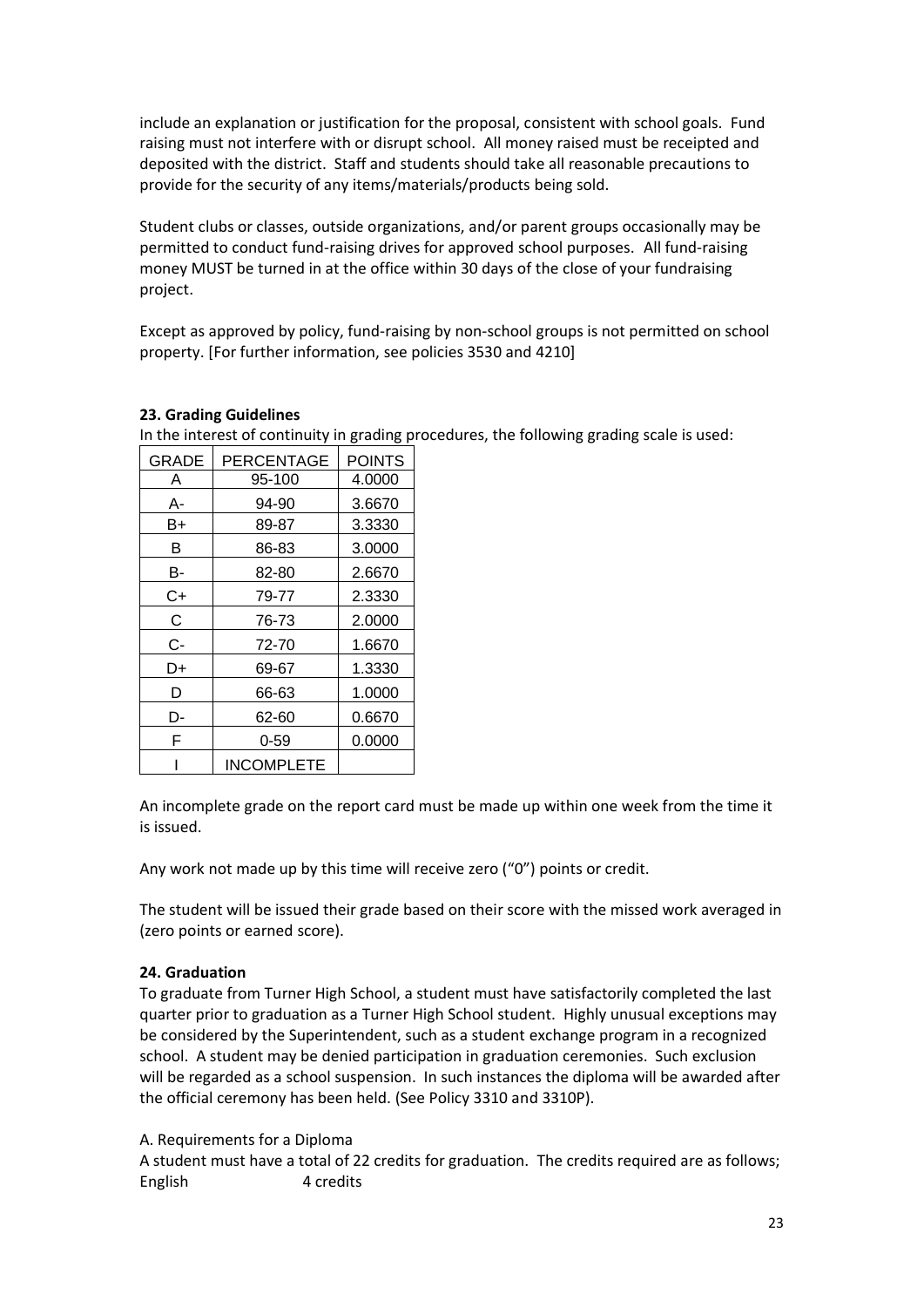include an explanation or justification for the proposal, consistent with school goals. Fund raising must not interfere with or disrupt school. All money raised must be receipted and deposited with the district. Staff and students should take all reasonable precautions to provide for the security of any items/materials/products being sold.

Student clubs or classes, outside organizations, and/or parent groups occasionally may be permitted to conduct fund-raising drives for approved school purposes. All fund-raising money MUST be turned in at the office within 30 days of the close of your fundraising project.

Except as approved by policy, fund-raising by non-school groups is not permitted on school property. [For further information, see policies 3530 and 4210]

**23. Grading Guidelines**

In the interest of continuity in grading procedures, the following grading scale is used:

| GRADE | PERCENTAGE | POINTS |
|---|---|---|
| A | 95-100 | 4.0000 |
| A- | 94-90 | 3.6670 |
| B+ | 89-87 | 3.3330 |
| B | 86-83 | 3.0000 |
| B- | 82-80 | 2.6670 |
| C+ | 79-77 | 2.3330 |
| C | 76-73 | 2.0000 |
| C- | 72-70 | 1.6670 |
| D+ | 69-67 | 1.3330 |
| D | 66-63 | 1.0000 |
| D- | 62-60 | 0.6670 |
| F | 0-59 | 0.0000 |
| I | INCOMPLETE | |

An incomplete grade on the report card must be made up within one week from the time it is issued.

Any work not made up by this time will receive zero ("0") points or credit.

The student will be issued their grade based on their score with the missed work averaged in (zero points or earned score).

**24. Graduation**

To graduate from Turner High School, a student must have satisfactorily completed the last quarter prior to graduation as a Turner High School student. Highly unusual exceptions may be considered by the Superintendent, such as a student exchange program in a recognized school. A student may be denied participation in graduation ceremonies. Such exclusion will be regarded as a school suspension. In such instances the diploma will be awarded after the official ceremony has been held. (See Policy 3310 and 3310P).

A. Requirements for a Diploma

A student must have a total of 22 credits for graduation. The credits required are as follows;

English 4 credits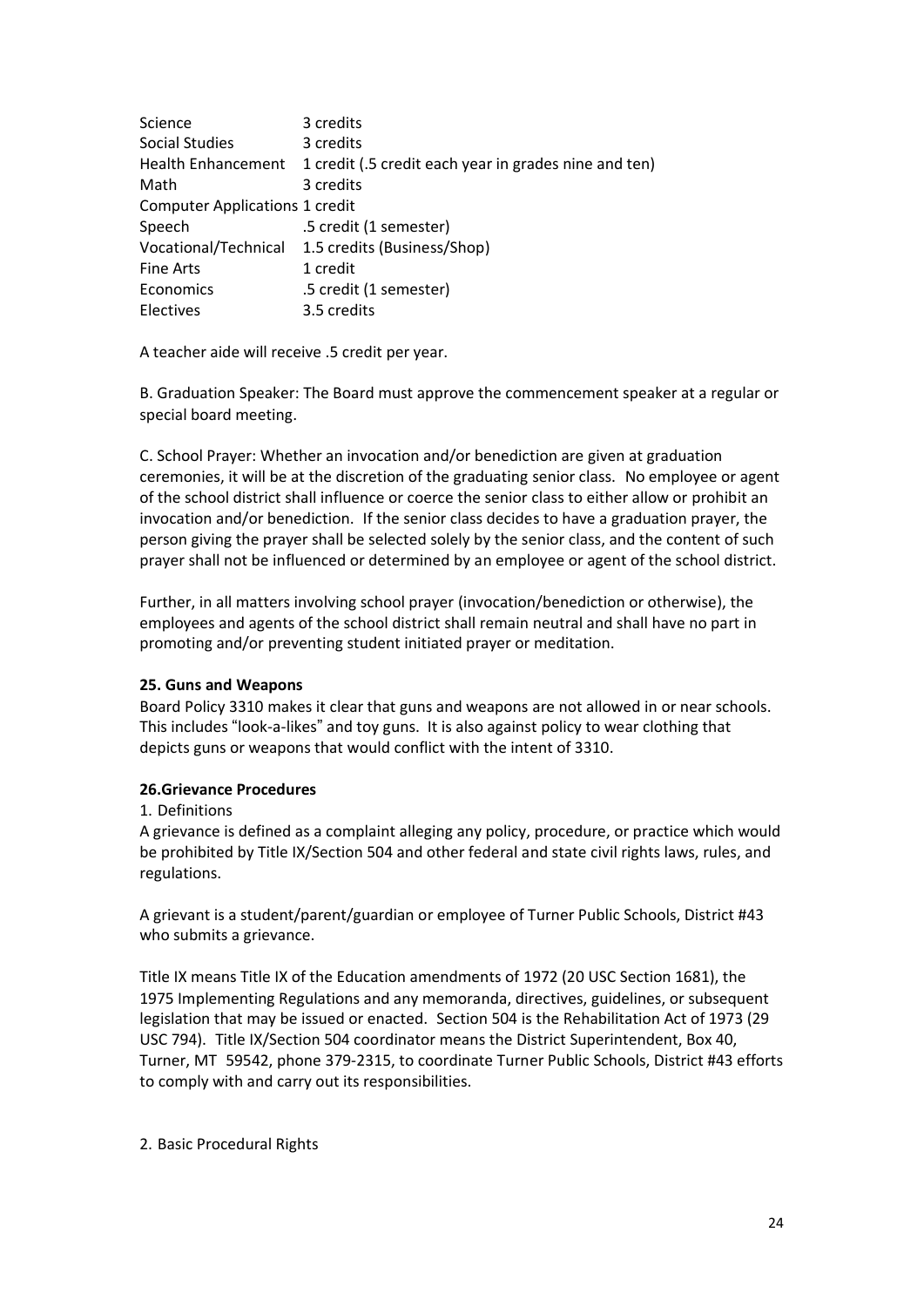| | |
|---|---|
| Science | 3 credits |
| Social Studies | 3 credits |
| Health Enhancement | 1 credit (.5 credit each year in grades nine and ten) |
| Math | 3 credits |
| Computer Applications | 1 credit |
| Speech | .5 credit (1 semester) |
| Vocational/Technical | 1.5 credits (Business/Shop) |
| Fine Arts | 1 credit |
| Economics | .5 credit (1 semester) |
| Electives | 3.5 credits |

A teacher aide will receive .5 credit per year.

B. Graduation Speaker: The Board must approve the commencement speaker at a regular or special board meeting.

C. School Prayer: Whether an invocation and/or benediction are given at graduation ceremonies, it will be at the discretion of the graduating senior class. No employee or agent of the school district shall influence or coerce the senior class to either allow or prohibit an invocation and/or benediction. If the senior class decides to have a graduation prayer, the person giving the prayer shall be selected solely by the senior class, and the content of such prayer shall not be influenced or determined by an employee or agent of the school district.

Further, in all matters involving school prayer (invocation/benediction or otherwise), the employees and agents of the school district shall remain neutral and shall have no part in promoting and/or preventing student initiated prayer or meditation.

**25. Guns and Weapons**

Board Policy 3310 makes it clear that guns and weapons are not allowed in or near schools. This includes "look-a-likes" and toy guns. It is also against policy to wear clothing that depicts guns or weapons that would conflict with the intent of 3310.

**26.Grievance Procedures**

1. Definitions

A grievance is defined as a complaint alleging any policy, procedure, or practice which would be prohibited by Title IX/Section 504 and other federal and state civil rights laws, rules, and regulations.

A grievant is a student/parent/guardian or employee of Turner Public Schools, District #43 who submits a grievance.

Title IX means Title IX of the Education amendments of 1972 (20 USC Section 1681), the 1975 Implementing Regulations and any memoranda, directives, guidelines, or subsequent legislation that may be issued or enacted. Section 504 is the Rehabilitation Act of 1973 (29 USC 794). Title IX/Section 504 coordinator means the District Superintendent, Box 40, Turner, MT 59542, phone 379-2315, to coordinate Turner Public Schools, District #43 efforts to comply with and carry out its responsibilities.

2. Basic Procedural Rights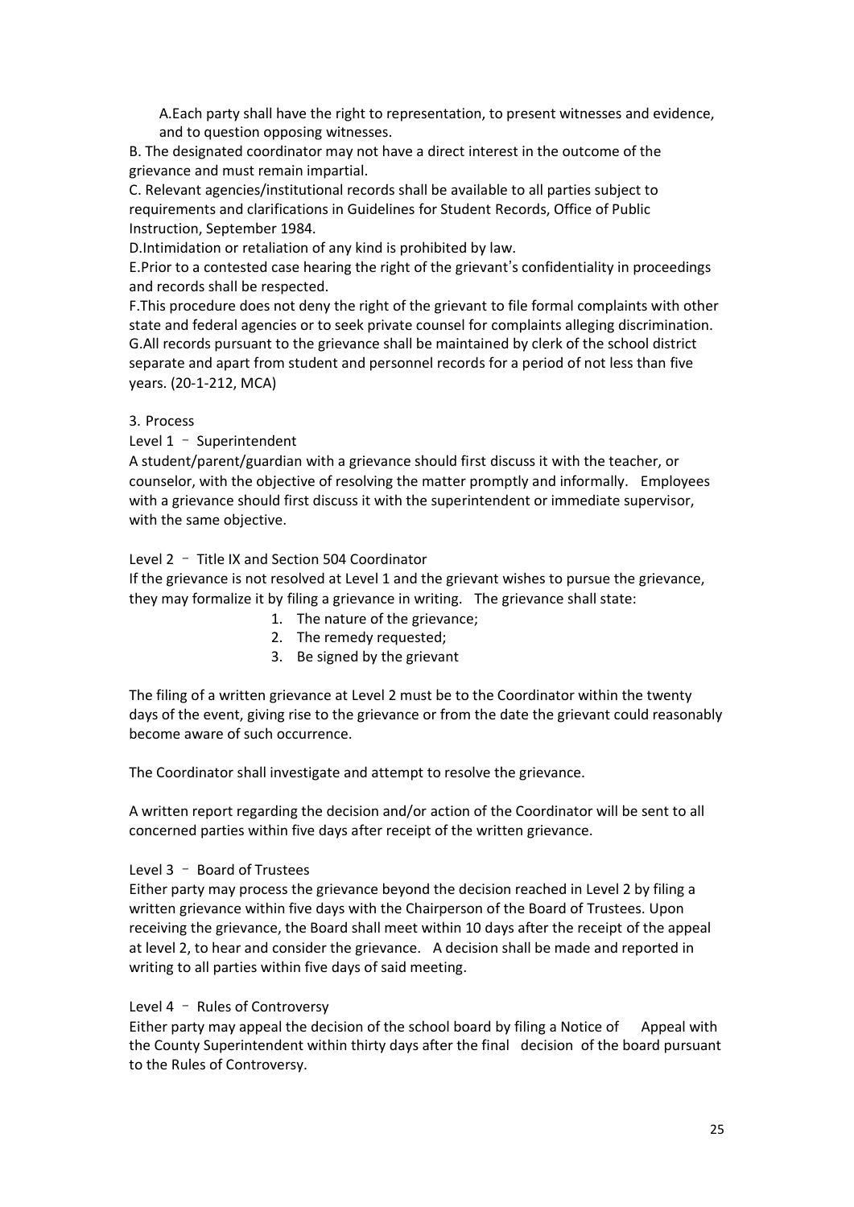A. Each party shall have the right to representation, to present witnesses and evidence, and to question opposing witnesses.

B. The designated coordinator may not have a direct interest in the outcome of the grievance and must remain impartial.

C. Relevant agencies/institutional records shall be available to all parties subject to requirements and clarifications in Guidelines for Student Records, Office of Public Instruction, September 1984.

D. Intimidation or retaliation of any kind is prohibited by law.

E. Prior to a contested case hearing the right of the grievant's confidentiality in proceedings and records shall be respected.

F. This procedure does not deny the right of the grievant to file formal complaints with other state and federal agencies or to seek private counsel for complaints alleging discrimination.

G. All records pursuant to the grievance shall be maintained by clerk of the school district separate and apart from student and personnel records for a period of not less than five years. (20-1-212, MCA)

3. Process

Level 1 – Superintendent

A student/parent/guardian with a grievance should first discuss it with the teacher, or counselor, with the objective of resolving the matter promptly and informally. Employees with a grievance should first discuss it with the superintendent or immediate supervisor, with the same objective.

Level 2 – Title IX and Section 504 Coordinator

If the grievance is not resolved at Level 1 and the grievant wishes to pursue the grievance, they may formalize it by filing a grievance in writing. The grievance shall state:

1. The nature of the grievance;
2. The remedy requested;
3. Be signed by the grievant

The filing of a written grievance at Level 2 must be to the Coordinator within the twenty days of the event, giving rise to the grievance or from the date the grievant could reasonably become aware of such occurrence.

The Coordinator shall investigate and attempt to resolve the grievance.

A written report regarding the decision and/or action of the Coordinator will be sent to all concerned parties within five days after receipt of the written grievance.

Level 3 – Board of Trustees

Either party may process the grievance beyond the decision reached in Level 2 by filing a written grievance within five days with the Chairperson of the Board of Trustees. Upon receiving the grievance, the Board shall meet within 10 days after the receipt of the appeal at level 2, to hear and consider the grievance. A decision shall be made and reported in writing to all parties within five days of said meeting.

Level 4 – Rules of Controversy

Either party may appeal the decision of the school board by filing a Notice of Appeal with the County Superintendent within thirty days after the final decision of the board pursuant to the Rules of Controversy.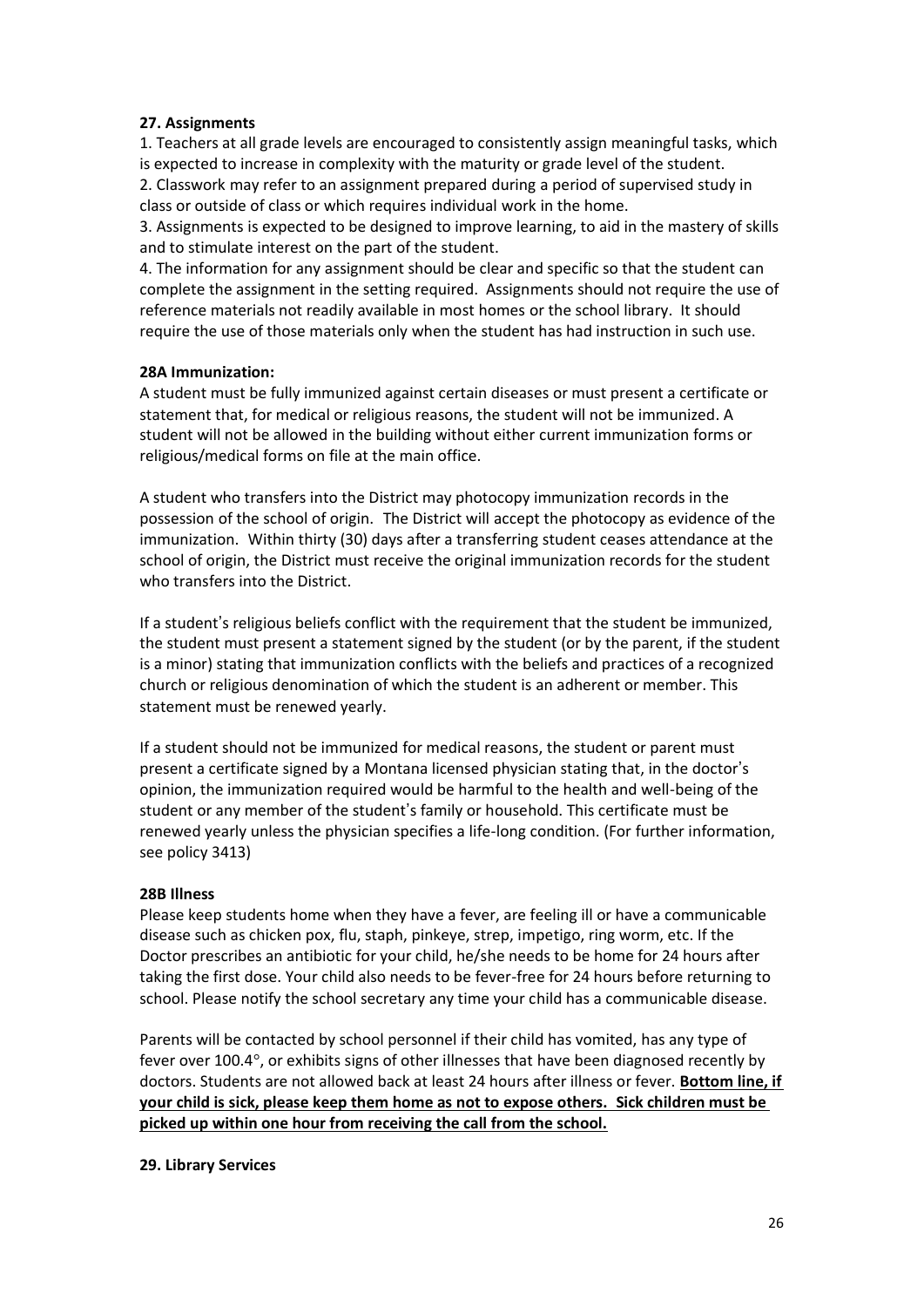**27. Assignments**

1. Teachers at all grade levels are encouraged to consistently assign meaningful tasks, which is expected to increase in complexity with the maturity or grade level of the student.
2. Classwork may refer to an assignment prepared during a period of supervised study in class or outside of class or which requires individual work in the home.
3. Assignments is expected to be designed to improve learning, to aid in the mastery of skills and to stimulate interest on the part of the student.
4. The information for any assignment should be clear and specific so that the student can complete the assignment in the setting required. Assignments should not require the use of reference materials not readily available in most homes or the school library. It should require the use of those materials only when the student has had instruction in such use.

**28A Immunization:**

A student must be fully immunized against certain diseases or must present a certificate or statement that, for medical or religious reasons, the student will not be immunized. A student will not be allowed in the building without either current immunization forms or religious/medical forms on file at the main office.

A student who transfers into the District may photocopy immunization records in the possession of the school of origin. The District will accept the photocopy as evidence of the immunization. Within thirty (30) days after a transferring student ceases attendance at the school of origin, the District must receive the original immunization records for the student who transfers into the District.

If a student's religious beliefs conflict with the requirement that the student be immunized, the student must present a statement signed by the student (or by the parent, if the student is a minor) stating that immunization conflicts with the beliefs and practices of a recognized church or religious denomination of which the student is an adherent or member. This statement must be renewed yearly.

If a student should not be immunized for medical reasons, the student or parent must present a certificate signed by a Montana licensed physician stating that, in the doctor's opinion, the immunization required would be harmful to the health and well-being of the student or any member of the student's family or household. This certificate must be renewed yearly unless the physician specifies a life-long condition. (For further information, see policy 3413)

**28B Illness**

Please keep students home when they have a fever, are feeling ill or have a communicable disease such as chicken pox, flu, staph, pinkeye, strep, impetigo, ring worm, etc. If the Doctor prescribes an antibiotic for your child, he/she needs to be home for 24 hours after taking the first dose. Your child also needs to be fever-free for 24 hours before returning to school. Please notify the school secretary any time your child has a communicable disease.

Parents will be contacted by school personnel if their child has vomited, has any type of fever over 100.4°, or exhibits signs of other illnesses that have been diagnosed recently by doctors. Students are not allowed back at least 24 hours after illness or fever. **Bottom line, if your child is sick, please keep them home as not to expose others. Sick children must be picked up within one hour from receiving the call from the school.**

**29. Library Services**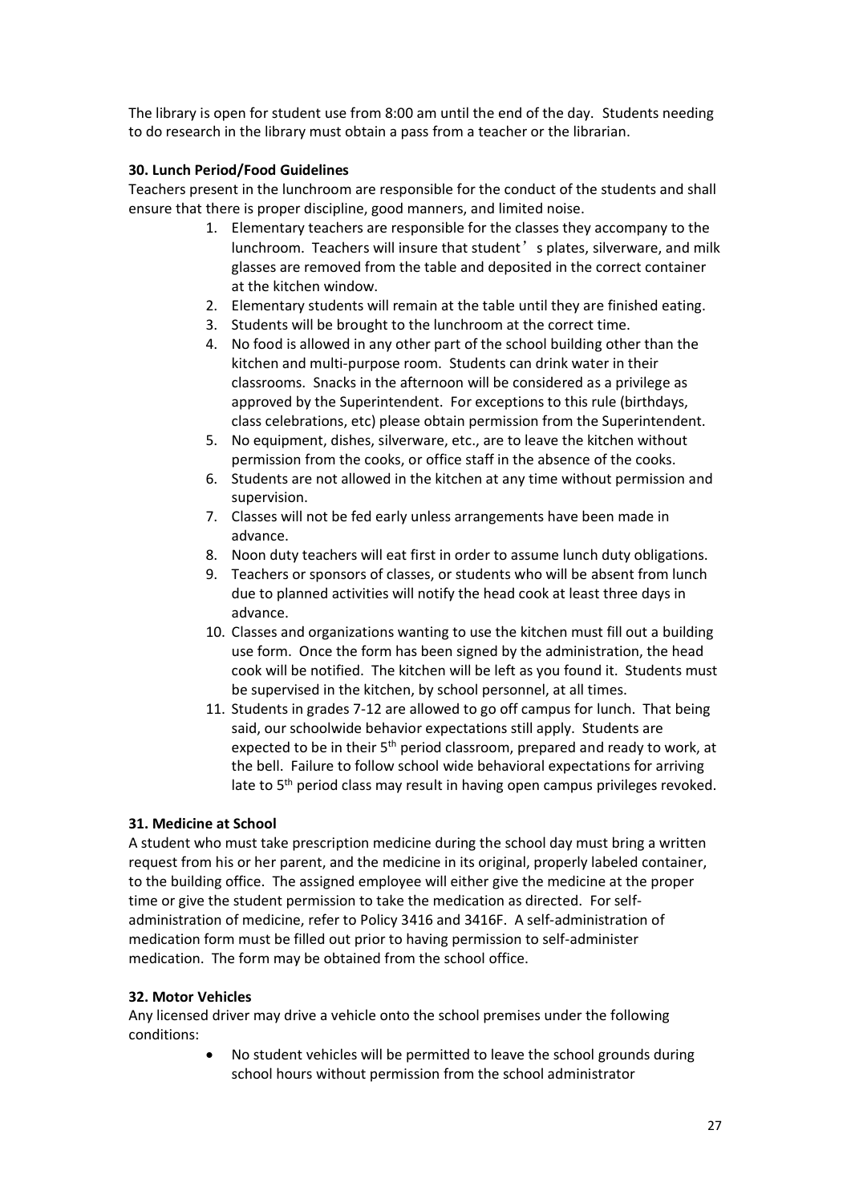The library is open for student use from 8:00 am until the end of the day. Students needing to do research in the library must obtain a pass from a teacher or the librarian.

**30. Lunch Period/Food Guidelines**

Teachers present in the lunchroom are responsible for the conduct of the students and shall ensure that there is proper discipline, good manners, and limited noise.

1. Elementary teachers are responsible for the classes they accompany to the lunchroom. Teachers will insure that student's plates, silverware, and milk glasses are removed from the table and deposited in the correct container at the kitchen window.
2. Elementary students will remain at the table until they are finished eating.
3. Students will be brought to the lunchroom at the correct time.
4. No food is allowed in any other part of the school building other than the kitchen and multi-purpose room. Students can drink water in their classrooms. Snacks in the afternoon will be considered as a privilege as approved by the Superintendent. For exceptions to this rule (birthdays, class celebrations, etc) please obtain permission from the Superintendent.
5. No equipment, dishes, silverware, etc., are to leave the kitchen without permission from the cooks, or office staff in the absence of the cooks.
6. Students are not allowed in the kitchen at any time without permission and supervision.
7. Classes will not be fed early unless arrangements have been made in advance.
8. Noon duty teachers will eat first in order to assume lunch duty obligations.
9. Teachers or sponsors of classes, or students who will be absent from lunch due to planned activities will notify the head cook at least three days in advance.
10. Classes and organizations wanting to use the kitchen must fill out a building use form. Once the form has been signed by the administration, the head cook will be notified. The kitchen will be left as you found it. Students must be supervised in the kitchen, by school personnel, at all times.
11. Students in grades 7-12 are allowed to go off campus for lunch. That being said, our schoolwide behavior expectations still apply. Students are expected to be in their 5th period classroom, prepared and ready to work, at the bell. Failure to follow school wide behavioral expectations for arriving late to 5th period class may result in having open campus privileges revoked.

**31. Medicine at School**

A student who must take prescription medicine during the school day must bring a written request from his or her parent, and the medicine in its original, properly labeled container, to the building office. The assigned employee will either give the medicine at the proper time or give the student permission to take the medication as directed. For self-administration of medicine, refer to Policy 3416 and 3416F. A self-administration of medication form must be filled out prior to having permission to self-administer medication. The form may be obtained from the school office.

**32. Motor Vehicles**

Any licensed driver may drive a vehicle onto the school premises under the following conditions:

- No student vehicles will be permitted to leave the school grounds during school hours without permission from the school administrator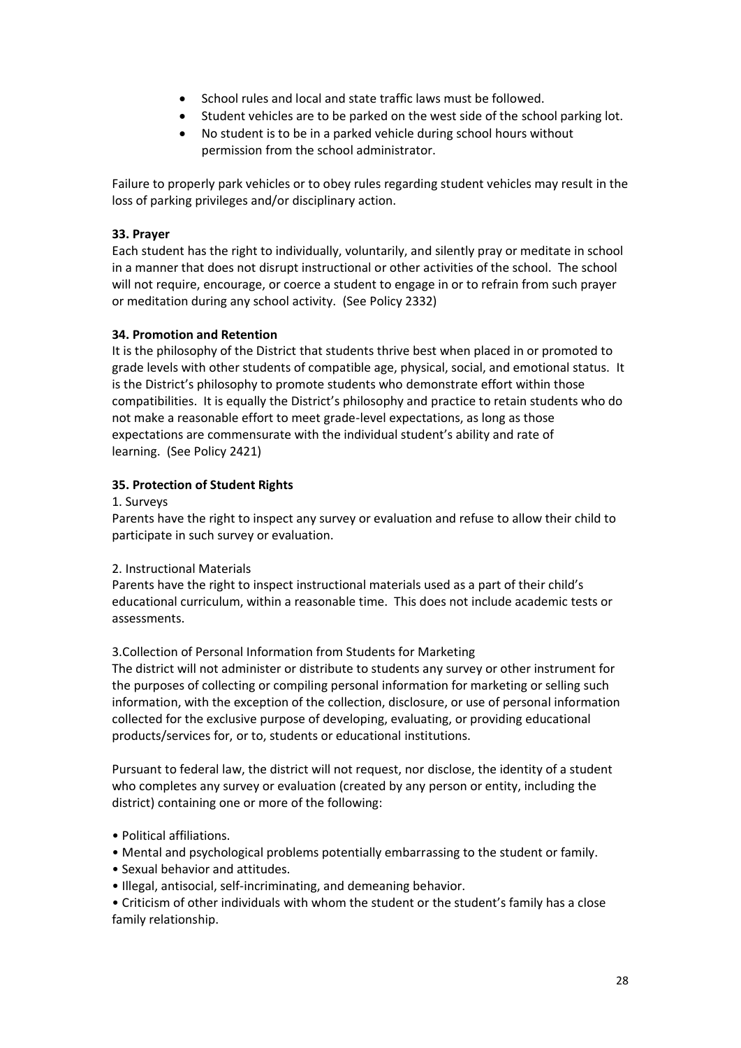- School rules and local and state traffic laws must be followed.
- Student vehicles are to be parked on the west side of the school parking lot.
- No student is to be in a parked vehicle during school hours without permission from the school administrator.

Failure to properly park vehicles or to obey rules regarding student vehicles may result in the loss of parking privileges and/or disciplinary action.

**33. Prayer**

Each student has the right to individually, voluntarily, and silently pray or meditate in school in a manner that does not disrupt instructional or other activities of the school. The school will not require, encourage, or coerce a student to engage in or to refrain from such prayer or meditation during any school activity. (See Policy 2332)

**34. Promotion and Retention**

It is the philosophy of the District that students thrive best when placed in or promoted to grade levels with other students of compatible age, physical, social, and emotional status. It is the District's philosophy to promote students who demonstrate effort within those compatibilities. It is equally the District's philosophy and practice to retain students who do not make a reasonable effort to meet grade-level expectations, as long as those expectations are commensurate with the individual student's ability and rate of learning. (See Policy 2421)

**35. Protection of Student Rights**

1. Surveys

Parents have the right to inspect any survey or evaluation and refuse to allow their child to participate in such survey or evaluation.

2. Instructional Materials

Parents have the right to inspect instructional materials used as a part of their child's educational curriculum, within a reasonable time. This does not include academic tests or assessments.

3.Collection of Personal Information from Students for Marketing

The district will not administer or distribute to students any survey or other instrument for the purposes of collecting or compiling personal information for marketing or selling such information, with the exception of the collection, disclosure, or use of personal information collected for the exclusive purpose of developing, evaluating, or providing educational products/services for, or to, students or educational institutions.

Pursuant to federal law, the district will not request, nor disclose, the identity of a student who completes any survey or evaluation (created by any person or entity, including the district) containing one or more of the following:

- Political affiliations.
- Mental and psychological problems potentially embarrassing to the student or family.
- Sexual behavior and attitudes.
- Illegal, antisocial, self-incriminating, and demeaning behavior.
- Criticism of other individuals with whom the student or the student's family has a close family relationship.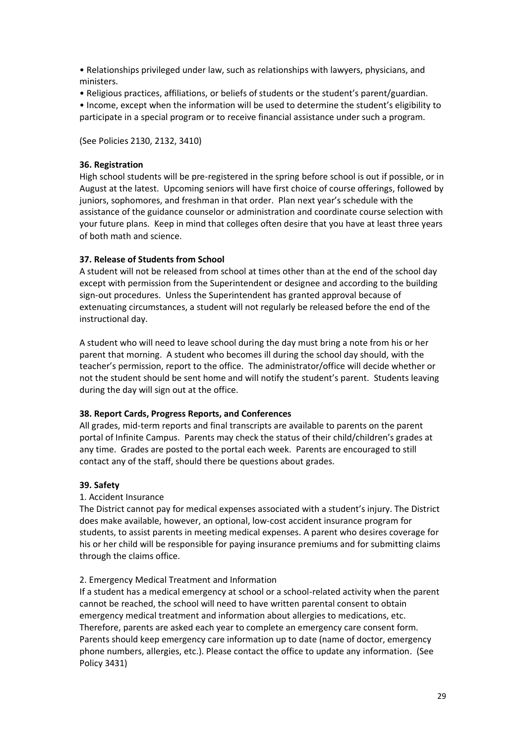- Relationships privileged under law, such as relationships with lawyers, physicians, and ministers.
- Religious practices, affiliations, or beliefs of students or the student's parent/guardian.
- Income, except when the information will be used to determine the student's eligibility to participate in a special program or to receive financial assistance under such a program.

(See Policies 2130, 2132, 3410)

**36. Registration**

High school students will be pre-registered in the spring before school is out if possible, or in August at the latest. Upcoming seniors will have first choice of course offerings, followed by juniors, sophomores, and freshman in that order. Plan next year's schedule with the assistance of the guidance counselor or administration and coordinate course selection with your future plans. Keep in mind that colleges often desire that you have at least three years of both math and science.

**37. Release of Students from School**

A student will not be released from school at times other than at the end of the school day except with permission from the Superintendent or designee and according to the building sign-out procedures. Unless the Superintendent has granted approval because of extenuating circumstances, a student will not regularly be released before the end of the instructional day.

A student who will need to leave school during the day must bring a note from his or her parent that morning. A student who becomes ill during the school day should, with the teacher's permission, report to the office. The administrator/office will decide whether or not the student should be sent home and will notify the student's parent. Students leaving during the day will sign out at the office.

**38. Report Cards, Progress Reports, and Conferences**

All grades, mid-term reports and final transcripts are available to parents on the parent portal of Infinite Campus. Parents may check the status of their child/children's grades at any time. Grades are posted to the portal each week. Parents are encouraged to still contact any of the staff, should there be questions about grades.

**39. Safety**

1. Accident Insurance

The District cannot pay for medical expenses associated with a student's injury. The District does make available, however, an optional, low-cost accident insurance program for students, to assist parents in meeting medical expenses. A parent who desires coverage for his or her child will be responsible for paying insurance premiums and for submitting claims through the claims office.

2. Emergency Medical Treatment and Information

If a student has a medical emergency at school or a school-related activity when the parent cannot be reached, the school will need to have written parental consent to obtain emergency medical treatment and information about allergies to medications, etc. Therefore, parents are asked each year to complete an emergency care consent form. Parents should keep emergency care information up to date (name of doctor, emergency phone numbers, allergies, etc.). Please contact the office to update any information. (See Policy 3431)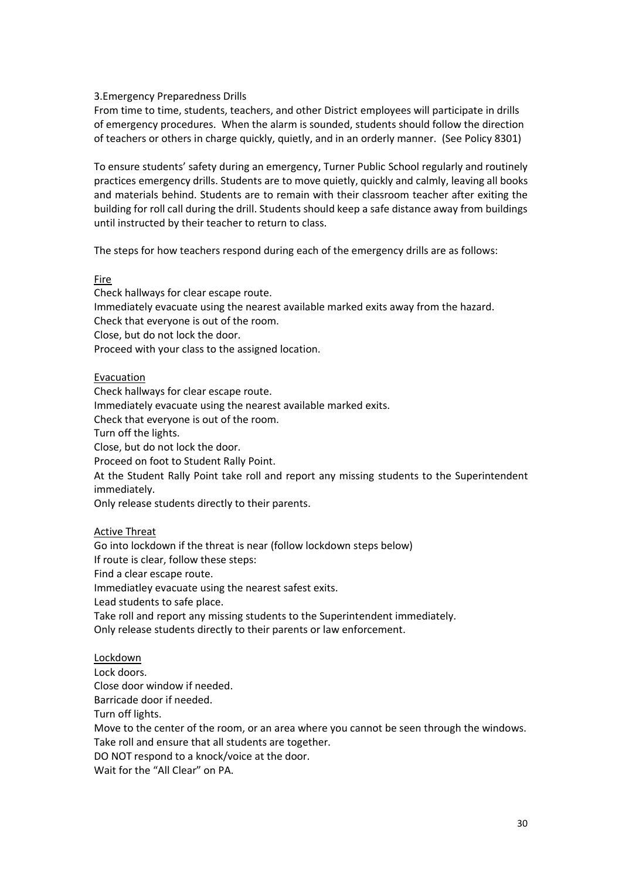### 3.Emergency Preparedness Drills

From time to time, students, teachers, and other District employees will participate in drills of emergency procedures. When the alarm is sounded, students should follow the direction of teachers or others in charge quickly, quietly, and in an orderly manner. (See Policy 8301)

To ensure students' safety during an emergency, Turner Public School regularly and routinely practices emergency drills. Students are to move quietly, quickly and calmly, leaving all books and materials behind. Students are to remain with their classroom teacher after exiting the building for roll call during the drill. Students should keep a safe distance away from buildings until instructed by their teacher to return to class.

The steps for how teachers respond during each of the emergency drills are as follows:

<u>Fire</u>

Check hallways for clear escape route.
Immediately evacuate using the nearest available marked exits away from the hazard.
Check that everyone is out of the room.
Close, but do not lock the door.
Proceed with your class to the assigned location.

<u>Evacuation</u>

Check hallways for clear escape route.
Immediately evacuate using the nearest available marked exits.
Check that everyone is out of the room.
Turn off the lights.
Close, but do not lock the door.
Proceed on foot to Student Rally Point.
At the Student Rally Point take roll and report any missing students to the Superintendent immediately.
Only release students directly to their parents.

<u>Active Threat</u>

Go into lockdown if the threat is near (follow lockdown steps below)
If route is clear, follow these steps:
Find a clear escape route.
Immediatley evacuate using the nearest safest exits.
Lead students to safe place.
Take roll and report any missing students to the Superintendent immediately.
Only release students directly to their parents or law enforcement.

<u>Lockdown</u>

Lock doors.
Close door window if needed.
Barricade door if needed.
Turn off lights.
Move to the center of the room, or an area where you cannot be seen through the windows.
Take roll and ensure that all students are together.
DO NOT respond to a knock/voice at the door.
Wait for the "All Clear" on PA.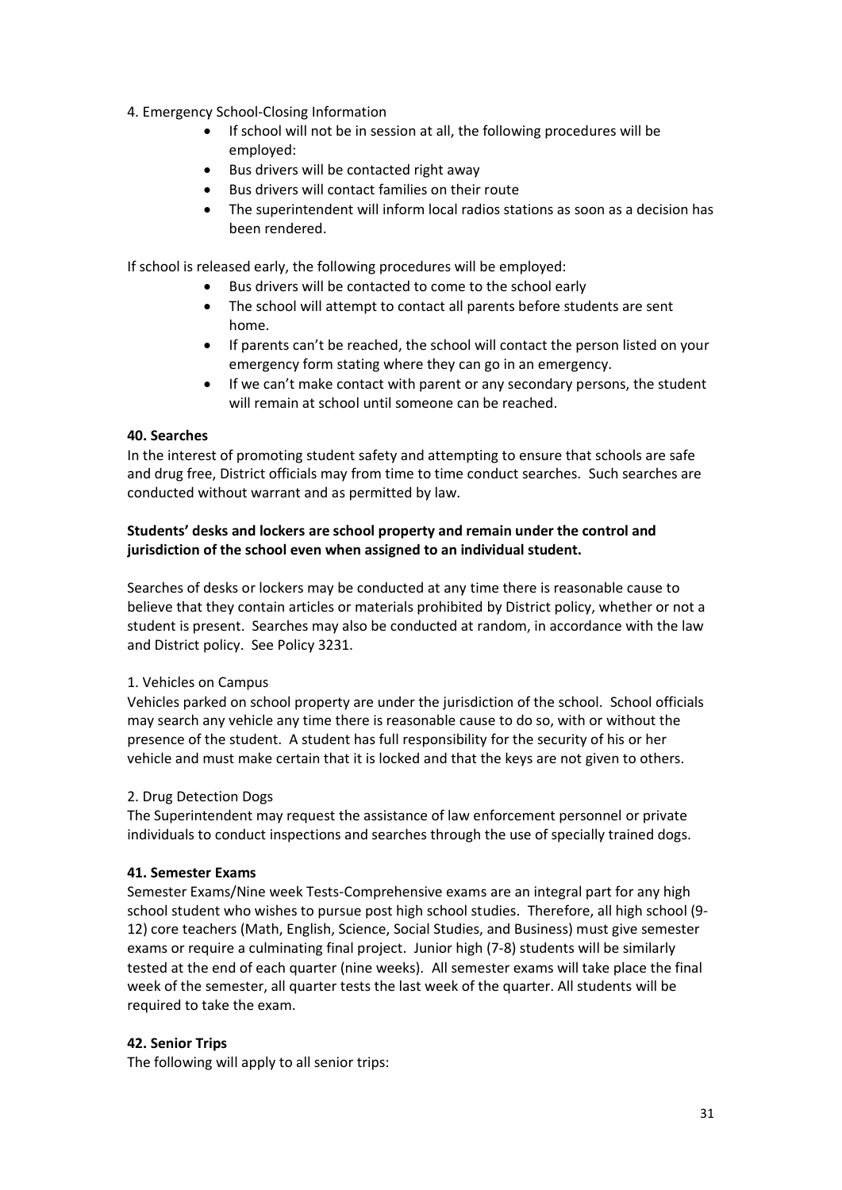4. Emergency School-Closing Information

- If school will not be in session at all, the following procedures will be employed:
- Bus drivers will be contacted right away
- Bus drivers will contact families on their route
- The superintendent will inform local radios stations as soon as a decision has been rendered.

If school is released early, the following procedures will be employed:

- Bus drivers will be contacted to come to the school early
- The school will attempt to contact all parents before students are sent home.
- If parents can't be reached, the school will contact the person listed on your emergency form stating where they can go in an emergency.
- If we can't make contact with parent or any secondary persons, the student will remain at school until someone can be reached.

**40. Searches**

In the interest of promoting student safety and attempting to ensure that schools are safe and drug free, District officials may from time to time conduct searches. Such searches are conducted without warrant and as permitted by law.

**Students' desks and lockers are school property and remain under the control and jurisdiction of the school even when assigned to an individual student.**

Searches of desks or lockers may be conducted at any time there is reasonable cause to believe that they contain articles or materials prohibited by District policy, whether or not a student is present. Searches may also be conducted at random, in accordance with the law and District policy. See Policy 3231.

1. Vehicles on Campus

Vehicles parked on school property are under the jurisdiction of the school. School officials may search any vehicle any time there is reasonable cause to do so, with or without the presence of the student. A student has full responsibility for the security of his or her vehicle and must make certain that it is locked and that the keys are not given to others.

2. Drug Detection Dogs

The Superintendent may request the assistance of law enforcement personnel or private individuals to conduct inspections and searches through the use of specially trained dogs.

**41. Semester Exams**

Semester Exams/Nine week Tests-Comprehensive exams are an integral part for any high school student who wishes to pursue post high school studies. Therefore, all high school (9-12) core teachers (Math, English, Science, Social Studies, and Business) must give semester exams or require a culminating final project. Junior high (7-8) students will be similarly tested at the end of each quarter (nine weeks). All semester exams will take place the final week of the semester, all quarter tests the last week of the quarter. All students will be required to take the exam.

**42. Senior Trips**

The following will apply to all senior trips: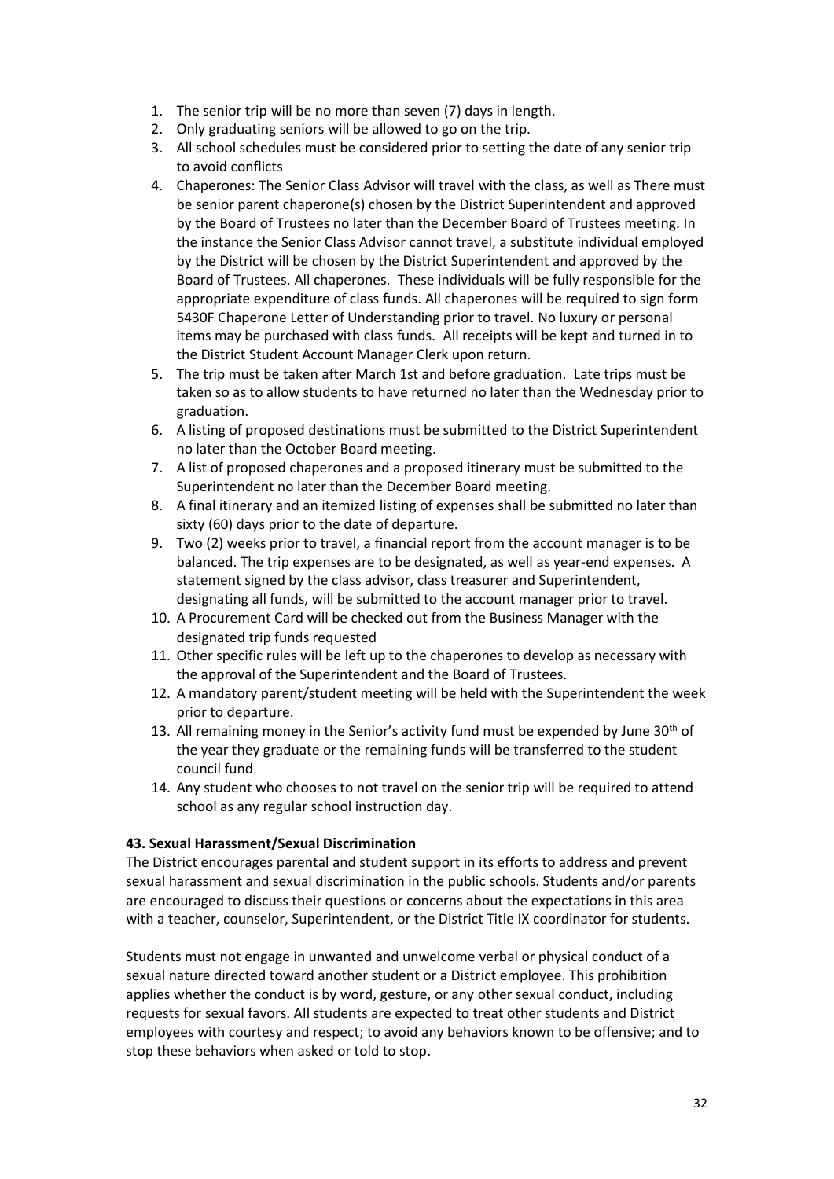1. The senior trip will be no more than seven (7) days in length.
2. Only graduating seniors will be allowed to go on the trip.
3. All school schedules must be considered prior to setting the date of any senior trip to avoid conflicts
4. Chaperones: The Senior Class Advisor will travel with the class, as well as There must be senior parent chaperone(s) chosen by the District Superintendent and approved by the Board of Trustees no later than the December Board of Trustees meeting. In the instance the Senior Class Advisor cannot travel, a substitute individual employed by the District will be chosen by the District Superintendent and approved by the Board of Trustees. All chaperones. These individuals will be fully responsible for the appropriate expenditure of class funds. All chaperones will be required to sign form 5430F Chaperone Letter of Understanding prior to travel. No luxury or personal items may be purchased with class funds. All receipts will be kept and turned in to the District Student Account Manager Clerk upon return.
5. The trip must be taken after March 1st and before graduation. Late trips must be taken so as to allow students to have returned no later than the Wednesday prior to graduation.
6. A listing of proposed destinations must be submitted to the District Superintendent no later than the October Board meeting.
7. A list of proposed chaperones and a proposed itinerary must be submitted to the Superintendent no later than the December Board meeting.
8. A final itinerary and an itemized listing of expenses shall be submitted no later than sixty (60) days prior to the date of departure.
9. Two (2) weeks prior to travel, a financial report from the account manager is to be balanced. The trip expenses are to be designated, as well as year-end expenses. A statement signed by the class advisor, class treasurer and Superintendent, designating all funds, will be submitted to the account manager prior to travel.
10. A Procurement Card will be checked out from the Business Manager with the designated trip funds requested
11. Other specific rules will be left up to the chaperones to develop as necessary with the approval of the Superintendent and the Board of Trustees.
12. A mandatory parent/student meeting will be held with the Superintendent the week prior to departure.
13. All remaining money in the Senior's activity fund must be expended by June 30th of the year they graduate or the remaining funds will be transferred to the student council fund
14. Any student who chooses to not travel on the senior trip will be required to attend school as any regular school instruction day.

**43. Sexual Harassment/Sexual Discrimination**

The District encourages parental and student support in its efforts to address and prevent sexual harassment and sexual discrimination in the public schools. Students and/or parents are encouraged to discuss their questions or concerns about the expectations in this area with a teacher, counselor, Superintendent, or the District Title IX coordinator for students.

Students must not engage in unwanted and unwelcome verbal or physical conduct of a sexual nature directed toward another student or a District employee. This prohibition applies whether the conduct is by word, gesture, or any other sexual conduct, including requests for sexual favors. All students are expected to treat other students and District employees with courtesy and respect; to avoid any behaviors known to be offensive; and to stop these behaviors when asked or told to stop.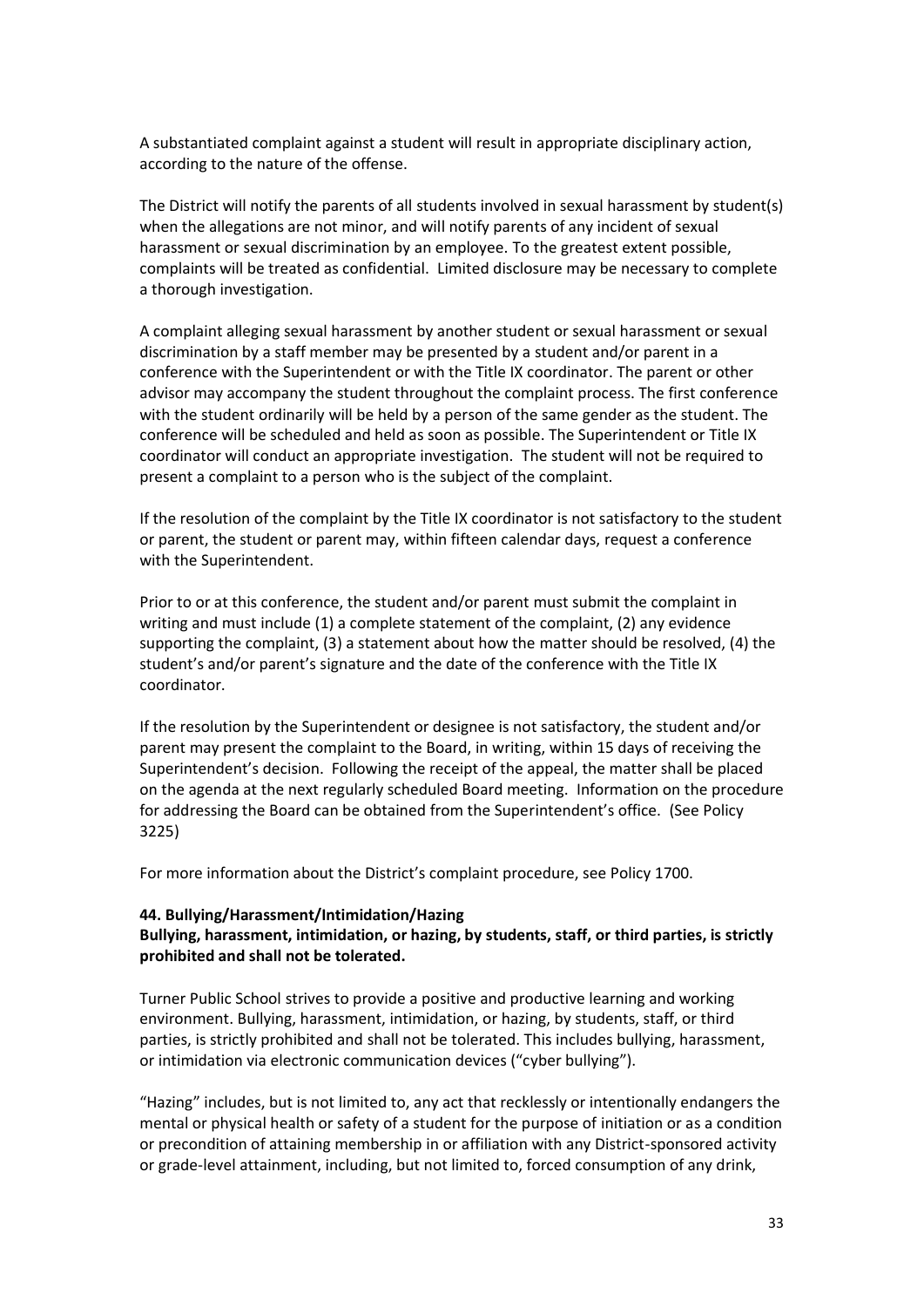A substantiated complaint against a student will result in appropriate disciplinary action, according to the nature of the offense.

The District will notify the parents of all students involved in sexual harassment by student(s) when the allegations are not minor, and will notify parents of any incident of sexual harassment or sexual discrimination by an employee. To the greatest extent possible, complaints will be treated as confidential. Limited disclosure may be necessary to complete a thorough investigation.

A complaint alleging sexual harassment by another student or sexual harassment or sexual discrimination by a staff member may be presented by a student and/or parent in a conference with the Superintendent or with the Title IX coordinator. The parent or other advisor may accompany the student throughout the complaint process. The first conference with the student ordinarily will be held by a person of the same gender as the student. The conference will be scheduled and held as soon as possible. The Superintendent or Title IX coordinator will conduct an appropriate investigation. The student will not be required to present a complaint to a person who is the subject of the complaint.

If the resolution of the complaint by the Title IX coordinator is not satisfactory to the student or parent, the student or parent may, within fifteen calendar days, request a conference with the Superintendent.

Prior to or at this conference, the student and/or parent must submit the complaint in writing and must include (1) a complete statement of the complaint, (2) any evidence supporting the complaint, (3) a statement about how the matter should be resolved, (4) the student's and/or parent's signature and the date of the conference with the Title IX coordinator.

If the resolution by the Superintendent or designee is not satisfactory, the student and/or parent may present the complaint to the Board, in writing, within 15 days of receiving the Superintendent's decision. Following the receipt of the appeal, the matter shall be placed on the agenda at the next regularly scheduled Board meeting. Information on the procedure for addressing the Board can be obtained from the Superintendent's office. (See Policy 3225)

For more information about the District's complaint procedure, see Policy 1700.

**44. Bullying/Harassment/Intimidation/Hazing**

**Bullying, harassment, intimidation, or hazing, by students, staff, or third parties, is strictly prohibited and shall not be tolerated.**

Turner Public School strives to provide a positive and productive learning and working environment. Bullying, harassment, intimidation, or hazing, by students, staff, or third parties, is strictly prohibited and shall not be tolerated. This includes bullying, harassment, or intimidation via electronic communication devices ("cyber bullying").

"Hazing" includes, but is not limited to, any act that recklessly or intentionally endangers the mental or physical health or safety of a student for the purpose of initiation or as a condition or precondition of attaining membership in or affiliation with any District-sponsored activity or grade-level attainment, including, but not limited to, forced consumption of any drink,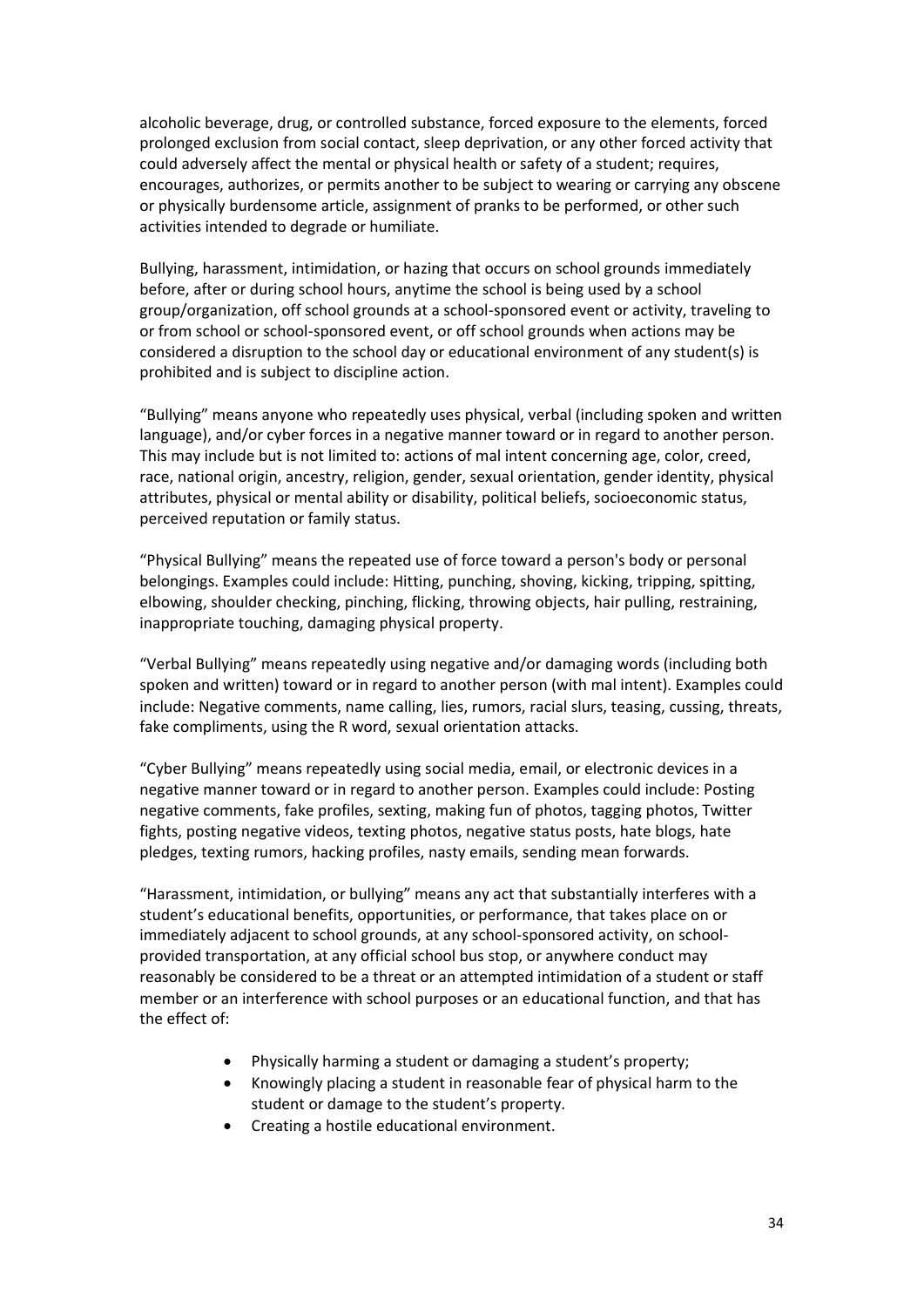alcoholic beverage, drug, or controlled substance, forced exposure to the elements, forced prolonged exclusion from social contact, sleep deprivation, or any other forced activity that could adversely affect the mental or physical health or safety of a student; requires, encourages, authorizes, or permits another to be subject to wearing or carrying any obscene or physically burdensome article, assignment of pranks to be performed, or other such activities intended to degrade or humiliate.

Bullying, harassment, intimidation, or hazing that occurs on school grounds immediately before, after or during school hours, anytime the school is being used by a school group/organization, off school grounds at a school-sponsored event or activity, traveling to or from school or school-sponsored event, or off school grounds when actions may be considered a disruption to the school day or educational environment of any student(s) is prohibited and is subject to discipline action.

"Bullying" means anyone who repeatedly uses physical, verbal (including spoken and written language), and/or cyber forces in a negative manner toward or in regard to another person. This may include but is not limited to: actions of mal intent concerning age, color, creed, race, national origin, ancestry, religion, gender, sexual orientation, gender identity, physical attributes, physical or mental ability or disability, political beliefs, socioeconomic status, perceived reputation or family status.

"Physical Bullying" means the repeated use of force toward a person's body or personal belongings. Examples could include: Hitting, punching, shoving, kicking, tripping, spitting, elbowing, shoulder checking, pinching, flicking, throwing objects, hair pulling, restraining, inappropriate touching, damaging physical property.

"Verbal Bullying" means repeatedly using negative and/or damaging words (including both spoken and written) toward or in regard to another person (with mal intent). Examples could include: Negative comments, name calling, lies, rumors, racial slurs, teasing, cussing, threats, fake compliments, using the R word, sexual orientation attacks.

"Cyber Bullying" means repeatedly using social media, email, or electronic devices in a negative manner toward or in regard to another person. Examples could include: Posting negative comments, fake profiles, sexting, making fun of photos, tagging photos, Twitter fights, posting negative videos, texting photos, negative status posts, hate blogs, hate pledges, texting rumors, hacking profiles, nasty emails, sending mean forwards.

"Harassment, intimidation, or bullying" means any act that substantially interferes with a student's educational benefits, opportunities, or performance, that takes place on or immediately adjacent to school grounds, at any school-sponsored activity, on school-provided transportation, at any official school bus stop, or anywhere conduct may reasonably be considered to be a threat or an attempted intimidation of a student or staff member or an interference with school purposes or an educational function, and that has the effect of:

- Physically harming a student or damaging a student's property;
- Knowingly placing a student in reasonable fear of physical harm to the student or damage to the student's property.
- Creating a hostile educational environment.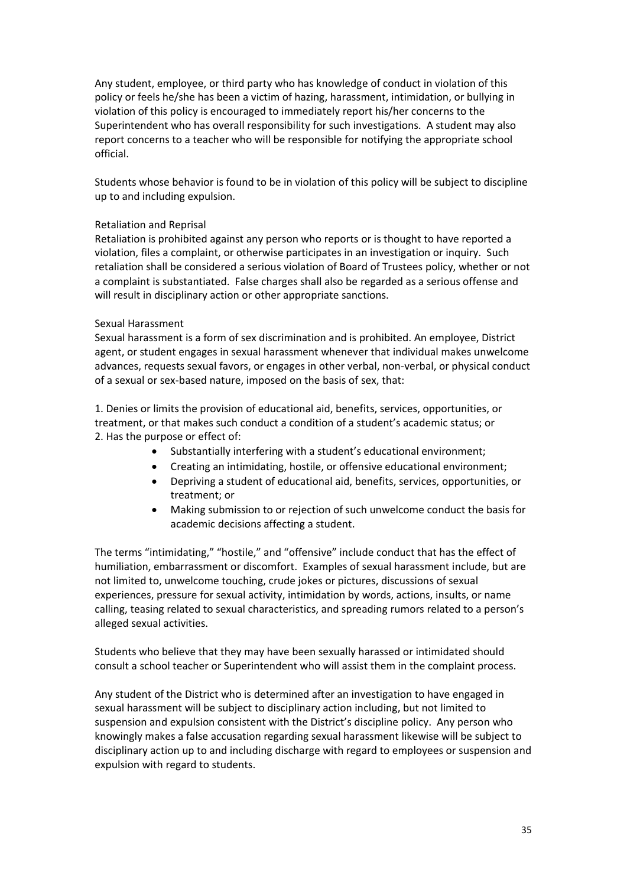Any student, employee, or third party who has knowledge of conduct in violation of this policy or feels he/she has been a victim of hazing, harassment, intimidation, or bullying in violation of this policy is encouraged to immediately report his/her concerns to the Superintendent who has overall responsibility for such investigations. A student may also report concerns to a teacher who will be responsible for notifying the appropriate school official.

Students whose behavior is found to be in violation of this policy will be subject to discipline up to and including expulsion.

### Retaliation and Reprisal

Retaliation is prohibited against any person who reports or is thought to have reported a violation, files a complaint, or otherwise participates in an investigation or inquiry. Such retaliation shall be considered a serious violation of Board of Trustees policy, whether or not a complaint is substantiated. False charges shall also be regarded as a serious offense and will result in disciplinary action or other appropriate sanctions.

### Sexual Harassment

Sexual harassment is a form of sex discrimination and is prohibited. An employee, District agent, or student engages in sexual harassment whenever that individual makes unwelcome advances, requests sexual favors, or engages in other verbal, non-verbal, or physical conduct of a sexual or sex-based nature, imposed on the basis of sex, that:

1. Denies or limits the provision of educational aid, benefits, services, opportunities, or treatment, or that makes such conduct a condition of a student's academic status; or
2. Has the purpose or effect of:
   - Substantially interfering with a student's educational environment;
   - Creating an intimidating, hostile, or offensive educational environment;
   - Depriving a student of educational aid, benefits, services, opportunities, or treatment; or
   - Making submission to or rejection of such unwelcome conduct the basis for academic decisions affecting a student.

The terms "intimidating," "hostile," and "offensive" include conduct that has the effect of humiliation, embarrassment or discomfort. Examples of sexual harassment include, but are not limited to, unwelcome touching, crude jokes or pictures, discussions of sexual experiences, pressure for sexual activity, intimidation by words, actions, insults, or name calling, teasing related to sexual characteristics, and spreading rumors related to a person's alleged sexual activities.

Students who believe that they may have been sexually harassed or intimidated should consult a school teacher or Superintendent who will assist them in the complaint process.

Any student of the District who is determined after an investigation to have engaged in sexual harassment will be subject to disciplinary action including, but not limited to suspension and expulsion consistent with the District's discipline policy. Any person who knowingly makes a false accusation regarding sexual harassment likewise will be subject to disciplinary action up to and including discharge with regard to employees or suspension and expulsion with regard to students.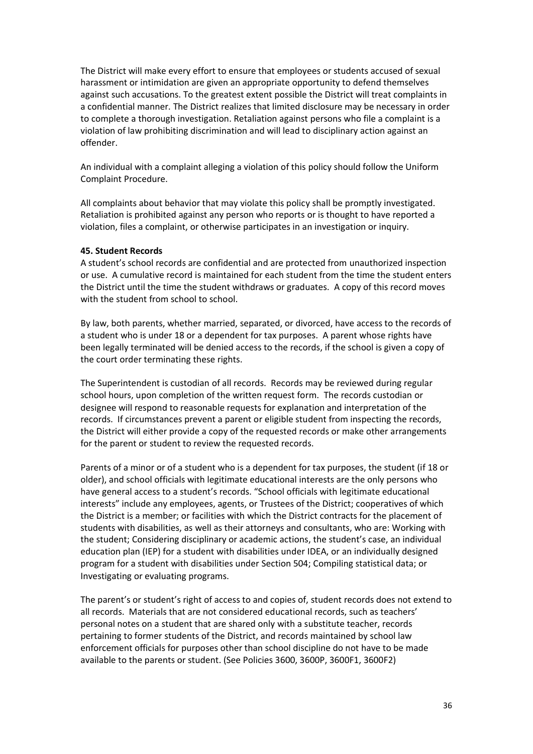The District will make every effort to ensure that employees or students accused of sexual harassment or intimidation are given an appropriate opportunity to defend themselves against such accusations. To the greatest extent possible the District will treat complaints in a confidential manner. The District realizes that limited disclosure may be necessary in order to complete a thorough investigation. Retaliation against persons who file a complaint is a violation of law prohibiting discrimination and will lead to disciplinary action against an offender.

An individual with a complaint alleging a violation of this policy should follow the Uniform Complaint Procedure.

All complaints about behavior that may violate this policy shall be promptly investigated. Retaliation is prohibited against any person who reports or is thought to have reported a violation, files a complaint, or otherwise participates in an investigation or inquiry.

**45. Student Records**

A student's school records are confidential and are protected from unauthorized inspection or use. A cumulative record is maintained for each student from the time the student enters the District until the time the student withdraws or graduates. A copy of this record moves with the student from school to school.

By law, both parents, whether married, separated, or divorced, have access to the records of a student who is under 18 or a dependent for tax purposes. A parent whose rights have been legally terminated will be denied access to the records, if the school is given a copy of the court order terminating these rights.

The Superintendent is custodian of all records. Records may be reviewed during regular school hours, upon completion of the written request form. The records custodian or designee will respond to reasonable requests for explanation and interpretation of the records. If circumstances prevent a parent or eligible student from inspecting the records, the District will either provide a copy of the requested records or make other arrangements for the parent or student to review the requested records.

Parents of a minor or of a student who is a dependent for tax purposes, the student (if 18 or older), and school officials with legitimate educational interests are the only persons who have general access to a student's records. "School officials with legitimate educational interests" include any employees, agents, or Trustees of the District; cooperatives of which the District is a member; or facilities with which the District contracts for the placement of students with disabilities, as well as their attorneys and consultants, who are: Working with the student; Considering disciplinary or academic actions, the student's case, an individual education plan (IEP) for a student with disabilities under IDEA, or an individually designed program for a student with disabilities under Section 504; Compiling statistical data; or Investigating or evaluating programs.

The parent's or student's right of access to and copies of, student records does not extend to all records. Materials that are not considered educational records, such as teachers' personal notes on a student that are shared only with a substitute teacher, records pertaining to former students of the District, and records maintained by school law enforcement officials for purposes other than school discipline do not have to be made available to the parents or student. (See Policies 3600, 3600P, 3600F1, 3600F2)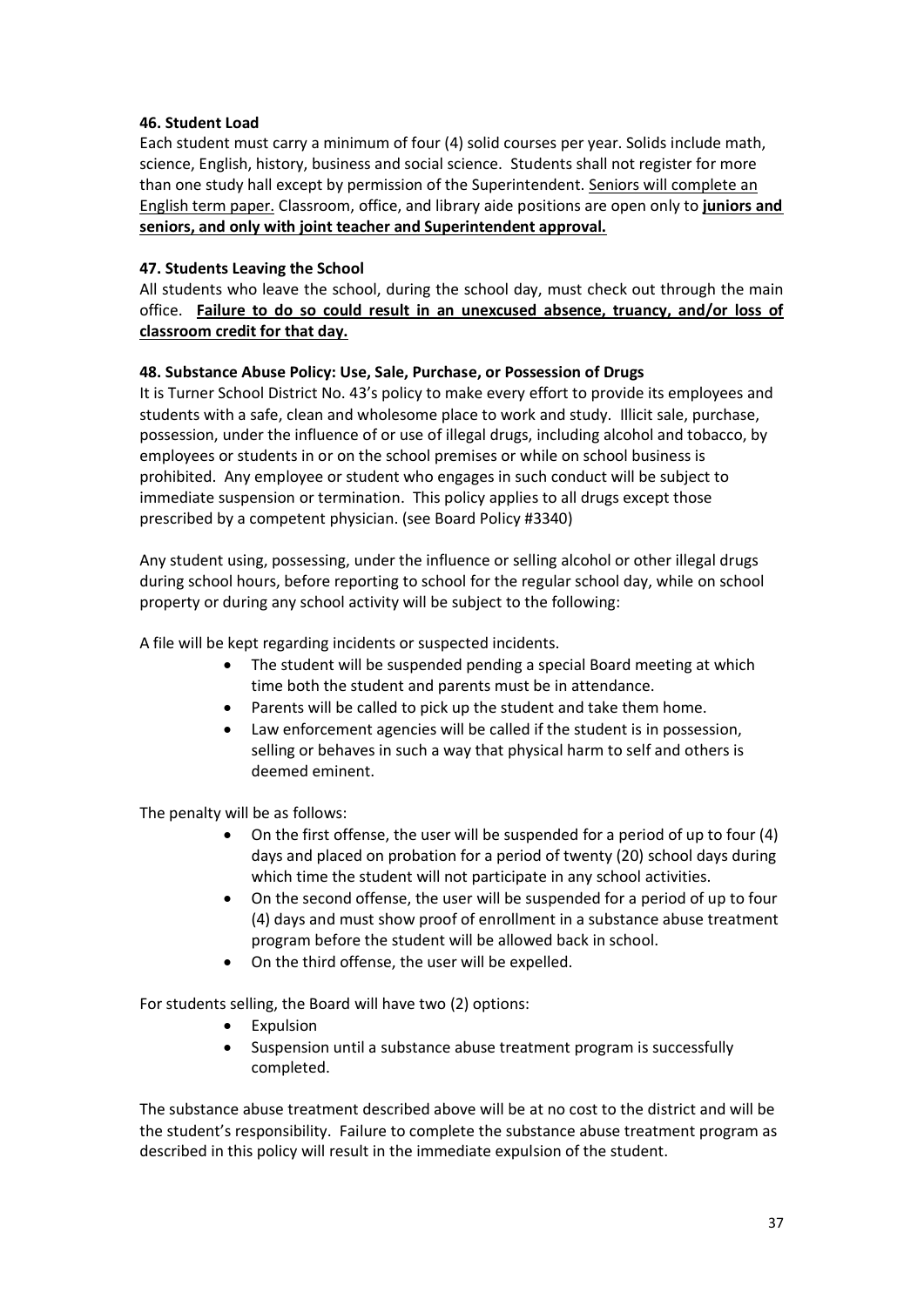**46. Student Load**

Each student must carry a minimum of four (4) solid courses per year. Solids include math, science, English, history, business and social science. Students shall not register for more than one study hall except by permission of the Superintendent. <u>Seniors will complete an English term paper.</u> Classroom, office, and library aide positions are open only to **<u>juniors and seniors, and only with joint teacher and Superintendent approval.</u>**

**47. Students Leaving the School**

All students who leave the school, during the school day, must check out through the main office. **<u>Failure to do so could result in an unexcused absence, truancy, and/or loss of classroom credit for that day.</u>**

**48. Substance Abuse Policy: Use, Sale, Purchase, or Possession of Drugs**

It is Turner School District No. 43's policy to make every effort to provide its employees and students with a safe, clean and wholesome place to work and study. Illicit sale, purchase, possession, under the influence of or use of illegal drugs, including alcohol and tobacco, by employees or students in or on the school premises or while on school business is prohibited. Any employee or student who engages in such conduct will be subject to immediate suspension or termination. This policy applies to all drugs except those prescribed by a competent physician. (see Board Policy #3340)

Any student using, possessing, under the influence or selling alcohol or other illegal drugs during school hours, before reporting to school for the regular school day, while on school property or during any school activity will be subject to the following:

A file will be kept regarding incidents or suspected incidents.

- The student will be suspended pending a special Board meeting at which time both the student and parents must be in attendance.
- Parents will be called to pick up the student and take them home.
- Law enforcement agencies will be called if the student is in possession, selling or behaves in such a way that physical harm to self and others is deemed eminent.

The penalty will be as follows:

- On the first offense, the user will be suspended for a period of up to four (4) days and placed on probation for a period of twenty (20) school days during which time the student will not participate in any school activities.
- On the second offense, the user will be suspended for a period of up to four (4) days and must show proof of enrollment in a substance abuse treatment program before the student will be allowed back in school.
- On the third offense, the user will be expelled.

For students selling, the Board will have two (2) options:

- Expulsion
- Suspension until a substance abuse treatment program is successfully completed.

The substance abuse treatment described above will be at no cost to the district and will be the student's responsibility. Failure to complete the substance abuse treatment program as described in this policy will result in the immediate expulsion of the student.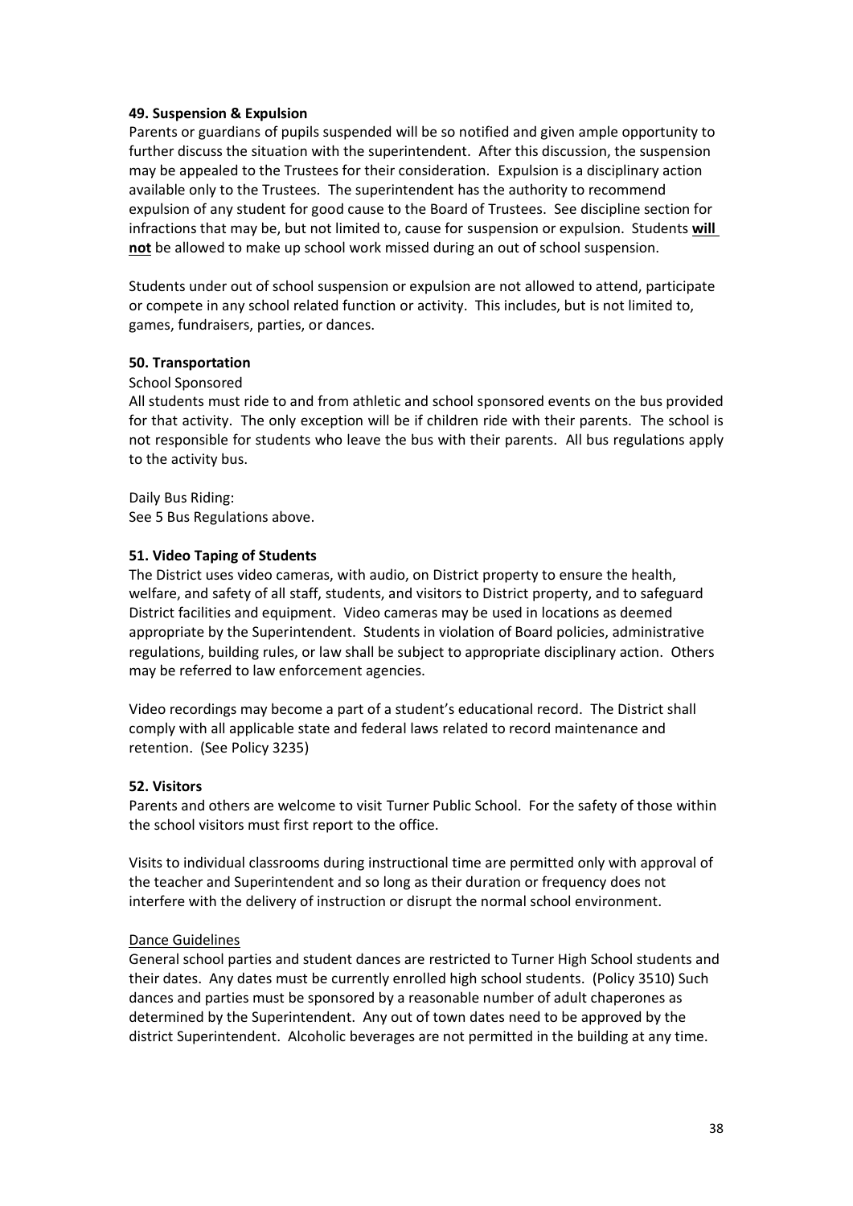**49. Suspension & Expulsion**

Parents or guardians of pupils suspended will be so notified and given ample opportunity to further discuss the situation with the superintendent. After this discussion, the suspension may be appealed to the Trustees for their consideration. Expulsion is a disciplinary action available only to the Trustees. The superintendent has the authority to recommend expulsion of any student for good cause to the Board of Trustees. See discipline section for infractions that may be, but not limited to, cause for suspension or expulsion. Students **will not** be allowed to make up school work missed during an out of school suspension.

Students under out of school suspension or expulsion are not allowed to attend, participate or compete in any school related function or activity. This includes, but is not limited to, games, fundraisers, parties, or dances.

**50. Transportation**

School Sponsored

All students must ride to and from athletic and school sponsored events on the bus provided for that activity. The only exception will be if children ride with their parents. The school is not responsible for students who leave the bus with their parents. All bus regulations apply to the activity bus.

Daily Bus Riding:
See 5 Bus Regulations above.

**51. Video Taping of Students**

The District uses video cameras, with audio, on District property to ensure the health, welfare, and safety of all staff, students, and visitors to District property, and to safeguard District facilities and equipment. Video cameras may be used in locations as deemed appropriate by the Superintendent. Students in violation of Board policies, administrative regulations, building rules, or law shall be subject to appropriate disciplinary action. Others may be referred to law enforcement agencies.

Video recordings may become a part of a student's educational record. The District shall comply with all applicable state and federal laws related to record maintenance and retention. (See Policy 3235)

**52. Visitors**

Parents and others are welcome to visit Turner Public School. For the safety of those within the school visitors must first report to the office.

Visits to individual classrooms during instructional time are permitted only with approval of the teacher and Superintendent and so long as their duration or frequency does not interfere with the delivery of instruction or disrupt the normal school environment.

Dance Guidelines

General school parties and student dances are restricted to Turner High School students and their dates. Any dates must be currently enrolled high school students. (Policy 3510) Such dances and parties must be sponsored by a reasonable number of adult chaperones as determined by the Superintendent. Any out of town dates need to be approved by the district Superintendent. Alcoholic beverages are not permitted in the building at any time.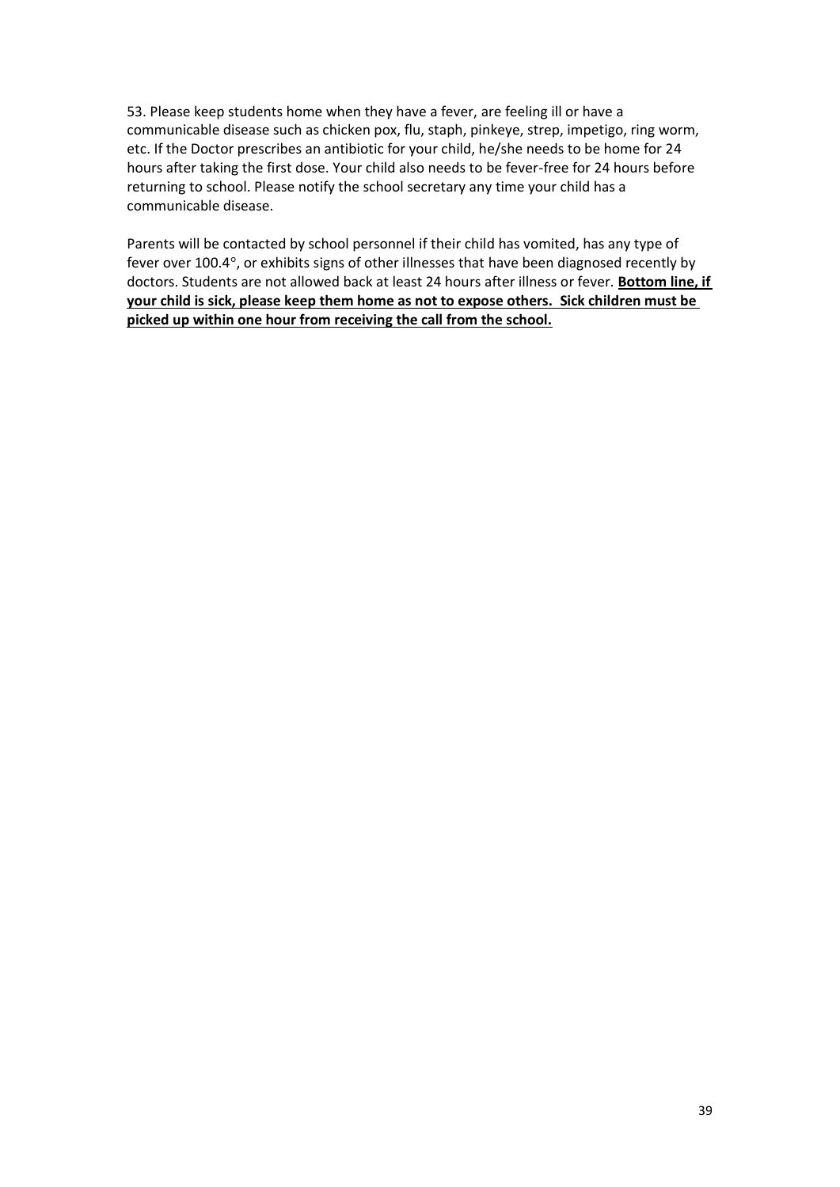53. Please keep students home when they have a fever, are feeling ill or have a communicable disease such as chicken pox, flu, staph, pinkeye, strep, impetigo, ring worm, etc. If the Doctor prescribes an antibiotic for your child, he/she needs to be home for 24 hours after taking the first dose. Your child also needs to be fever-free for 24 hours before returning to school. Please notify the school secretary any time your child has a communicable disease.

Parents will be contacted by school personnel if their child has vomited, has any type of fever over 100.4°, or exhibits signs of other illnesses that have been diagnosed recently by doctors. Students are not allowed back at least 24 hours after illness or fever. **Bottom line, if your child is sick, please keep them home as not to expose others. Sick children must be picked up within one hour from receiving the call from the school.**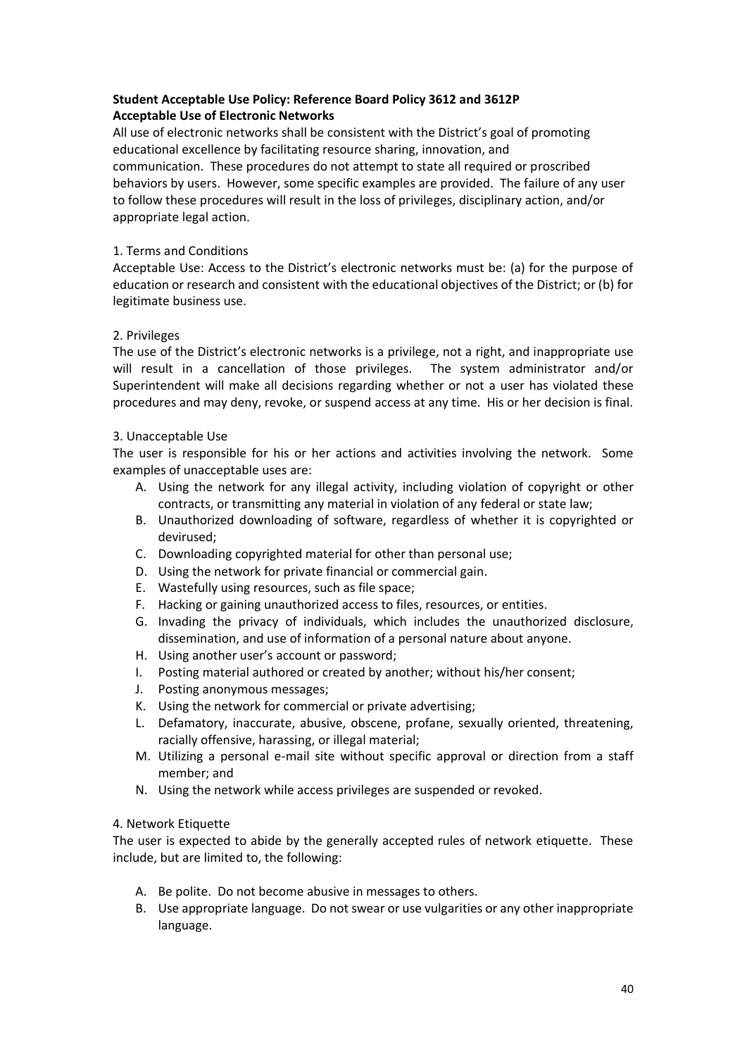**Student Acceptable Use Policy: Reference Board Policy 3612 and 3612P**
**Acceptable Use of Electronic Networks**

All use of electronic networks shall be consistent with the District's goal of promoting educational excellence by facilitating resource sharing, innovation, and communication. These procedures do not attempt to state all required or proscribed behaviors by users. However, some specific examples are provided. The failure of any user to follow these procedures will result in the loss of privileges, disciplinary action, and/or appropriate legal action.

1. Terms and Conditions

Acceptable Use: Access to the District's electronic networks must be: (a) for the purpose of education or research and consistent with the educational objectives of the District; or (b) for legitimate business use.

2. Privileges

The use of the District's electronic networks is a privilege, not a right, and inappropriate use will result in a cancellation of those privileges. The system administrator and/or Superintendent will make all decisions regarding whether or not a user has violated these procedures and may deny, revoke, or suspend access at any time. His or her decision is final.

3. Unacceptable Use

The user is responsible for his or her actions and activities involving the network. Some examples of unacceptable uses are:

A. Using the network for any illegal activity, including violation of copyright or other contracts, or transmitting any material in violation of any federal or state law;
B. Unauthorized downloading of software, regardless of whether it is copyrighted or devirused;
C. Downloading copyrighted material for other than personal use;
D. Using the network for private financial or commercial gain.
E. Wastefully using resources, such as file space;
F. Hacking or gaining unauthorized access to files, resources, or entities.
G. Invading the privacy of individuals, which includes the unauthorized disclosure, dissemination, and use of information of a personal nature about anyone.
H. Using another user's account or password;
I. Posting material authored or created by another; without his/her consent;
J. Posting anonymous messages;
K. Using the network for commercial or private advertising;
L. Defamatory, inaccurate, abusive, obscene, profane, sexually oriented, threatening, racially offensive, harassing, or illegal material;
M. Utilizing a personal e-mail site without specific approval or direction from a staff member; and
N. Using the network while access privileges are suspended or revoked.

4. Network Etiquette

The user is expected to abide by the generally accepted rules of network etiquette. These include, but are limited to, the following:

A. Be polite. Do not become abusive in messages to others.
B. Use appropriate language. Do not swear or use vulgarities or any other inappropriate language.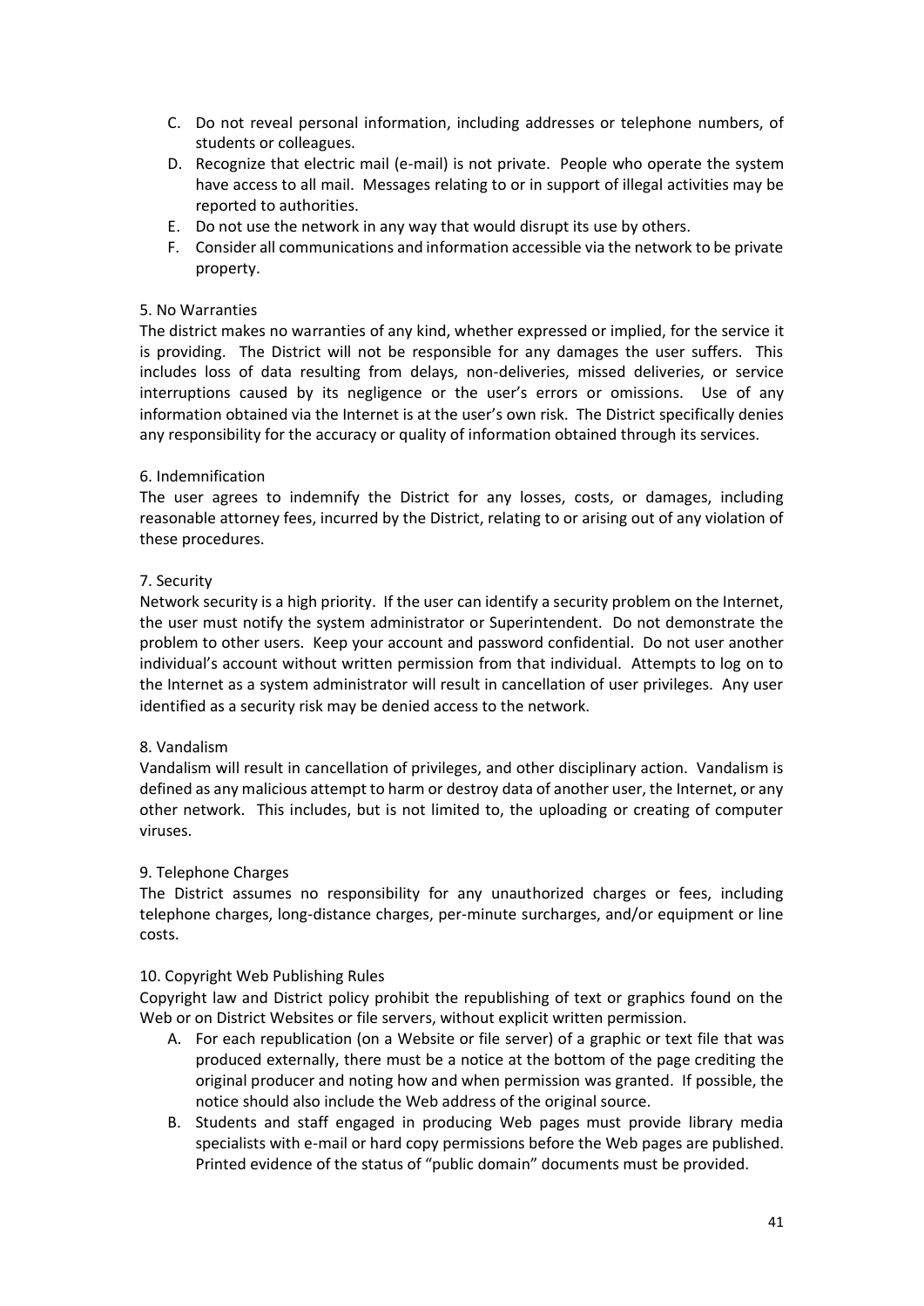C. Do not reveal personal information, including addresses or telephone numbers, of students or colleagues.
D. Recognize that electric mail (e-mail) is not private. People who operate the system have access to all mail. Messages relating to or in support of illegal activities may be reported to authorities.
E. Do not use the network in any way that would disrupt its use by others.
F. Consider all communications and information accessible via the network to be private property.

5. No Warranties

The district makes no warranties of any kind, whether expressed or implied, for the service it is providing. The District will not be responsible for any damages the user suffers. This includes loss of data resulting from delays, non-deliveries, missed deliveries, or service interruptions caused by its negligence or the user's errors or omissions. Use of any information obtained via the Internet is at the user's own risk. The District specifically denies any responsibility for the accuracy or quality of information obtained through its services.

6. Indemnification

The user agrees to indemnify the District for any losses, costs, or damages, including reasonable attorney fees, incurred by the District, relating to or arising out of any violation of these procedures.

7. Security

Network security is a high priority. If the user can identify a security problem on the Internet, the user must notify the system administrator or Superintendent. Do not demonstrate the problem to other users. Keep your account and password confidential. Do not user another individual's account without written permission from that individual. Attempts to log on to the Internet as a system administrator will result in cancellation of user privileges. Any user identified as a security risk may be denied access to the network.

8. Vandalism

Vandalism will result in cancellation of privileges, and other disciplinary action. Vandalism is defined as any malicious attempt to harm or destroy data of another user, the Internet, or any other network. This includes, but is not limited to, the uploading or creating of computer viruses.

9. Telephone Charges

The District assumes no responsibility for any unauthorized charges or fees, including telephone charges, long-distance charges, per-minute surcharges, and/or equipment or line costs.

10. Copyright Web Publishing Rules

Copyright law and District policy prohibit the republishing of text or graphics found on the Web or on District Websites or file servers, without explicit written permission.

A. For each republication (on a Website or file server) of a graphic or text file that was produced externally, there must be a notice at the bottom of the page crediting the original producer and noting how and when permission was granted. If possible, the notice should also include the Web address of the original source.
B. Students and staff engaged in producing Web pages must provide library media specialists with e-mail or hard copy permissions before the Web pages are published. Printed evidence of the status of "public domain" documents must be provided.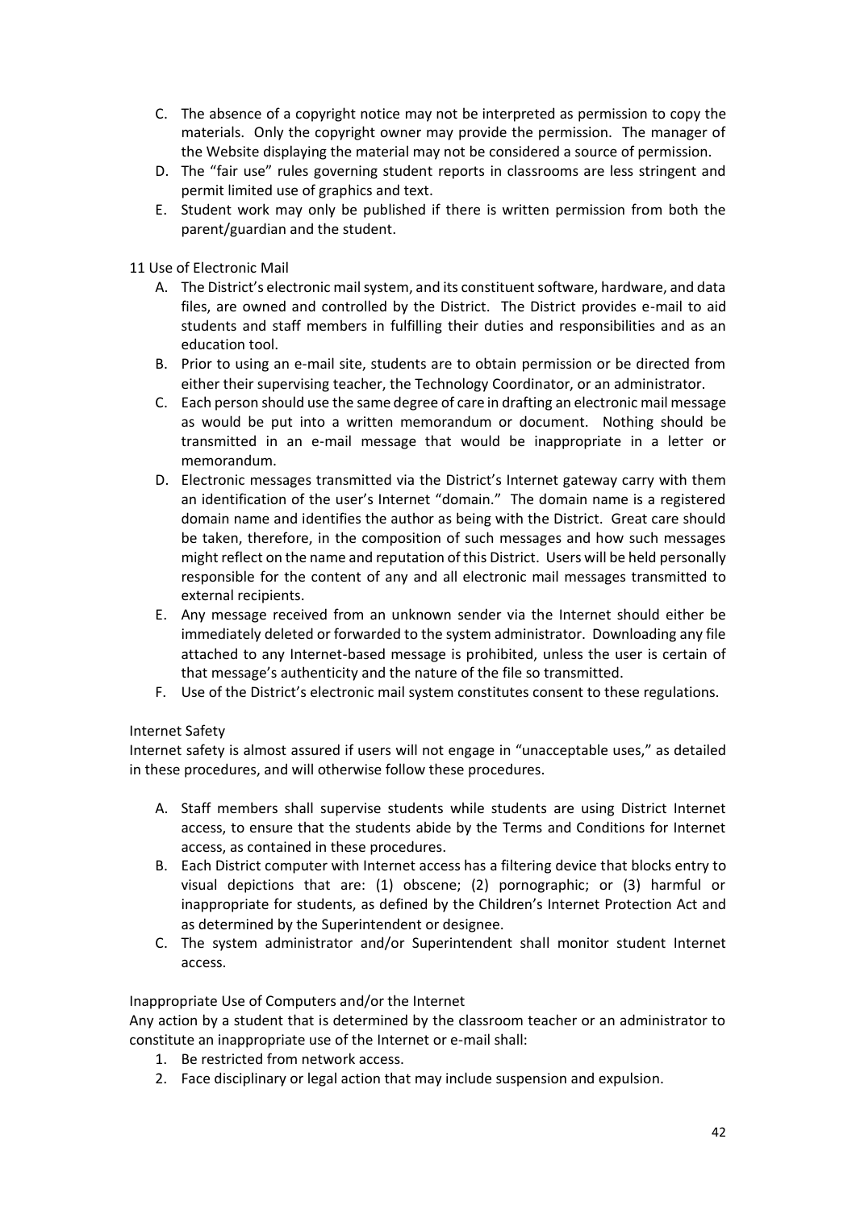C. The absence of a copyright notice may not be interpreted as permission to copy the materials. Only the copyright owner may provide the permission. The manager of the Website displaying the material may not be considered a source of permission.
D. The "fair use" rules governing student reports in classrooms are less stringent and permit limited use of graphics and text.
E. Student work may only be published if there is written permission from both the parent/guardian and the student.

11 Use of Electronic Mail

A. The District's electronic mail system, and its constituent software, hardware, and data files, are owned and controlled by the District. The District provides e-mail to aid students and staff members in fulfilling their duties and responsibilities and as an education tool.
B. Prior to using an e-mail site, students are to obtain permission or be directed from either their supervising teacher, the Technology Coordinator, or an administrator.
C. Each person should use the same degree of care in drafting an electronic mail message as would be put into a written memorandum or document. Nothing should be transmitted in an e-mail message that would be inappropriate in a letter or memorandum.
D. Electronic messages transmitted via the District's Internet gateway carry with them an identification of the user's Internet "domain." The domain name is a registered domain name and identifies the author as being with the District. Great care should be taken, therefore, in the composition of such messages and how such messages might reflect on the name and reputation of this District. Users will be held personally responsible for the content of any and all electronic mail messages transmitted to external recipients.
E. Any message received from an unknown sender via the Internet should either be immediately deleted or forwarded to the system administrator. Downloading any file attached to any Internet-based message is prohibited, unless the user is certain of that message's authenticity and the nature of the file so transmitted.
F. Use of the District's electronic mail system constitutes consent to these regulations.

Internet Safety

Internet safety is almost assured if users will not engage in "unacceptable uses," as detailed in these procedures, and will otherwise follow these procedures.

A. Staff members shall supervise students while students are using District Internet access, to ensure that the students abide by the Terms and Conditions for Internet access, as contained in these procedures.
B. Each District computer with Internet access has a filtering device that blocks entry to visual depictions that are: (1) obscene; (2) pornographic; or (3) harmful or inappropriate for students, as defined by the Children's Internet Protection Act and as determined by the Superintendent or designee.
C. The system administrator and/or Superintendent shall monitor student Internet access.

Inappropriate Use of Computers and/or the Internet

Any action by a student that is determined by the classroom teacher or an administrator to constitute an inappropriate use of the Internet or e-mail shall:

1. Be restricted from network access.
2. Face disciplinary or legal action that may include suspension and expulsion.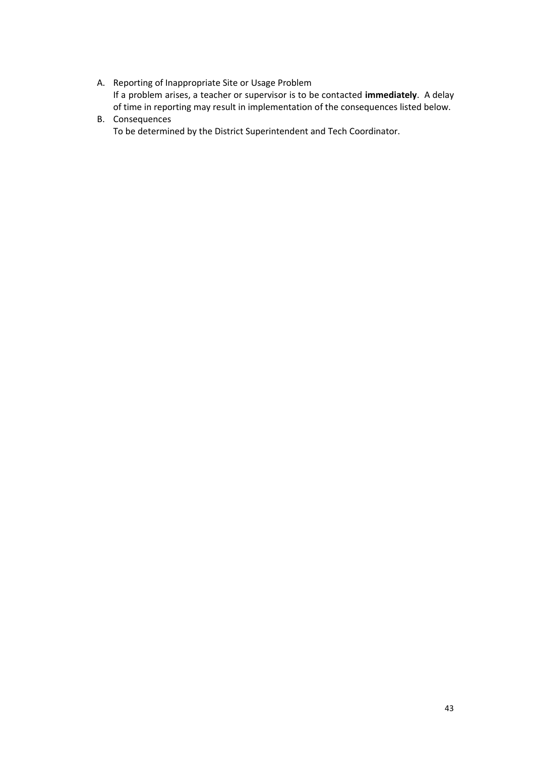A. Reporting of Inappropriate Site or Usage Problem
   If a problem arises, a teacher or supervisor is to be contacted **immediately**. A delay of time in reporting may result in implementation of the consequences listed below.
B. Consequences
   To be determined by the District Superintendent and Tech Coordinator.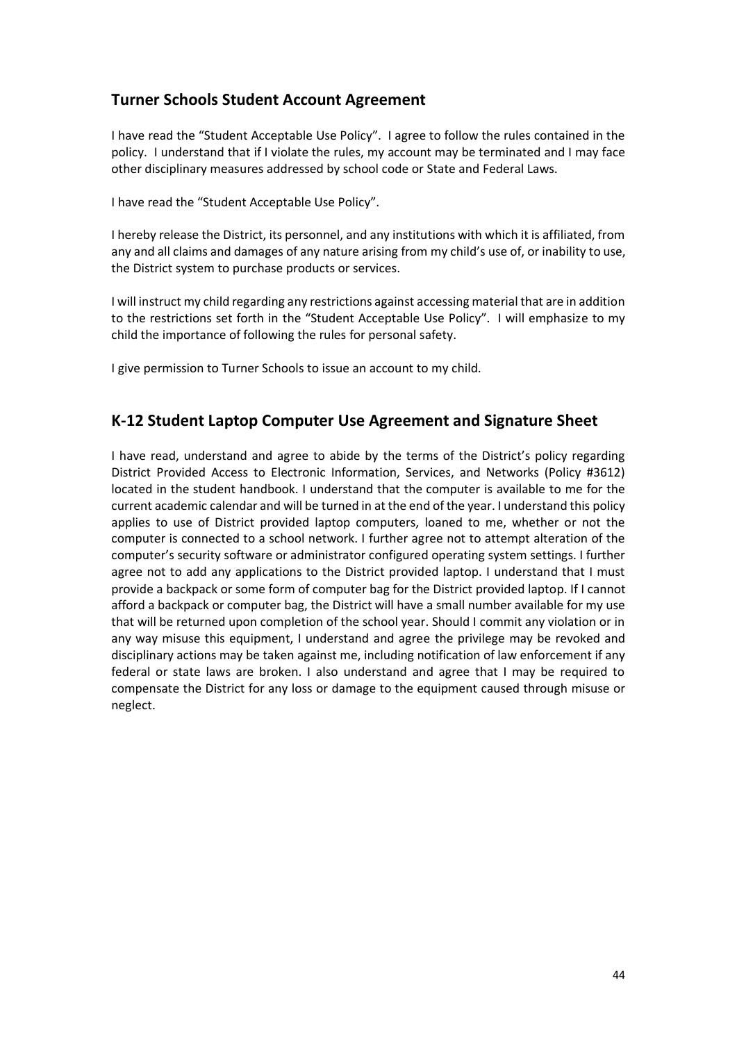## Turner Schools Student Account Agreement

I have read the "Student Acceptable Use Policy". I agree to follow the rules contained in the policy. I understand that if I violate the rules, my account may be terminated and I may face other disciplinary measures addressed by school code or State and Federal Laws.

I have read the "Student Acceptable Use Policy".

I hereby release the District, its personnel, and any institutions with which it is affiliated, from any and all claims and damages of any nature arising from my child's use of, or inability to use, the District system to purchase products or services.

I will instruct my child regarding any restrictions against accessing material that are in addition to the restrictions set forth in the "Student Acceptable Use Policy". I will emphasize to my child the importance of following the rules for personal safety.

I give permission to Turner Schools to issue an account to my child.

## K-12 Student Laptop Computer Use Agreement and Signature Sheet

I have read, understand and agree to abide by the terms of the District's policy regarding District Provided Access to Electronic Information, Services, and Networks (Policy #3612) located in the student handbook. I understand that the computer is available to me for the current academic calendar and will be turned in at the end of the year. I understand this policy applies to use of District provided laptop computers, loaned to me, whether or not the computer is connected to a school network. I further agree not to attempt alteration of the computer's security software or administrator configured operating system settings. I further agree not to add any applications to the District provided laptop. I understand that I must provide a backpack or some form of computer bag for the District provided laptop. If I cannot afford a backpack or computer bag, the District will have a small number available for my use that will be returned upon completion of the school year. Should I commit any violation or in any way misuse this equipment, I understand and agree the privilege may be revoked and disciplinary actions may be taken against me, including notification of law enforcement if any federal or state laws are broken. I also understand and agree that I may be required to compensate the District for any loss or damage to the equipment caused through misuse or neglect.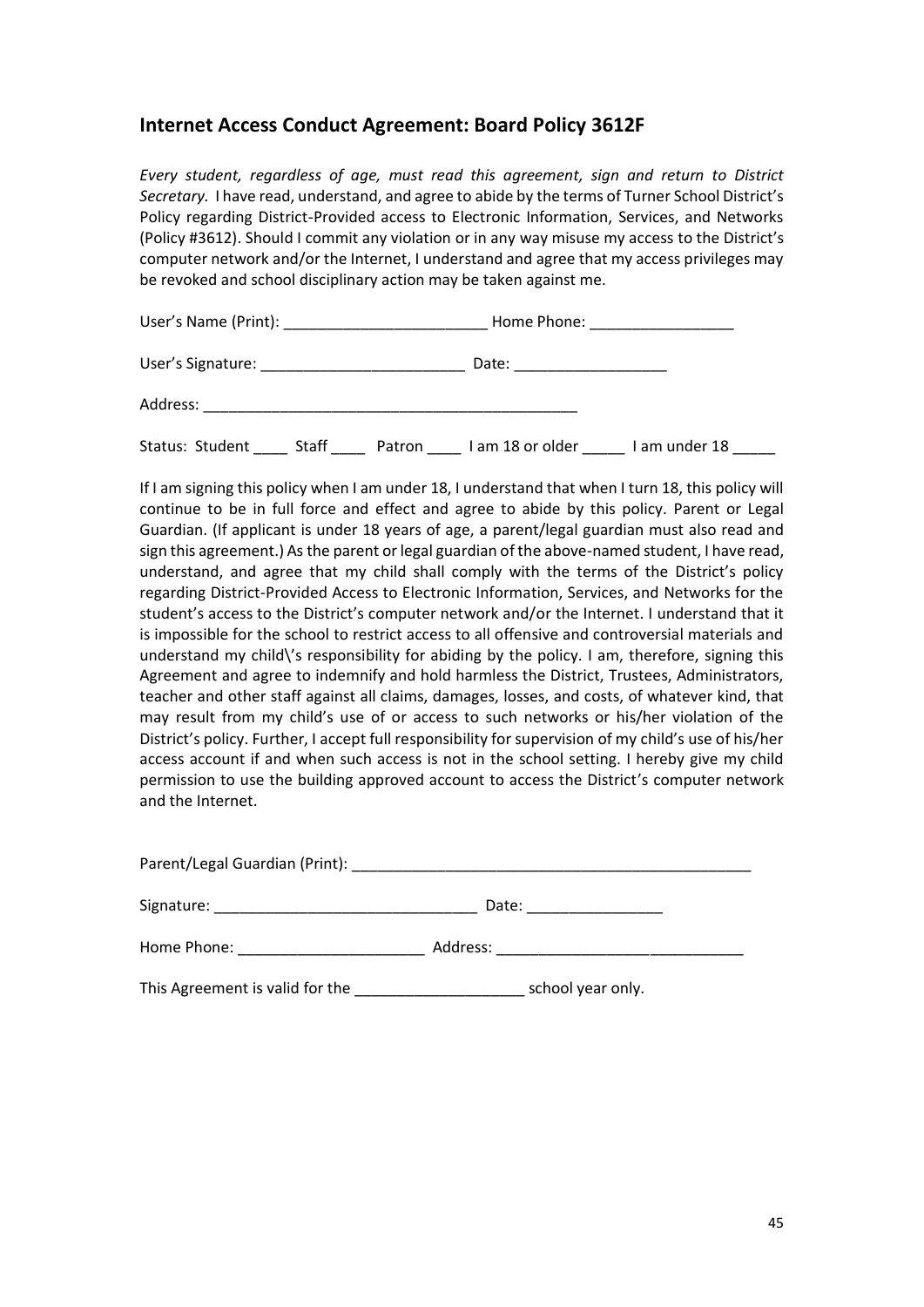## Internet Access Conduct Agreement: Board Policy 3612F

*Every student, regardless of age, must read this agreement, sign and return to District Secretary.* I have read, understand, and agree to abide by the terms of Turner School District's Policy regarding District-Provided access to Electronic Information, Services, and Networks (Policy #3612). Should I commit any violation or in any way misuse my access to the District's computer network and/or the Internet, I understand and agree that my access privileges may be revoked and school disciplinary action may be taken against me.

User's Name (Print): ________________________ Home Phone: _________________

User's Signature: ________________________ Date: __________________

Address: ______________________________________________

Status: Student ____ Staff ____ Patron ____ I am 18 or older _____ I am under 18 _____

If I am signing this policy when I am under 18, I understand that when I turn 18, this policy will continue to be in full force and effect and agree to abide by this policy. Parent or Legal Guardian. (If applicant is under 18 years of age, a parent/legal guardian must also read and sign this agreement.) As the parent or legal guardian of the above-named student, I have read, understand, and agree that my child shall comply with the terms of the District's policy regarding District-Provided Access to Electronic Information, Services, and Networks for the student's access to the District's computer network and/or the Internet. I understand that it is impossible for the school to restrict access to all offensive and controversial materials and understand my child\'s responsibility for abiding by the policy. I am, therefore, signing this Agreement and agree to indemnify and hold harmless the District, Trustees, Administrators, teacher and other staff against all claims, damages, losses, and costs, of whatever kind, that may result from my child's use of or access to such networks or his/her violation of the District's policy. Further, I accept full responsibility for supervision of my child's use of his/her access account if and when such access is not in the school setting. I hereby give my child permission to use the building approved account to access the District's computer network and the Internet.

Parent/Legal Guardian (Print): _________________________________________________

Signature: _______________________________ Date: ________________

Home Phone: ______________________ Address: _____________________________

This Agreement is valid for the ____________________ school year only.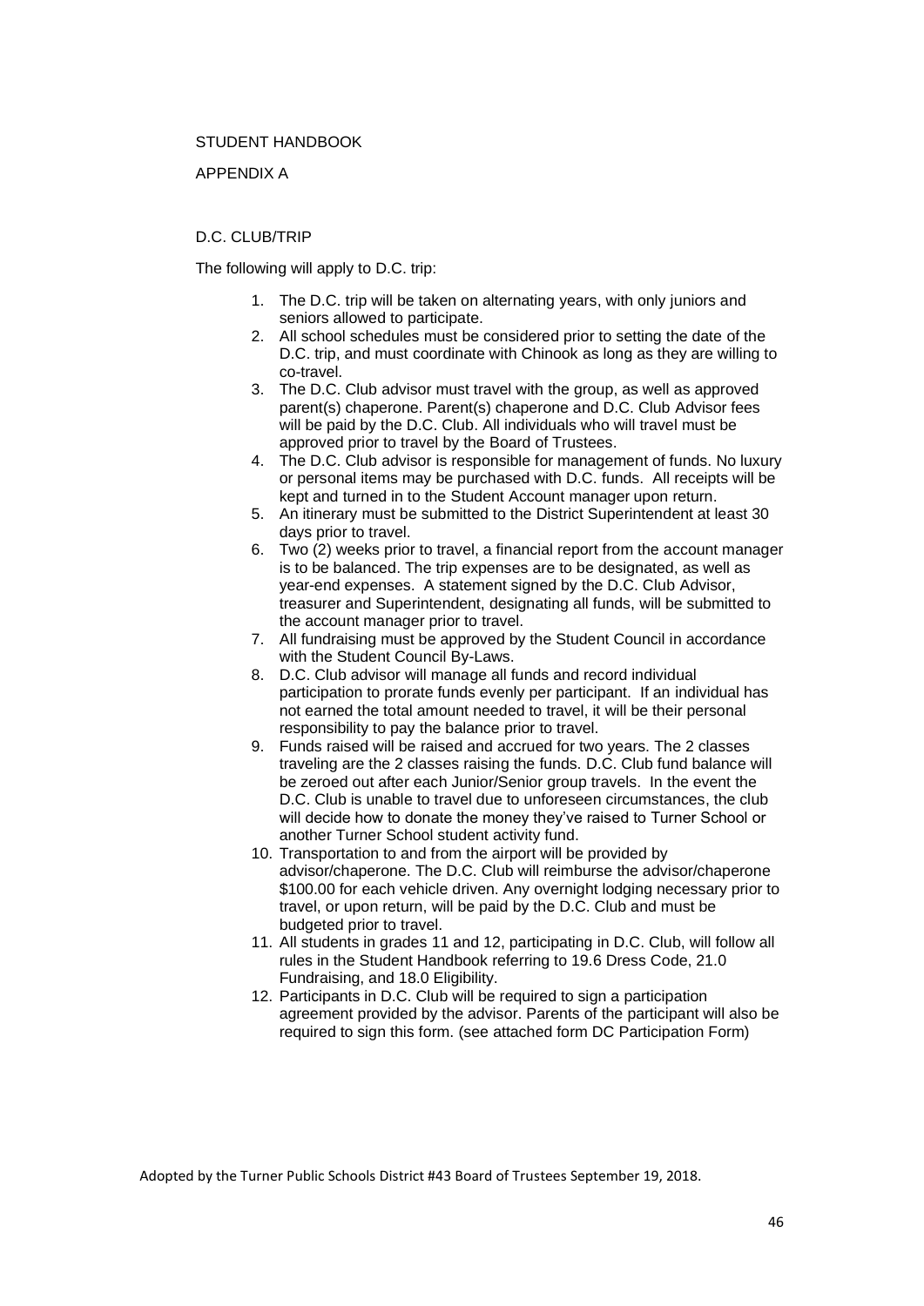STUDENT HANDBOOK

APPENDIX A

D.C. CLUB/TRIP

The following will apply to D.C. trip:

1. The D.C. trip will be taken on alternating years, with only juniors and seniors allowed to participate.
2. All school schedules must be considered prior to setting the date of the D.C. trip, and must coordinate with Chinook as long as they are willing to co-travel.
3. The D.C. Club advisor must travel with the group, as well as approved parent(s) chaperone. Parent(s) chaperone and D.C. Club Advisor fees will be paid by the D.C. Club. All individuals who will travel must be approved prior to travel by the Board of Trustees.
4. The D.C. Club advisor is responsible for management of funds. No luxury or personal items may be purchased with D.C. funds. All receipts will be kept and turned in to the Student Account manager upon return.
5. An itinerary must be submitted to the District Superintendent at least 30 days prior to travel.
6. Two (2) weeks prior to travel, a financial report from the account manager is to be balanced. The trip expenses are to be designated, as well as year-end expenses. A statement signed by the D.C. Club Advisor, treasurer and Superintendent, designating all funds, will be submitted to the account manager prior to travel.
7. All fundraising must be approved by the Student Council in accordance with the Student Council By-Laws.
8. D.C. Club advisor will manage all funds and record individual participation to prorate funds evenly per participant. If an individual has not earned the total amount needed to travel, it will be their personal responsibility to pay the balance prior to travel.
9. Funds raised will be raised and accrued for two years. The 2 classes traveling are the 2 classes raising the funds. D.C. Club fund balance will be zeroed out after each Junior/Senior group travels. In the event the D.C. Club is unable to travel due to unforeseen circumstances, the club will decide how to donate the money they've raised to Turner School or another Turner School student activity fund.
10. Transportation to and from the airport will be provided by advisor/chaperone. The D.C. Club will reimburse the advisor/chaperone $100.00 for each vehicle driven. Any overnight lodging necessary prior to travel, or upon return, will be paid by the D.C. Club and must be budgeted prior to travel.
11. All students in grades 11 and 12, participating in D.C. Club, will follow all rules in the Student Handbook referring to 19.6 Dress Code, 21.0 Fundraising, and 18.0 Eligibility.
12. Participants in D.C. Club will be required to sign a participation agreement provided by the advisor. Parents of the participant will also be required to sign this form. (see attached form DC Participation Form)

Adopted by the Turner Public Schools District #43 Board of Trustees September 19, 2018.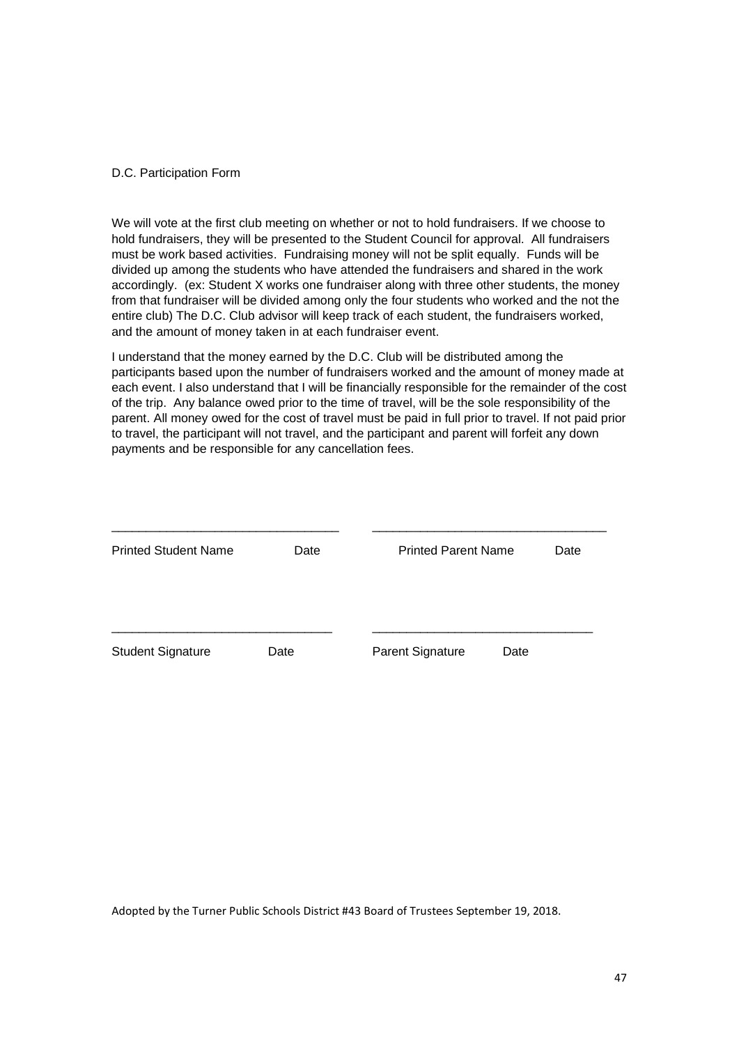D.C. Participation Form

We will vote at the first club meeting on whether or not to hold fundraisers. If we choose to hold fundraisers, they will be presented to the Student Council for approval. All fundraisers must be work based activities. Fundraising money will not be split equally. Funds will be divided up among the students who have attended the fundraisers and shared in the work accordingly. (ex: Student X works one fundraiser along with three other students, the money from that fundraiser will be divided among only the four students who worked and the not the entire club) The D.C. Club advisor will keep track of each student, the fundraisers worked, and the amount of money taken in at each fundraiser event.

I understand that the money earned by the D.C. Club will be distributed among the participants based upon the number of fundraisers worked and the amount of money made at each event. I also understand that I will be financially responsible for the remainder of the cost of the trip. Any balance owed prior to the time of travel, will be the sole responsibility of the parent. All money owed for the cost of travel must be paid in full prior to travel. If not paid prior to travel, the participant will not travel, and the participant and parent will forfeit any down payments and be responsible for any cancellation fees.

_________________________________ _________________________________

Printed Student Name Date Printed Parent Name Date

_________________________________ _________________________________

Student Signature Date Parent Signature Date

Adopted by the Turner Public Schools District #43 Board of Trustees September 19, 2018.